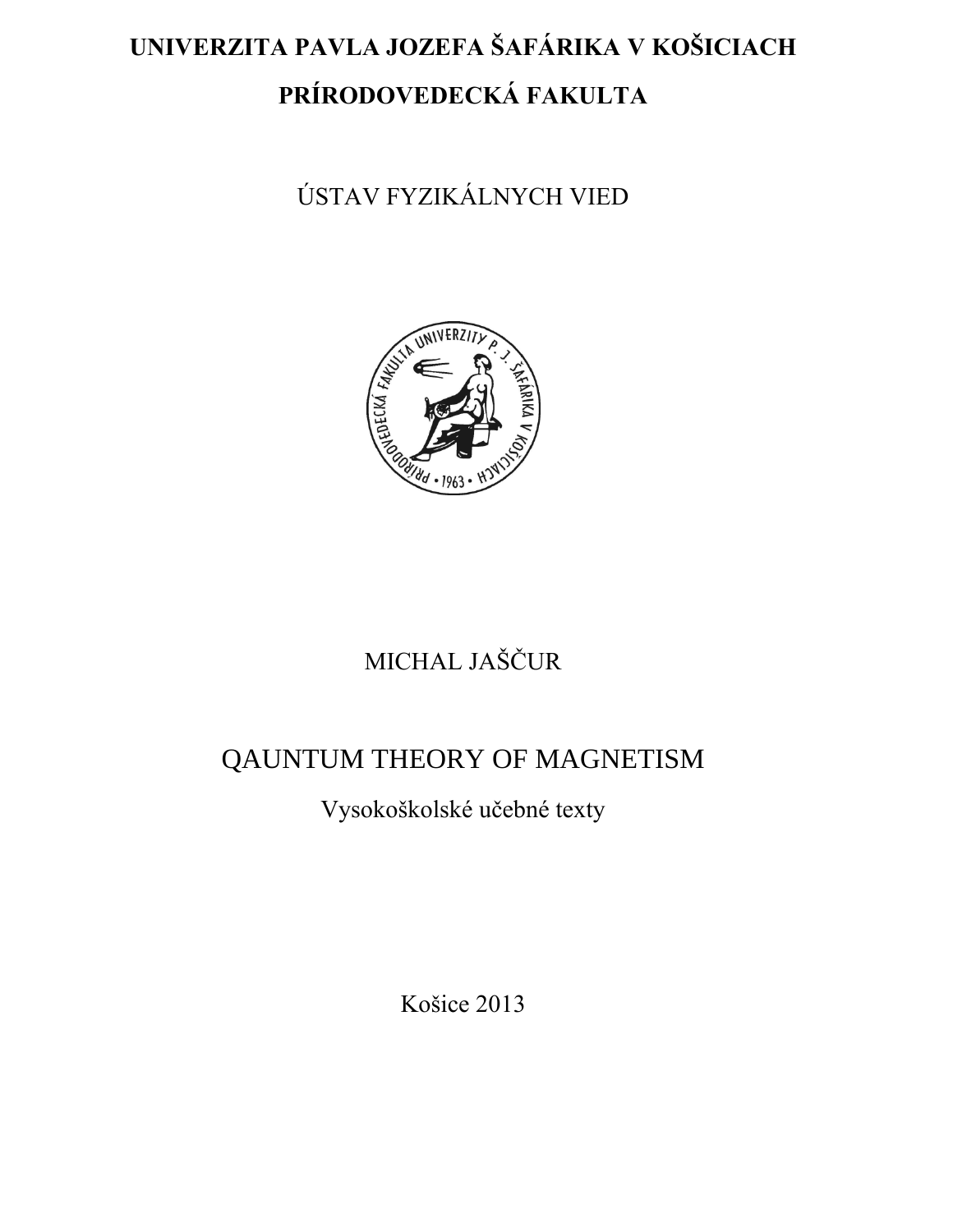**UNIVERZITA PAVLA JOZEFA ŠAFÁRIKA V KOŠICIACH**

**PRÍRODOVEDECKÁ FAKULTA**

ÚSTAV FYZIKÁLNYCH VIED

MICHAL JAŠČUR

# QAUNTUM THEORY OF MAGNETISM

Vysokoškolské učebné texty

Košice 2013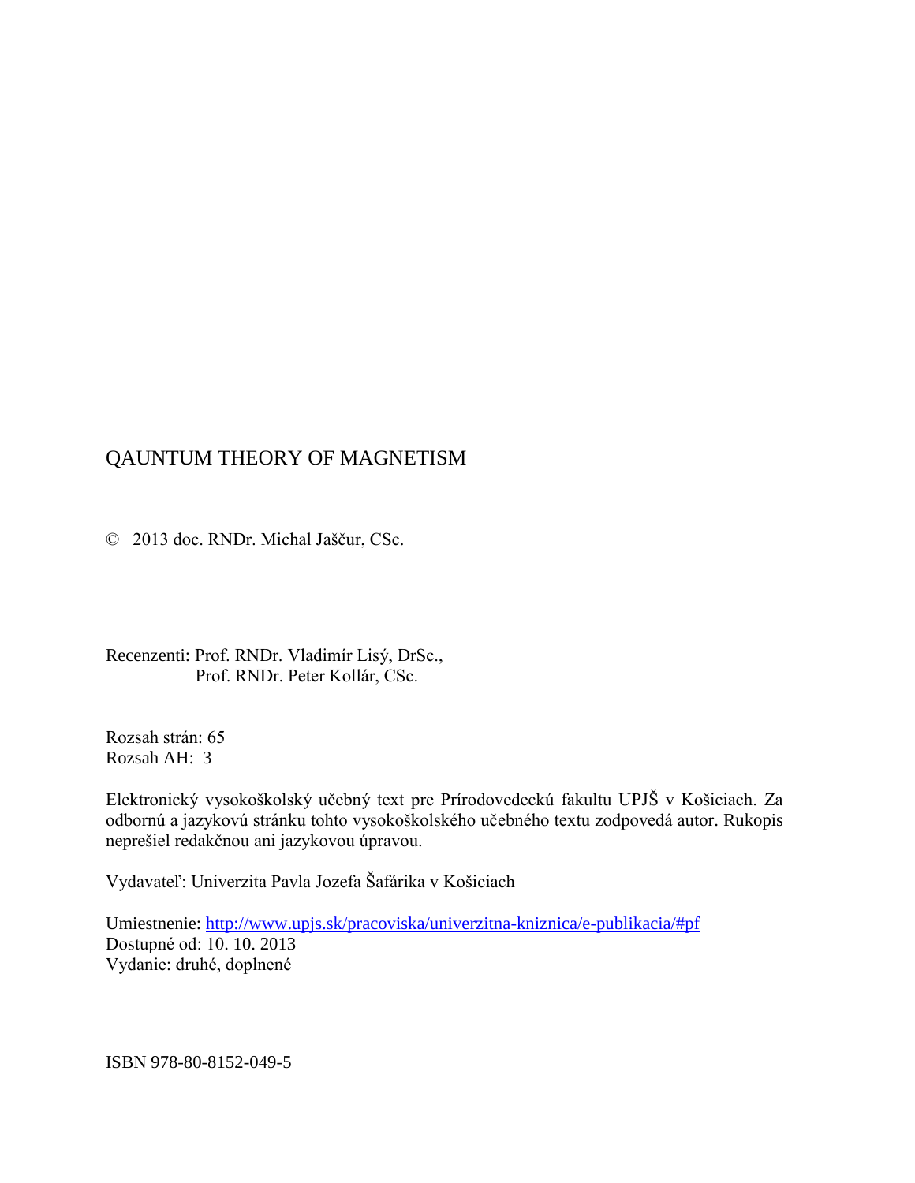QAUNTUM THEORY OF MAGNETISM

© 2013 doc. RNDr. Michal Jaščur, CSc.

Recenzenti: Prof. RNDr. Vladimír Lisý, DrSc.,
Prof. RNDr. Peter Kollár, CSc.

Rozsah strán: 65
Rozsah AH: 3

Elektronický vysokoškolský učebný text pre Prírodovedeckú fakultu UPJŠ v Košiciach. Za odbornú a jazykovú stránku tohto vysokoškolského učebného textu zodpovedá autor. Rukopis neprešiel redakčnou ani jazykovou úpravou.

Vydavateľ: Univerzita Pavla Jozefa Šafárika v Košiciach

Umiestnenie: http://www.upjs.sk/pracoviska/univerzitna-kniznica/e-publikacia/#pf
Dostupné od: 10. 10. 2013
Vydanie: druhé, doplnené

ISBN 978-80-8152-049-5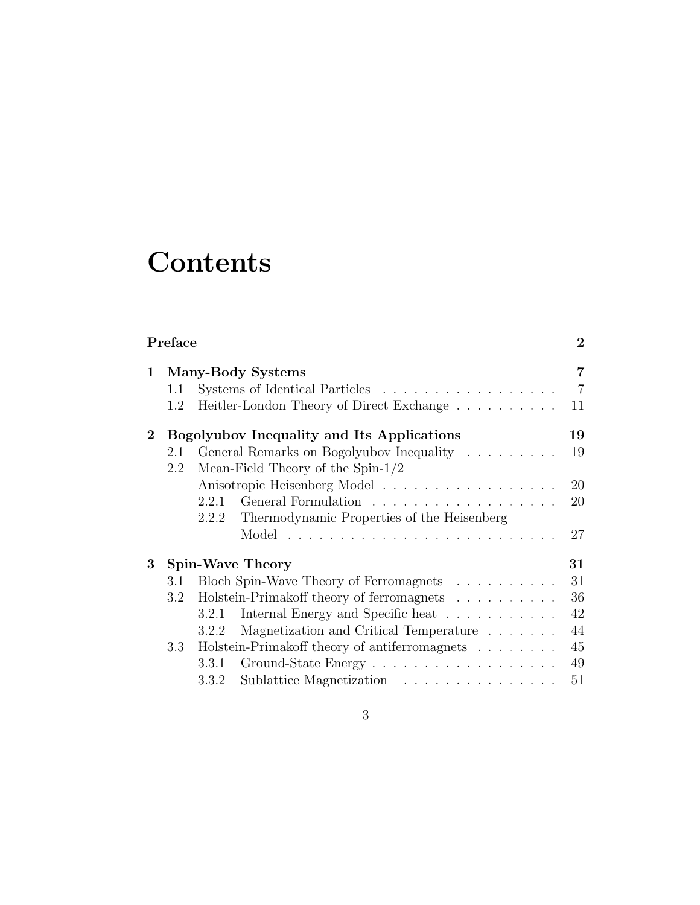# Contents

**Preface** **2**

**1 Many-Body Systems** **7**

- 1.1 Systems of Identical Particles . . . . . . . . . . . . . . . . . 7
- 1.2 Heitler-London Theory of Direct Exchange . . . . . . . . . . 11

**2 Bogolyubov Inequality and Its Applications** **19**

- 2.1 General Remarks on Bogolyubov Inequality . . . . . . . . . 19
- 2.2 Mean-Field Theory of the Spin-1/2 Anisotropic Heisenberg Model . . . . . . . . . . . . . . . . . . 20
  - 2.2.1 General Formulation . . . . . . . . . . . . . . . . . . 20
  - 2.2.2 Thermodynamic Properties of the Heisenberg Model . . . . . . . . . . . . . . . . . . . . . . . . . . 27

**3 Spin-Wave Theory** **31**

- 3.1 Bloch Spin-Wave Theory of Ferromagnets . . . . . . . . . . 31
- 3.2 Holstein-Primakoff theory of ferromagnets . . . . . . . . . . 36
  - 3.2.1 Internal Energy and Specific heat . . . . . . . . . . . 42
  - 3.2.2 Magnetization and Critical Temperature . . . . . . . 44
- 3.3 Holstein-Primakoff theory of antiferromagnets . . . . . . . . 45
  - 3.3.1 Ground-State Energy . . . . . . . . . . . . . . . . . . 49
  - 3.3.2 Sublattice Magnetization . . . . . . . . . . . . . . . 51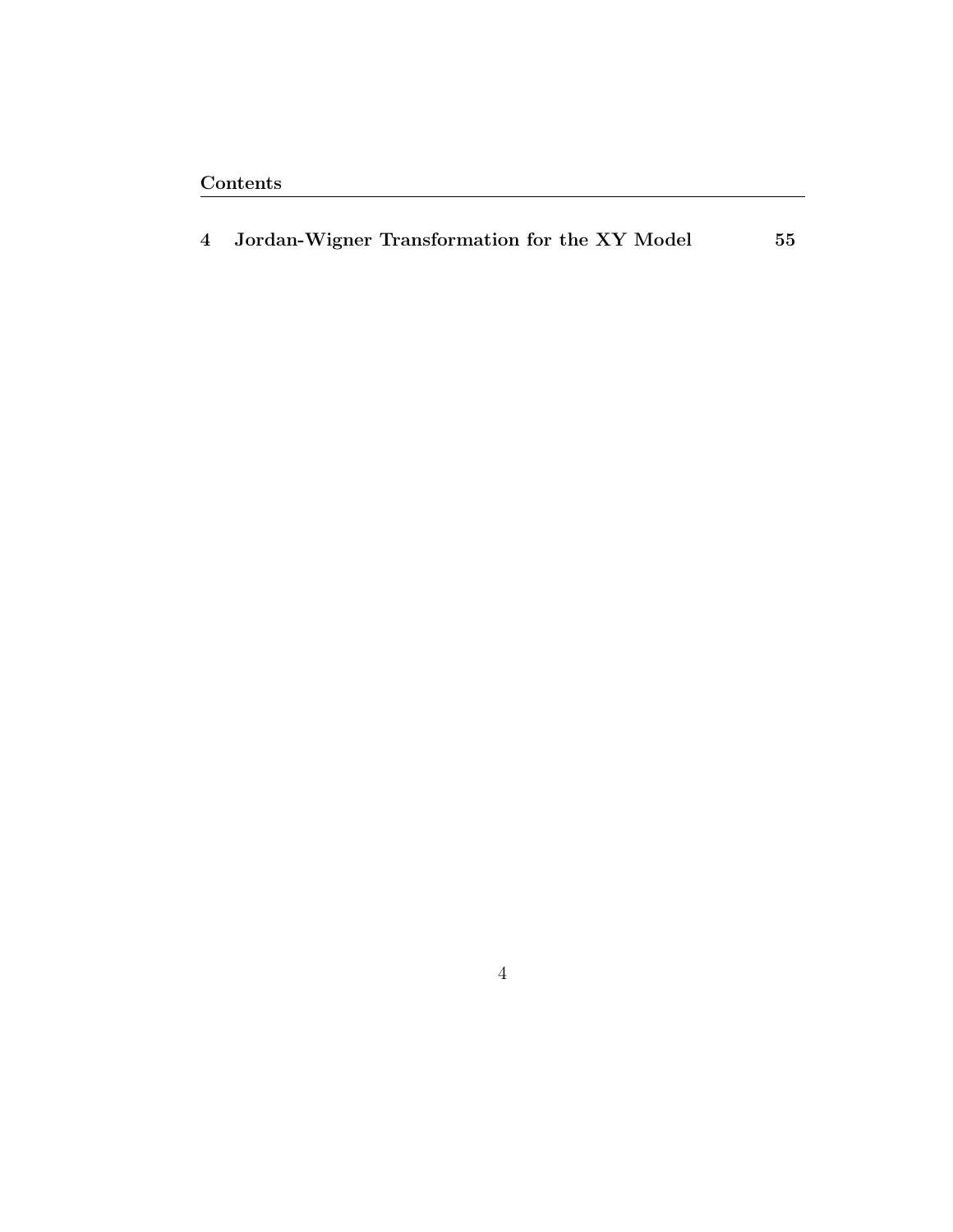**Contents**

**4 Jordan-Wigner Transformation for the XY Model 55**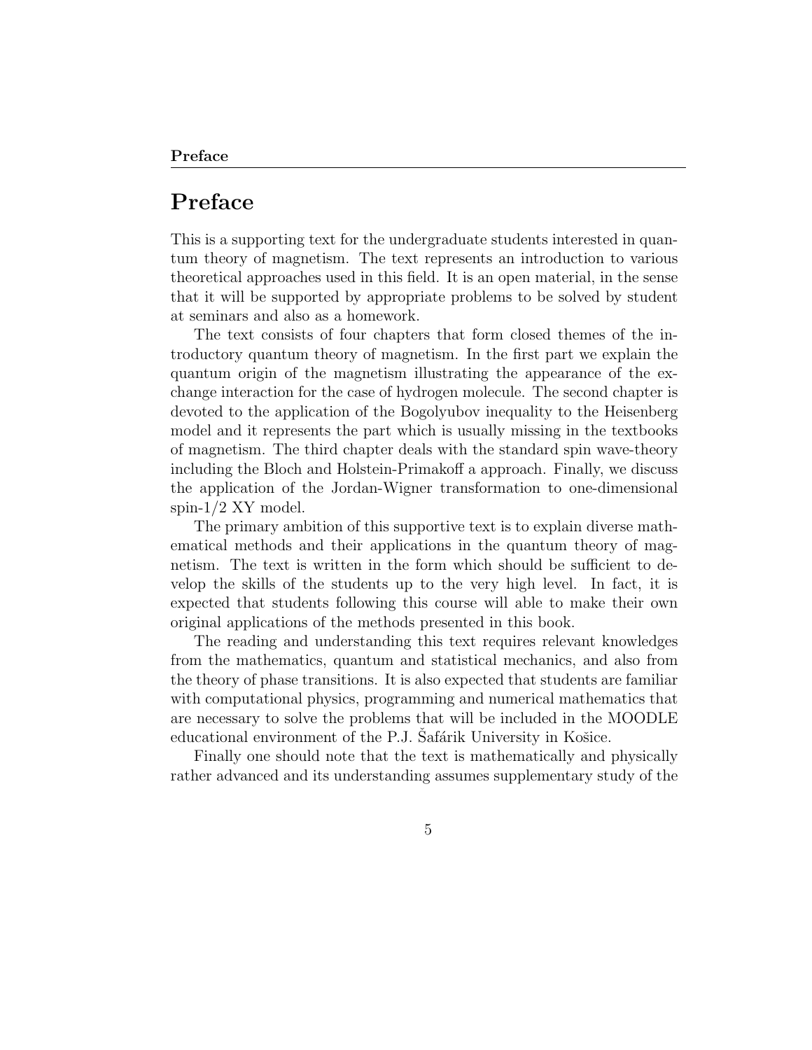# Preface

This is a supporting text for the undergraduate students interested in quantum theory of magnetism. The text represents an introduction to various theoretical approaches used in this field. It is an open material, in the sense that it will be supported by appropriate problems to be solved by student at seminars and also as a homework.

The text consists of four chapters that form closed themes of the introductory quantum theory of magnetism. In the first part we explain the quantum origin of the magnetism illustrating the appearance of the exchange interaction for the case of hydrogen molecule. The second chapter is devoted to the application of the Bogolyubov inequality to the Heisenberg model and it represents the part which is usually missing in the textbooks of magnetism. The third chapter deals with the standard spin wave-theory including the Bloch and Holstein-Primakoff a approach. Finally, we discuss the application of the Jordan-Wigner transformation to one-dimensional spin-1/2 XY model.

The primary ambition of this supportive text is to explain diverse mathematical methods and their applications in the quantum theory of magnetism. The text is written in the form which should be sufficient to develop the skills of the students up to the very high level. In fact, it is expected that students following this course will able to make their own original applications of the methods presented in this book.

The reading and understanding this text requires relevant knowledges from the mathematics, quantum and statistical mechanics, and also from the theory of phase transitions. It is also expected that students are familiar with computational physics, programming and numerical mathematics that are necessary to solve the problems that will be included in the MOODLE educational environment of the P.J. Šafárik University in Košice.

Finally one should note that the text is mathematically and physically rather advanced and its understanding assumes supplementary study of the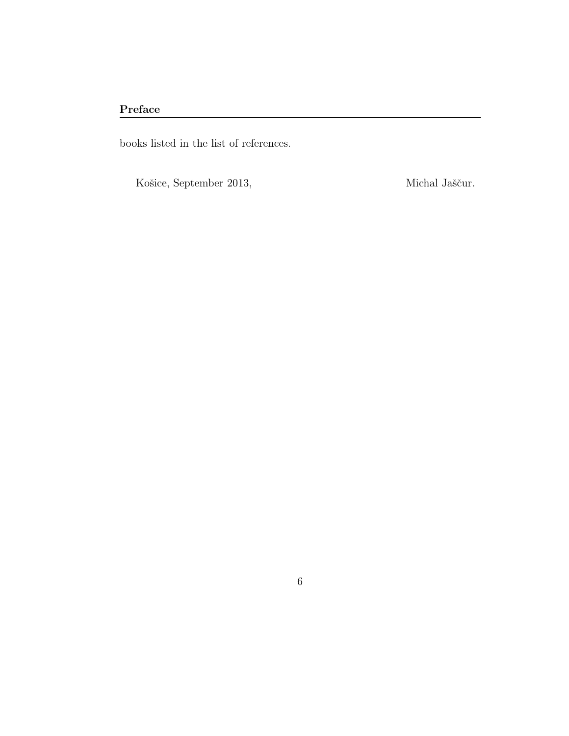books listed in the list of references.

Košice, September 2013, Michal Jaščur.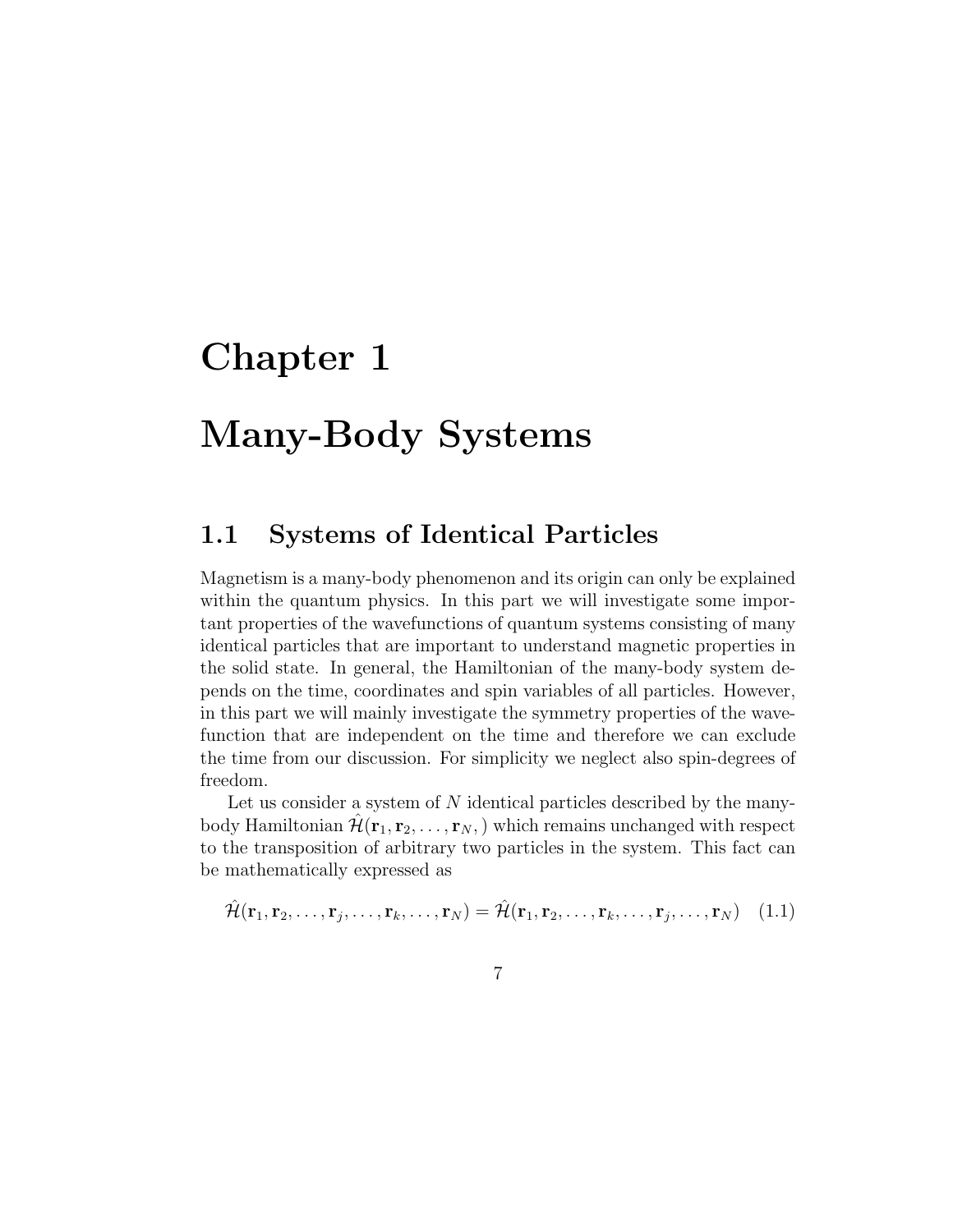# Chapter 1

# Many-Body Systems

## 1.1 Systems of Identical Particles

Magnetism is a many-body phenomenon and its origin can only be explained within the quantum physics. In this part we will investigate some important properties of the wavefunctions of quantum systems consisting of many identical particles that are important to understand magnetic properties in the solid state. In general, the Hamiltonian of the many-body system depends on the time, coordinates and spin variables of all particles. However, in this part we will mainly investigate the symmetry properties of the wavefunction that are independent on the time and therefore we can exclude the time from our discussion. For simplicity we neglect also spin-degrees of freedom.

Let us consider a system of $N$ identical particles described by the many-body Hamiltonian $\hat{\mathcal{H}}(\mathbf{r}_1, \mathbf{r}_2, \ldots, \mathbf{r}_N, )$ which remains unchanged with respect to the transposition of arbitrary two particles in the system. This fact can be mathematically expressed as

$$\hat{\mathcal{H}}(\mathbf{r}_1, \mathbf{r}_2, \ldots, \mathbf{r}_j, \ldots, \mathbf{r}_k, \ldots, \mathbf{r}_N) = \hat{\mathcal{H}}(\mathbf{r}_1, \mathbf{r}_2, \ldots, \mathbf{r}_k, \ldots, \mathbf{r}_j, \ldots, \mathbf{r}_N) \quad (1.1)$$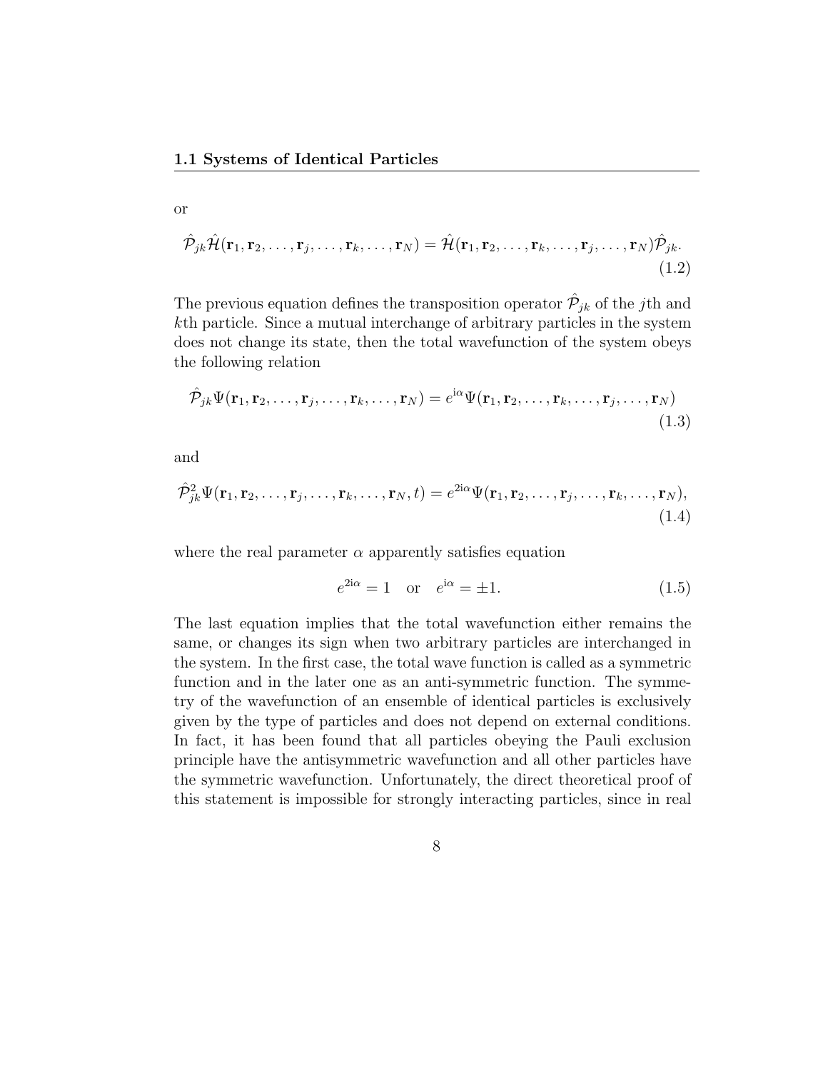or

$$\hat{\mathcal{P}}_{jk}\hat{\mathcal{H}}(\mathbf{r}_1, \mathbf{r}_2, \ldots, \mathbf{r}_j, \ldots, \mathbf{r}_k, \ldots, \mathbf{r}_N) = \hat{\mathcal{H}}(\mathbf{r}_1, \mathbf{r}_2, \ldots, \mathbf{r}_k, \ldots, \mathbf{r}_j, \ldots, \mathbf{r}_N)\hat{\mathcal{P}}_{jk}. \tag{1.2}$$

The previous equation defines the transposition operator $\hat{\mathcal{P}}_{jk}$ of the $j$th and $k$th particle. Since a mutual interchange of arbitrary particles in the system does not change its state, then the total wavefunction of the system obeys the following relation

$$\hat{\mathcal{P}}_{jk}\Psi(\mathbf{r}_1, \mathbf{r}_2, \ldots, \mathbf{r}_j, \ldots, \mathbf{r}_k, \ldots, \mathbf{r}_N) = e^{\mathrm{i}\alpha}\Psi(\mathbf{r}_1, \mathbf{r}_2, \ldots, \mathbf{r}_k, \ldots, \mathbf{r}_j, \ldots, \mathbf{r}_N) \tag{1.3}$$

and

$$\hat{\mathcal{P}}_{jk}^2\Psi(\mathbf{r}_1, \mathbf{r}_2, \ldots, \mathbf{r}_j, \ldots, \mathbf{r}_k, \ldots, \mathbf{r}_N, t) = e^{2\mathrm{i}\alpha}\Psi(\mathbf{r}_1, \mathbf{r}_2, \ldots, \mathbf{r}_j, \ldots, \mathbf{r}_k, \ldots, \mathbf{r}_N), \tag{1.4}$$

where the real parameter $\alpha$ apparently satisfies equation

$$e^{2\mathrm{i}\alpha} = 1 \quad \text{or} \quad e^{\mathrm{i}\alpha} = \pm 1. \tag{1.5}$$

The last equation implies that the total wavefunction either remains the same, or changes its sign when two arbitrary particles are interchanged in the system. In the first case, the total wave function is called as a symmetric function and in the later one as an anti-symmetric function. The symmetry of the wavefunction of an ensemble of identical particles is exclusively given by the type of particles and does not depend on external conditions. In fact, it has been found that all particles obeying the Pauli exclusion principle have the antisymmetric wavefunction and all other particles have the symmetric wavefunction. Unfortunately, the direct theoretical proof of this statement is impossible for strongly interacting particles, since in real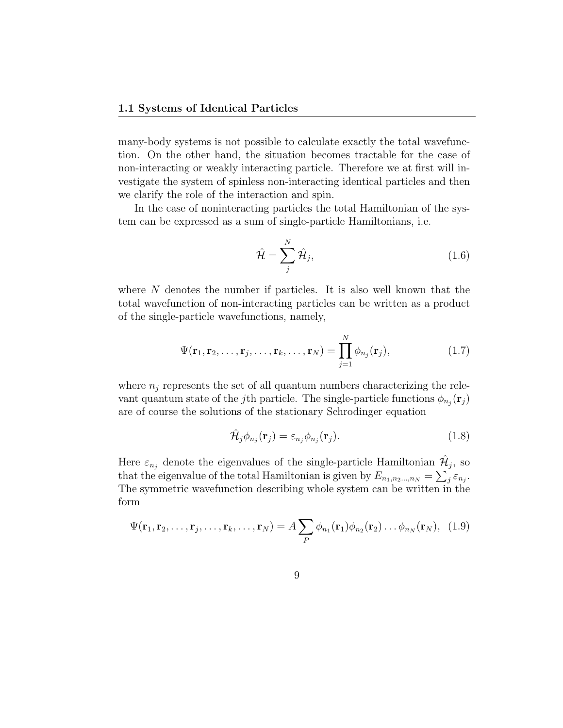many-body systems is not possible to calculate exactly the total wavefunction. On the other hand, the situation becomes tractable for the case of non-interacting or weakly interacting particle. Therefore we at first will investigate the system of spinless non-interacting identical particles and then we clarify the role of the interaction and spin.

In the case of noninteracting particles the total Hamiltonian of the system can be expressed as a sum of single-particle Hamiltonians, i.e.

$$\hat{\mathcal{H}} = \sum_{j}^{N} \hat{\mathcal{H}}_j, \tag{1.6}$$

where $N$ denotes the number if particles. It is also well known that the total wavefunction of non-interacting particles can be written as a product of the single-particle wavefunctions, namely,

$$\Psi(\mathbf{r}_1, \mathbf{r}_2, \ldots, \mathbf{r}_j, \ldots, \mathbf{r}_k, \ldots, \mathbf{r}_N) = \prod_{j=1}^{N} \phi_{n_j}(\mathbf{r}_j), \tag{1.7}$$

where $n_j$ represents the set of all quantum numbers characterizing the relevant quantum state of the $j$th particle. The single-particle functions $\phi_{n_j}(\mathbf{r}_j)$ are of course the solutions of the stationary Schrodinger equation

$$\hat{\mathcal{H}}_j \phi_{n_j}(\mathbf{r}_j) = \varepsilon_{n_j} \phi_{n_j}(\mathbf{r}_j). \tag{1.8}$$

Here $\varepsilon_{n_j}$ denote the eigenvalues of the single-particle Hamiltonian $\hat{\mathcal{H}}_j$, so that the eigenvalue of the total Hamiltonian is given by $E_{n_1, n_2 \ldots, n_N} = \sum_j \varepsilon_{n_j}$. The symmetric wavefunction describing whole system can be written in the form

$$\Psi(\mathbf{r}_1, \mathbf{r}_2, \ldots, \mathbf{r}_j, \ldots, \mathbf{r}_k, \ldots, \mathbf{r}_N) = A \sum_{P} \phi_{n_1}(\mathbf{r}_1) \phi_{n_2}(\mathbf{r}_2) \ldots \phi_{n_N}(\mathbf{r}_N), \tag{1.9}$$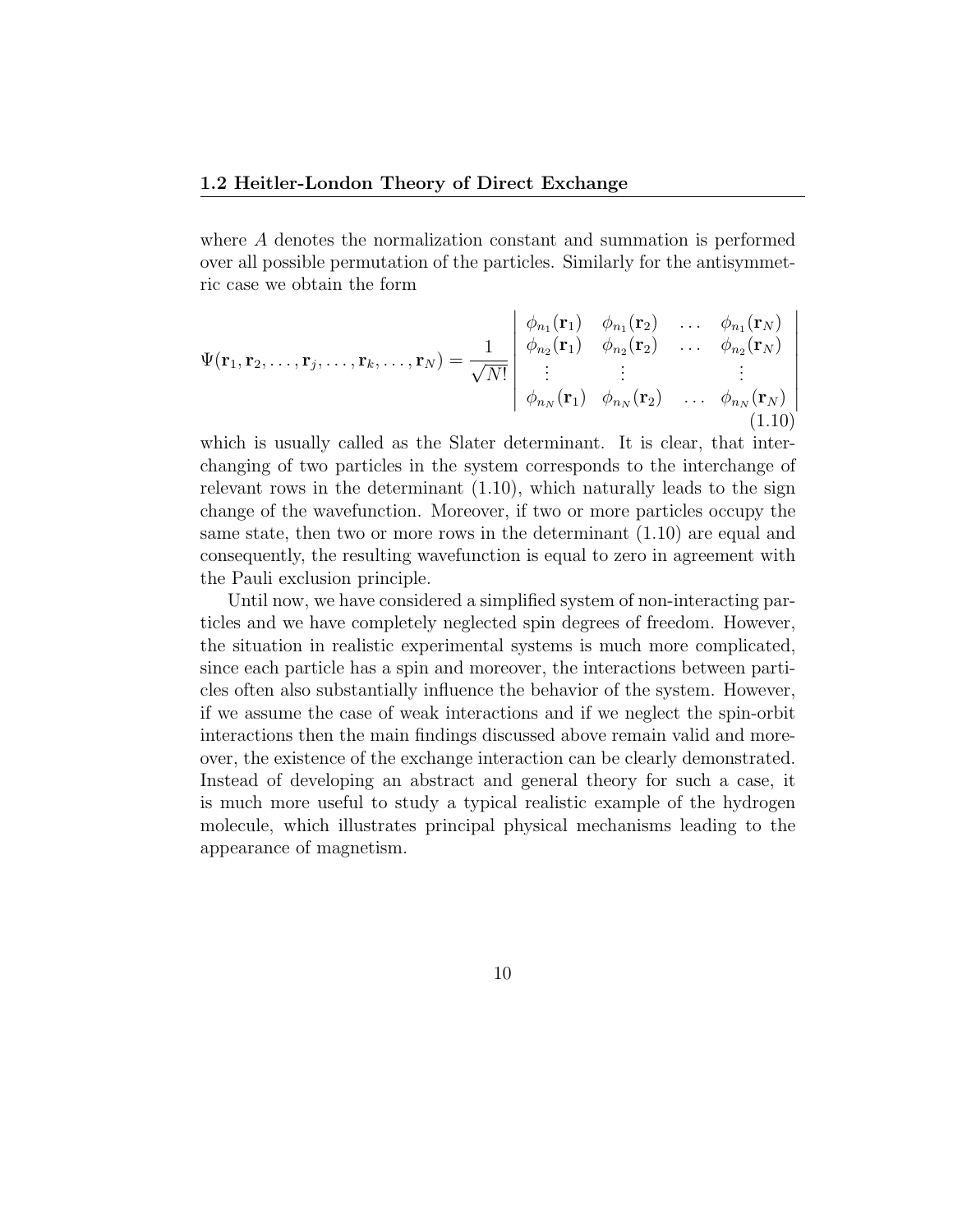where $A$ denotes the normalization constant and summation is performed over all possible permutation of the particles. Similarly for the antisymmetric case we obtain the form

$$\Psi(\mathbf{r}_1, \mathbf{r}_2, \ldots, \mathbf{r}_j, \ldots, \mathbf{r}_k, \ldots, \mathbf{r}_N) = \frac{1}{\sqrt{N!}} \begin{vmatrix} \phi_{n_1}(\mathbf{r}_1) & \phi_{n_1}(\mathbf{r}_2) & \ldots & \phi_{n_1}(\mathbf{r}_N) \\ \phi_{n_2}(\mathbf{r}_1) & \phi_{n_2}(\mathbf{r}_2) & \ldots & \phi_{n_2}(\mathbf{r}_N) \\ \vdots & \vdots & & \vdots \\ \phi_{n_N}(\mathbf{r}_1) & \phi_{n_N}(\mathbf{r}_2) & \ldots & \phi_{n_N}(\mathbf{r}_N) \end{vmatrix} \tag{1.10}$$

which is usually called as the Slater determinant. It is clear, that interchanging of two particles in the system corresponds to the interchange of relevant rows in the determinant (1.10), which naturally leads to the sign change of the wavefunction. Moreover, if two or more particles occupy the same state, then two or more rows in the determinant (1.10) are equal and consequently, the resulting wavefunction is equal to zero in agreement with the Pauli exclusion principle.

Until now, we have considered a simplified system of non-interacting particles and we have completely neglected spin degrees of freedom. However, the situation in realistic experimental systems is much more complicated, since each particle has a spin and moreover, the interactions between particles often also substantially influence the behavior of the system. However, if we assume the case of weak interactions and if we neglect the spin-orbit interactions then the main findings discussed above remain valid and moreover, the existence of the exchange interaction can be clearly demonstrated. Instead of developing an abstract and general theory for such a case, it is much more useful to study a typical realistic example of the hydrogen molecule, which illustrates principal physical mechanisms leading to the appearance of magnetism.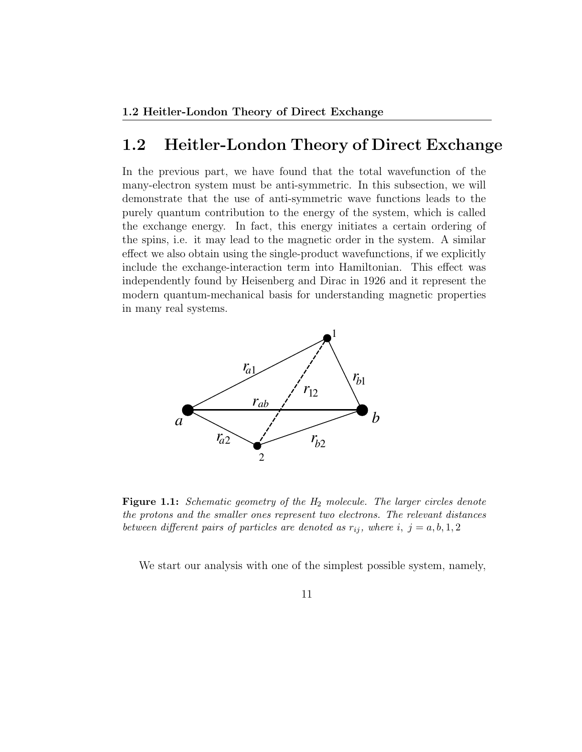## 1.2 Heitler-London Theory of Direct Exchange

In the previous part, we have found that the total wavefunction of the many-electron system must be anti-symmetric. In this subsection, we will demonstrate that the use of anti-symmetric wave functions leads to the purely quantum contribution to the energy of the system, which is called the exchange energy. In fact, this energy initiates a certain ordering of the spins, i.e. it may lead to the magnetic order in the system. A similar effect we also obtain using the single-product wavefunctions, if we explicitly include the exchange-interaction term into Hamiltonian. This effect was independently found by Heisenberg and Dirac in 1926 and it represent the modern quantum-mechanical basis for understanding magnetic properties in many real systems.

**Figure 1.1:** *Schematic geometry of the $H_2$ molecule. The larger circles denote the protons and the smaller ones represent two electrons. The relevant distances between different pairs of particles are denoted as $r_{ij}$, where $i,\ j = a, b, 1, 2$*

We start our analysis with one of the simplest possible system, namely,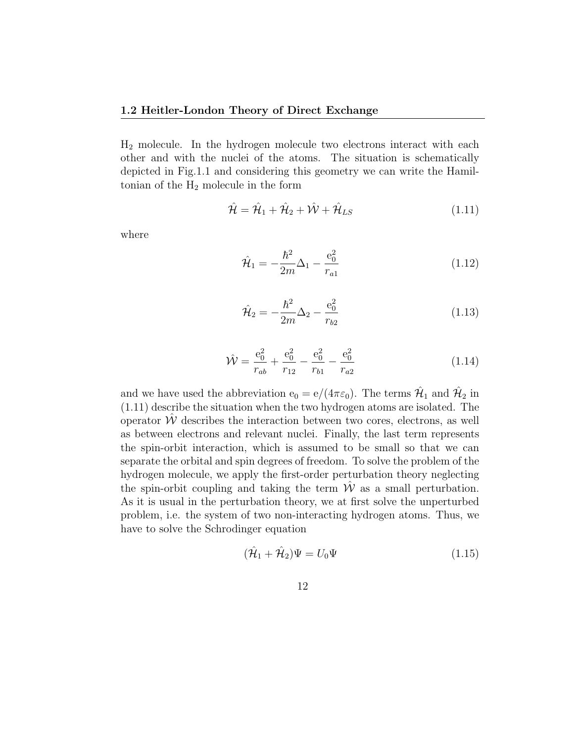$H_2$ molecule. In the hydrogen molecule two electrons interact with each other and with the nuclei of the atoms. The situation is schematically depicted in Fig.1.1 and considering this geometry we can write the Hamiltonian of the $H_2$ molecule in the form

$$\hat{\mathcal{H}} = \hat{\mathcal{H}}_1 + \hat{\mathcal{H}}_2 + \hat{\mathcal{W}} + \hat{\mathcal{H}}_{LS} \tag{1.11}$$

where

$$\hat{\mathcal{H}}_1 = -\frac{\hbar^2}{2m}\Delta_1 - \frac{\mathrm{e}_0^2}{r_{a1}} \tag{1.12}$$

$$\hat{\mathcal{H}}_2 = -\frac{\hbar^2}{2m}\Delta_2 - \frac{\mathrm{e}_0^2}{r_{b2}} \tag{1.13}$$

$$\hat{\mathcal{W}} = \frac{\mathrm{e}_0^2}{r_{ab}} + \frac{\mathrm{e}_0^2}{r_{12}} - \frac{\mathrm{e}_0^2}{r_{b1}} - \frac{\mathrm{e}_0^2}{r_{a2}} \tag{1.14}$$

and we have used the abbreviation $\mathrm{e}_0 = \mathrm{e}/(4\pi\varepsilon_0)$. The terms $\hat{\mathcal{H}}_1$ and $\hat{\mathcal{H}}_2$ in (1.11) describe the situation when the two hydrogen atoms are isolated. The operator $\hat{\mathcal{W}}$ describes the interaction between two cores, electrons, as well as between electrons and relevant nuclei. Finally, the last term represents the spin-orbit interaction, which is assumed to be small so that we can separate the orbital and spin degrees of freedom. To solve the problem of the hydrogen molecule, we apply the first-order perturbation theory neglecting the spin-orbit coupling and taking the term $\hat{\mathcal{W}}$ as a small perturbation. As it is usual in the perturbation theory, we at first solve the unperturbed problem, i.e. the system of two non-interacting hydrogen atoms. Thus, we have to solve the Schrodinger equation

$$(\hat{\mathcal{H}}_1 + \hat{\mathcal{H}}_2)\Psi = U_0\Psi \tag{1.15}$$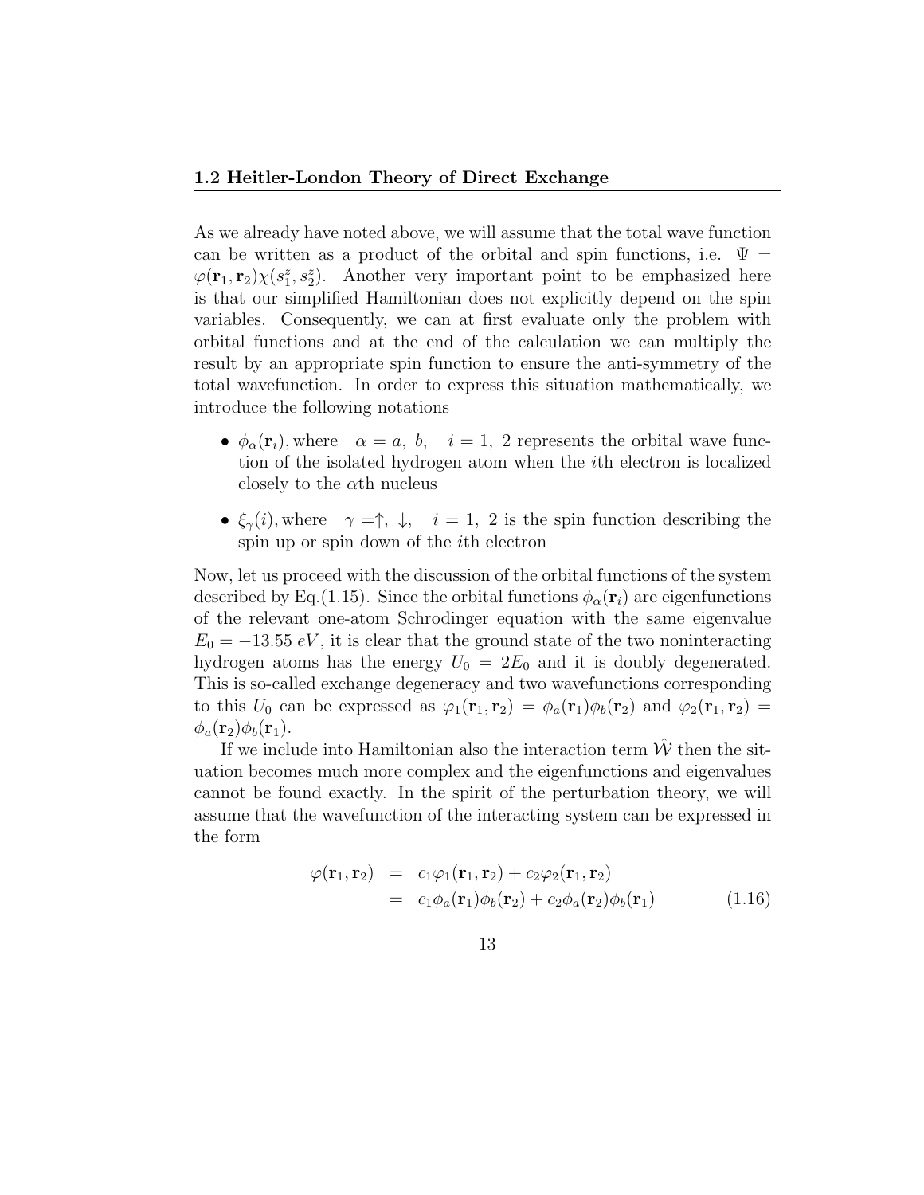## 1.2 Heitler-London Theory of Direct Exchange

As we already have noted above, we will assume that the total wave function can be written as a product of the orbital and spin functions, i.e. $\Psi = \varphi(\mathbf{r}_1, \mathbf{r}_2)\chi(s_1^z, s_2^z)$. Another very important point to be emphasized here is that our simplified Hamiltonian does not explicitly depend on the spin variables. Consequently, we can at first evaluate only the problem with orbital functions and at the end of the calculation we can multiply the result by an appropriate spin function to ensure the anti-symmetry of the total wavefunction. In order to express this situation mathematically, we introduce the following notations

- $\phi_\alpha(\mathbf{r}_i)$, where $\alpha = a,\ b,\quad i = 1,\ 2$ represents the orbital wave function of the isolated hydrogen atom when the $i$th electron is localized closely to the $\alpha$th nucleus
- $\xi_\gamma(i)$, where $\gamma =\uparrow,\ \downarrow,\quad i = 1,\ 2$ is the spin function describing the spin up or spin down of the $i$th electron

Now, let us proceed with the discussion of the orbital functions of the system described by Eq.(1.15). Since the orbital functions $\phi_\alpha(\mathbf{r}_i)$ are eigenfunctions of the relevant one-atom Schrodinger equation with the same eigenvalue $E_0 = -13.55\ eV$, it is clear that the ground state of the two noninteracting hydrogen atoms has the energy $U_0 = 2E_0$ and it is doubly degenerated. This is so-called exchange degeneracy and two wavefunctions corresponding to this $U_0$ can be expressed as $\varphi_1(\mathbf{r}_1, \mathbf{r}_2) = \phi_a(\mathbf{r}_1)\phi_b(\mathbf{r}_2)$ and $\varphi_2(\mathbf{r}_1, \mathbf{r}_2) = \phi_a(\mathbf{r}_2)\phi_b(\mathbf{r}_1)$.

If we include into Hamiltonian also the interaction term $\hat{\mathcal{W}}$ then the situation becomes much more complex and the eigenfunctions and eigenvalues cannot be found exactly. In the spirit of the perturbation theory, we will assume that the wavefunction of the interacting system can be expressed in the form

$$\begin{aligned}
\varphi(\mathbf{r}_1, \mathbf{r}_2) &= c_1\varphi_1(\mathbf{r}_1, \mathbf{r}_2) + c_2\varphi_2(\mathbf{r}_1, \mathbf{r}_2) \\
&= c_1\phi_a(\mathbf{r}_1)\phi_b(\mathbf{r}_2) + c_2\phi_a(\mathbf{r}_2)\phi_b(\mathbf{r}_1)
\end{aligned} \tag{1.16}$$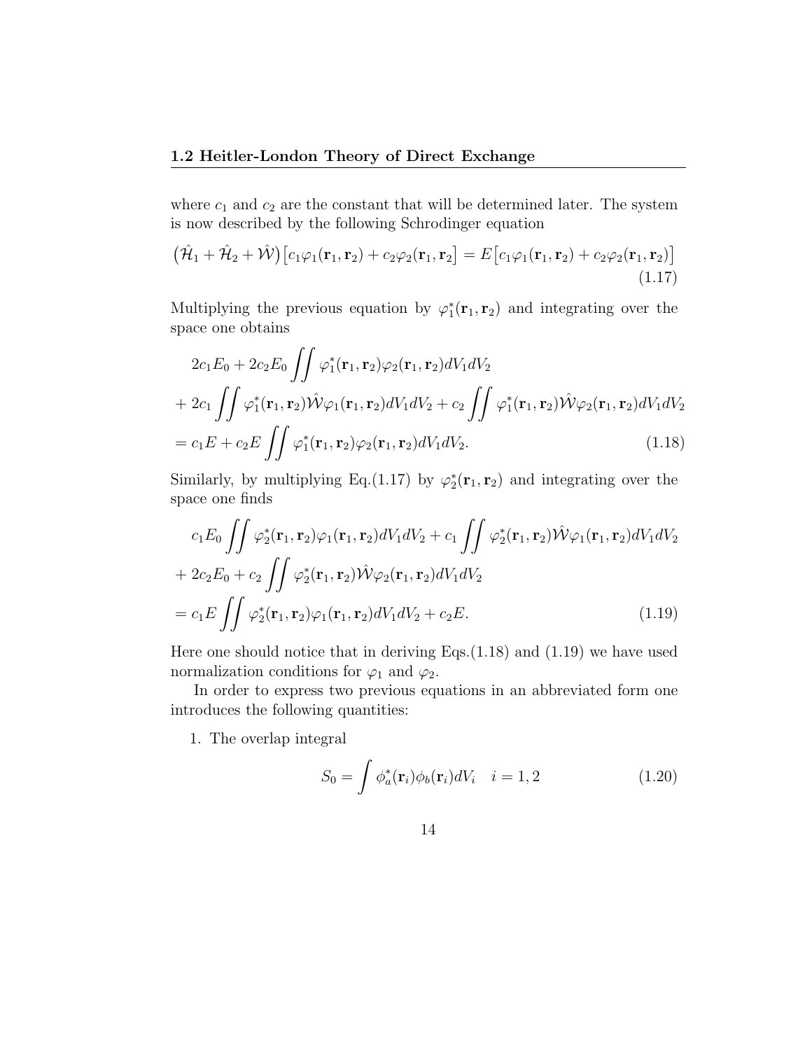where $c_1$ and $c_2$ are the constant that will be determined later. The system is now described by the following Schrodinger equation

$$\left(\hat{\mathcal{H}}_1 + \hat{\mathcal{H}}_2 + \hat{\mathcal{W}}\right)\left[c_1\varphi_1(\mathbf{r}_1, \mathbf{r}_2) + c_2\varphi_2(\mathbf{r}_1, \mathbf{r}_2\right] = E\left[c_1\varphi_1(\mathbf{r}_1, \mathbf{r}_2) + c_2\varphi_2(\mathbf{r}_1, \mathbf{r}_2)\right] \tag{1.17}$$

Multiplying the previous equation by $\varphi_1^*(\mathbf{r}_1, \mathbf{r}_2)$ and integrating over the space one obtains

$$\begin{aligned}
&2c_1E_0 + 2c_2E_0 \iint \varphi_1^*(\mathbf{r}_1, \mathbf{r}_2)\varphi_2(\mathbf{r}_1, \mathbf{r}_2)dV_1dV_2 \\
&+ 2c_1 \iint \varphi_1^*(\mathbf{r}_1, \mathbf{r}_2)\hat{\mathcal{W}}\varphi_1(\mathbf{r}_1, \mathbf{r}_2)dV_1dV_2 + c_2 \iint \varphi_1^*(\mathbf{r}_1, \mathbf{r}_2)\hat{\mathcal{W}}\varphi_2(\mathbf{r}_1, \mathbf{r}_2)dV_1dV_2 \\
&= c_1E + c_2E \iint \varphi_1^*(\mathbf{r}_1, \mathbf{r}_2)\varphi_2(\mathbf{r}_1, \mathbf{r}_2)dV_1dV_2.
\end{aligned} \tag{1.18}$$

Similarly, by multiplying Eq.(1.17) by $\varphi_2^*(\mathbf{r}_1, \mathbf{r}_2)$ and integrating over the space one finds

$$\begin{aligned}
&c_1E_0 \iint \varphi_2^*(\mathbf{r}_1, \mathbf{r}_2)\varphi_1(\mathbf{r}_1, \mathbf{r}_2)dV_1dV_2 + c_1 \iint \varphi_2^*(\mathbf{r}_1, \mathbf{r}_2)\hat{\mathcal{W}}\varphi_1(\mathbf{r}_1, \mathbf{r}_2)dV_1dV_2 \\
&+ 2c_2E_0 + c_2 \iint \varphi_2^*(\mathbf{r}_1, \mathbf{r}_2)\hat{\mathcal{W}}\varphi_2(\mathbf{r}_1, \mathbf{r}_2)dV_1dV_2 \\
&= c_1E \iint \varphi_2^*(\mathbf{r}_1, \mathbf{r}_2)\varphi_1(\mathbf{r}_1, \mathbf{r}_2)dV_1dV_2 + c_2E.
\end{aligned} \tag{1.19}$$

Here one should notice that in deriving Eqs.(1.18) and (1.19) we have used normalization conditions for $\varphi_1$ and $\varphi_2$.

In order to express two previous equations in an abbreviated form one introduces the following quantities:

1. The overlap integral

$$S_0 = \int \phi_a^*(\mathbf{r}_i)\phi_b(\mathbf{r}_i)dV_i \quad i = 1, 2 \tag{1.20}$$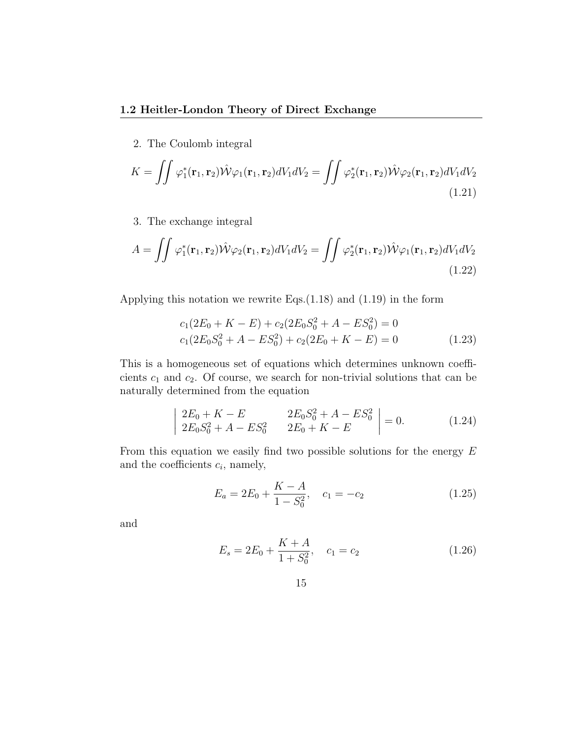2. The Coulomb integral

$$K = \iint \varphi_1^*(\mathbf{r}_1, \mathbf{r}_2)\hat{\mathcal{W}}\varphi_1(\mathbf{r}_1, \mathbf{r}_2)dV_1 dV_2 = \iint \varphi_2^*(\mathbf{r}_1, \mathbf{r}_2)\hat{\mathcal{W}}\varphi_2(\mathbf{r}_1, \mathbf{r}_2)dV_1 dV_2 \tag{1.21}$$

3. The exchange integral

$$A = \iint \varphi_1^*(\mathbf{r}_1, \mathbf{r}_2)\hat{\mathcal{W}}\varphi_2(\mathbf{r}_1, \mathbf{r}_2)dV_1 dV_2 = \iint \varphi_2^*(\mathbf{r}_1, \mathbf{r}_2)\hat{\mathcal{W}}\varphi_1(\mathbf{r}_1, \mathbf{r}_2)dV_1 dV_2 \tag{1.22}$$

Applying this notation we rewrite Eqs.(1.18) and (1.19) in the form

$$\begin{aligned} c_1(2E_0 + K - E) + c_2(2E_0 S_0^2 + A - ES_0^2) &= 0 \\ c_1(2E_0 S_0^2 + A - ES_0^2) + c_2(2E_0 + K - E) &= 0 \end{aligned} \tag{1.23}$$

This is a homogeneous set of equations which determines unknown coefficients $c_1$ and $c_2$. Of course, we search for non-trivial solutions that can be naturally determined from the equation

$$\begin{vmatrix} 2E_0 + K - E & 2E_0 S_0^2 + A - ES_0^2 \\ 2E_0 S_0^2 + A - ES_0^2 & 2E_0 + K - E \end{vmatrix} = 0. \tag{1.24}$$

From this equation we easily find two possible solutions for the energy $E$ and the coefficients $c_i$, namely,

$$E_a = 2E_0 + \frac{K - A}{1 - S_0^2}, \quad c_1 = -c_2 \tag{1.25}$$

and

$$E_s = 2E_0 + \frac{K + A}{1 + S_0^2}, \quad c_1 = c_2 \tag{1.26}$$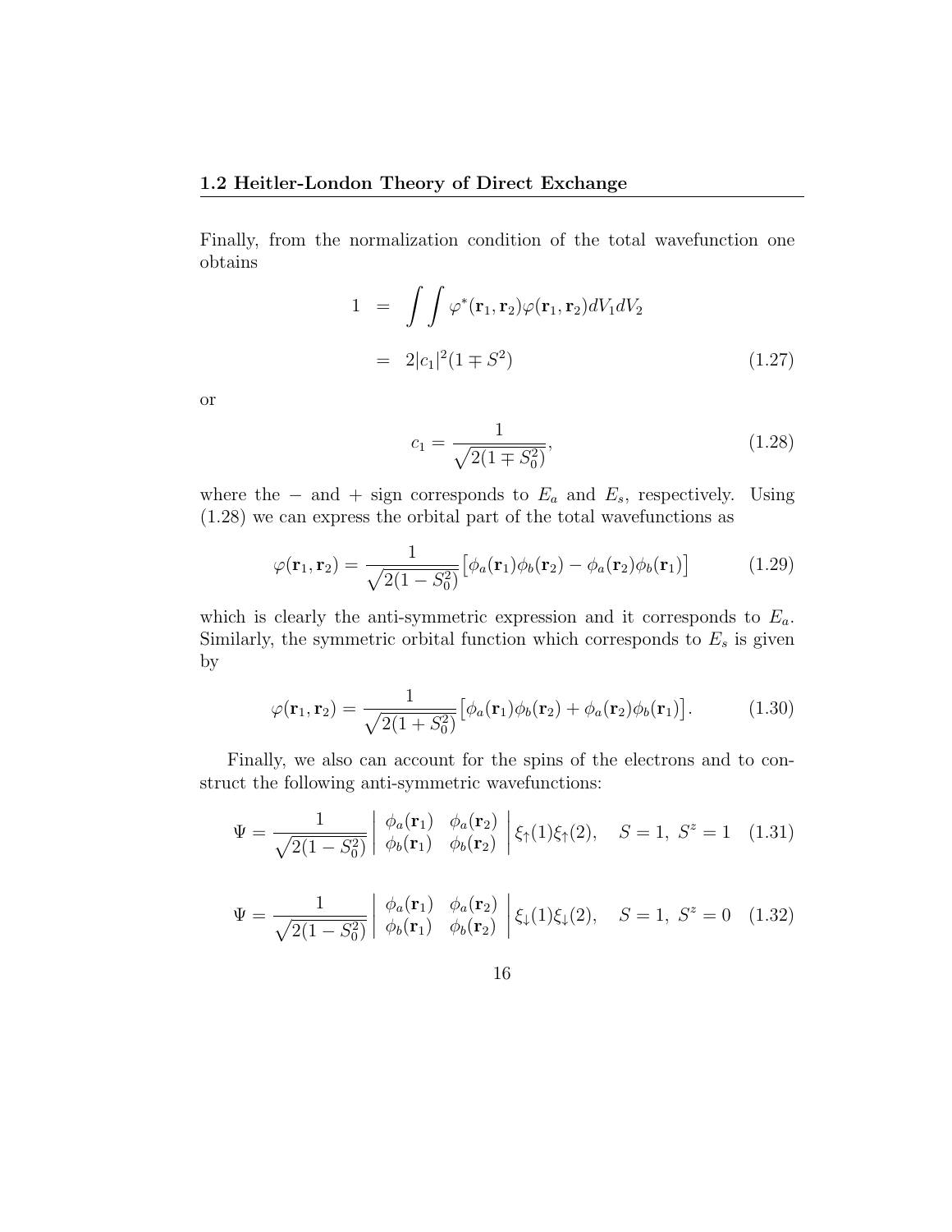Finally, from the normalization condition of the total wavefunction one obtains

$$
\begin{aligned}
1 &= \int\int \varphi^*(\mathbf{r}_1, \mathbf{r}_2)\varphi(\mathbf{r}_1, \mathbf{r}_2) dV_1 dV_2 \\
&= 2|c_1|^2(1 \mp S^2)
\end{aligned}
\tag{1.27}
$$

or

$$
c_1 = \frac{1}{\sqrt{2(1 \mp S_0^2)}}, \tag{1.28}
$$

where the $-$ and $+$ sign corresponds to $E_a$ and $E_s$, respectively. Using (1.28) we can express the orbital part of the total wavefunctions as

$$
\varphi(\mathbf{r}_1, \mathbf{r}_2) = \frac{1}{\sqrt{2(1 - S_0^2)}}\big[\phi_a(\mathbf{r}_1)\phi_b(\mathbf{r}_2) - \phi_a(\mathbf{r}_2)\phi_b(\mathbf{r}_1)\big] \tag{1.29}
$$

which is clearly the anti-symmetric expression and it corresponds to $E_a$. Similarly, the symmetric orbital function which corresponds to $E_s$ is given by

$$
\varphi(\mathbf{r}_1, \mathbf{r}_2) = \frac{1}{\sqrt{2(1 + S_0^2)}}\big[\phi_a(\mathbf{r}_1)\phi_b(\mathbf{r}_2) + \phi_a(\mathbf{r}_2)\phi_b(\mathbf{r}_1)\big]. \tag{1.30}
$$

Finally, we also can account for the spins of the electrons and to construct the following anti-symmetric wavefunctions:

$$
\Psi = \frac{1}{\sqrt{2(1 - S_0^2)}} \begin{vmatrix} \phi_a(\mathbf{r}_1) & \phi_a(\mathbf{r}_2) \\ \phi_b(\mathbf{r}_1) & \phi_b(\mathbf{r}_2) \end{vmatrix} \xi_\uparrow(1)\xi_\uparrow(2), \quad S = 1,\ S^z = 1 \tag{1.31}
$$

$$
\Psi = \frac{1}{\sqrt{2(1 - S_0^2)}} \begin{vmatrix} \phi_a(\mathbf{r}_1) & \phi_a(\mathbf{r}_2) \\ \phi_b(\mathbf{r}_1) & \phi_b(\mathbf{r}_2) \end{vmatrix} \xi_\downarrow(1)\xi_\downarrow(2), \quad S = 1,\ S^z = 0 \tag{1.32}
$$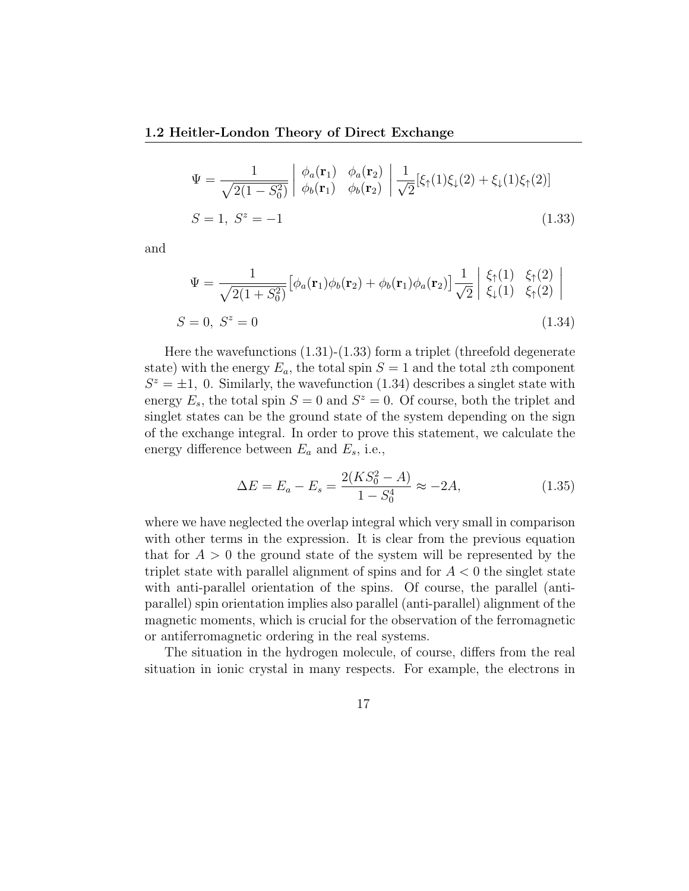$$\Psi = \frac{1}{\sqrt{2(1-S_0^2)}} \begin{vmatrix} \phi_a(\mathbf{r}_1) & \phi_a(\mathbf{r}_2) \\ \phi_b(\mathbf{r}_1) & \phi_b(\mathbf{r}_2) \end{vmatrix} \frac{1}{\sqrt{2}}[\xi_\uparrow(1)\xi_\downarrow(2) + \xi_\downarrow(1)\xi_\uparrow(2)]$$

$$S = 1,\ S^z = -1 \tag{1.33}$$

and

$$\Psi = \frac{1}{\sqrt{2(1+S_0^2)}}\big[\phi_a(\mathbf{r}_1)\phi_b(\mathbf{r}_2) + \phi_b(\mathbf{r}_1)\phi_a(\mathbf{r}_2)\big]\frac{1}{\sqrt{2}} \begin{vmatrix} \xi_\uparrow(1) & \xi_\uparrow(2) \\ \xi_\downarrow(1) & \xi_\uparrow(2) \end{vmatrix}$$

$$S = 0,\ S^z = 0 \tag{1.34}$$

Here the wavefunctions (1.31)-(1.33) form a triplet (threefold degenerate state) with the energy $E_a$, the total spin $S = 1$ and the total $z$th component $S^z = \pm 1,\ 0$. Similarly, the wavefunction (1.34) describes a singlet state with energy $E_s$, the total spin $S = 0$ and $S^z = 0$. Of course, both the triplet and singlet states can be the ground state of the system depending on the sign of the exchange integral. In order to prove this statement, we calculate the energy difference between $E_a$ and $E_s$, i.e.,

$$\Delta E = E_a - E_s = \frac{2(KS_0^2 - A)}{1 - S_0^4} \approx -2A, \tag{1.35}$$

where we have neglected the overlap integral which very small in comparison with other terms in the expression. It is clear from the previous equation that for $A > 0$ the ground state of the system will be represented by the triplet state with parallel alignment of spins and for $A < 0$ the singlet state with anti-parallel orientation of the spins. Of course, the parallel (anti-parallel) spin orientation implies also parallel (anti-parallel) alignment of the magnetic moments, which is crucial for the observation of the ferromagnetic or antiferromagnetic ordering in the real systems.

The situation in the hydrogen molecule, of course, differs from the real situation in ionic crystal in many respects. For example, the electrons in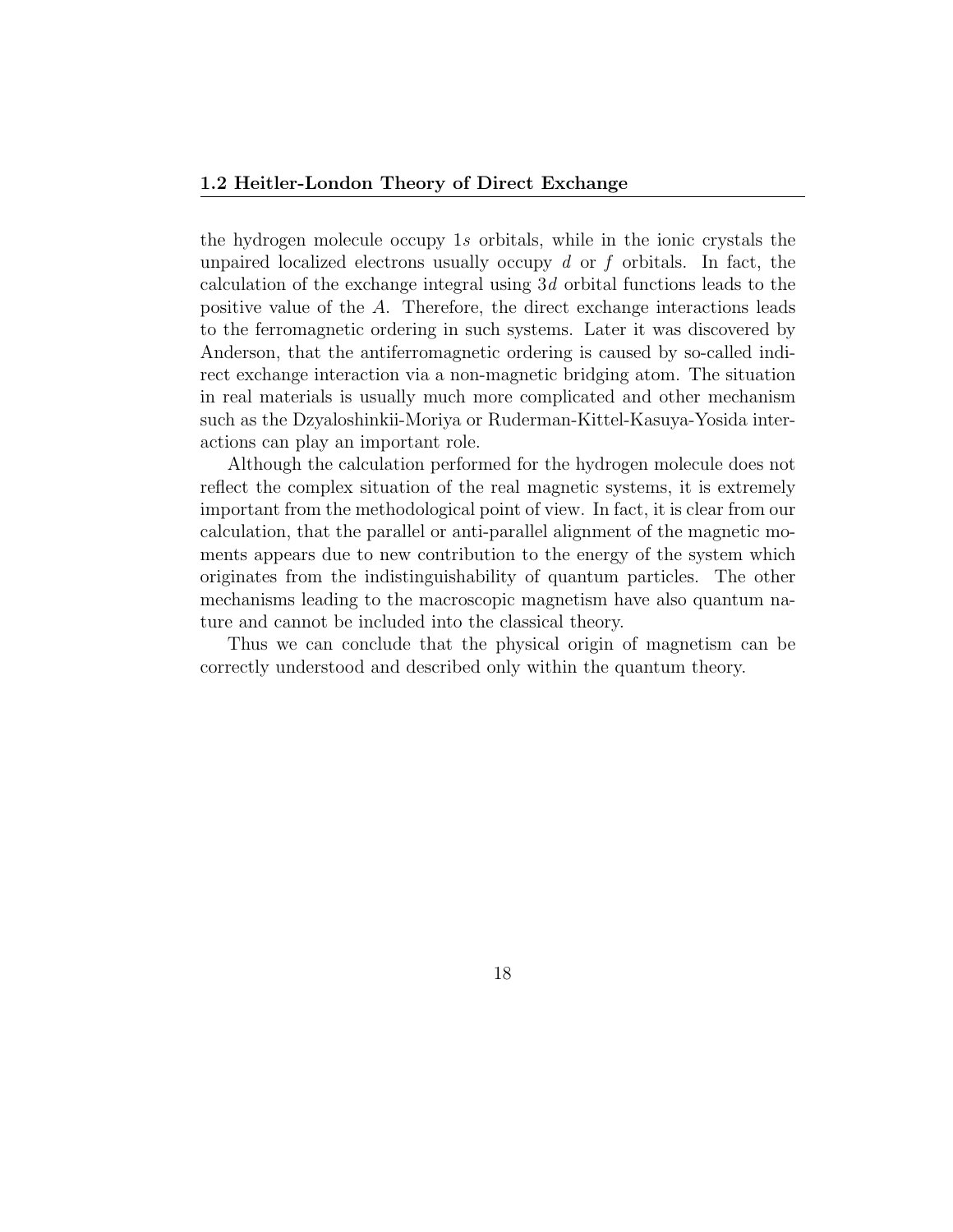the hydrogen molecule occupy $1s$ orbitals, while in the ionic crystals the unpaired localized electrons usually occupy $d$ or $f$ orbitals. In fact, the calculation of the exchange integral using $3d$ orbital functions leads to the positive value of the $A$. Therefore, the direct exchange interactions leads to the ferromagnetic ordering in such systems. Later it was discovered by Anderson, that the antiferromagnetic ordering is caused by so-called indirect exchange interaction via a non-magnetic bridging atom. The situation in real materials is usually much more complicated and other mechanism such as the Dzyaloshinkii-Moriya or Ruderman-Kittel-Kasuya-Yosida interactions can play an important role.

Although the calculation performed for the hydrogen molecule does not reflect the complex situation of the real magnetic systems, it is extremely important from the methodological point of view. In fact, it is clear from our calculation, that the parallel or anti-parallel alignment of the magnetic moments appears due to new contribution to the energy of the system which originates from the indistinguishability of quantum particles. The other mechanisms leading to the macroscopic magnetism have also quantum nature and cannot be included into the classical theory.

Thus we can conclude that the physical origin of magnetism can be correctly understood and described only within the quantum theory.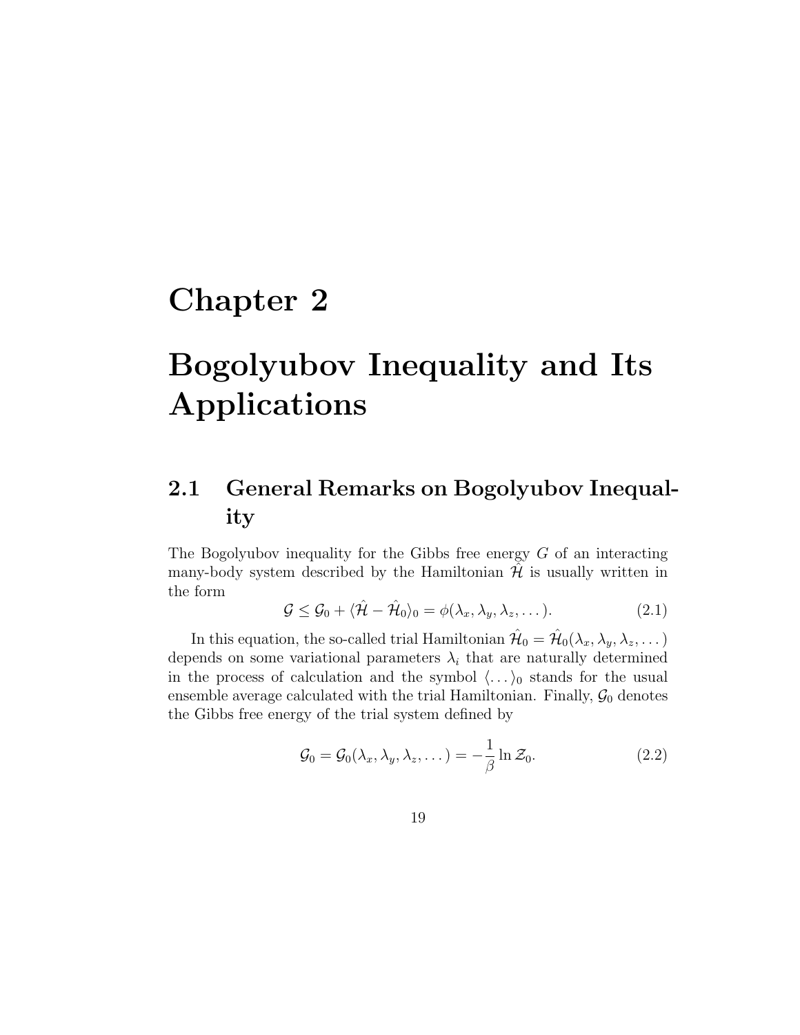# Chapter 2

# Bogolyubov Inequality and Its Applications

## 2.1 General Remarks on Bogolyubov Inequality

The Bogolyubov inequality for the Gibbs free energy $G$ of an interacting many-body system described by the Hamiltonian $\hat{\mathcal{H}}$ is usually written in the form

$$\mathcal{G} \leq \mathcal{G}_0 + \langle \hat{\mathcal{H}} - \hat{\mathcal{H}}_0 \rangle_0 = \phi(\lambda_x, \lambda_y, \lambda_z, \dots). \tag{2.1}$$

In this equation, the so-called trial Hamiltonian $\hat{\mathcal{H}}_0 = \hat{\mathcal{H}}_0(\lambda_x, \lambda_y, \lambda_z, \dots)$ depends on some variational parameters $\lambda_i$ that are naturally determined in the process of calculation and the symbol $\langle \dots \rangle_0$ stands for the usual ensemble average calculated with the trial Hamiltonian. Finally, $\mathcal{G}_0$ denotes the Gibbs free energy of the trial system defined by

$$\mathcal{G}_0 = \mathcal{G}_0(\lambda_x, \lambda_y, \lambda_z, \dots) = -\frac{1}{\beta} \ln \mathcal{Z}_0. \tag{2.2}$$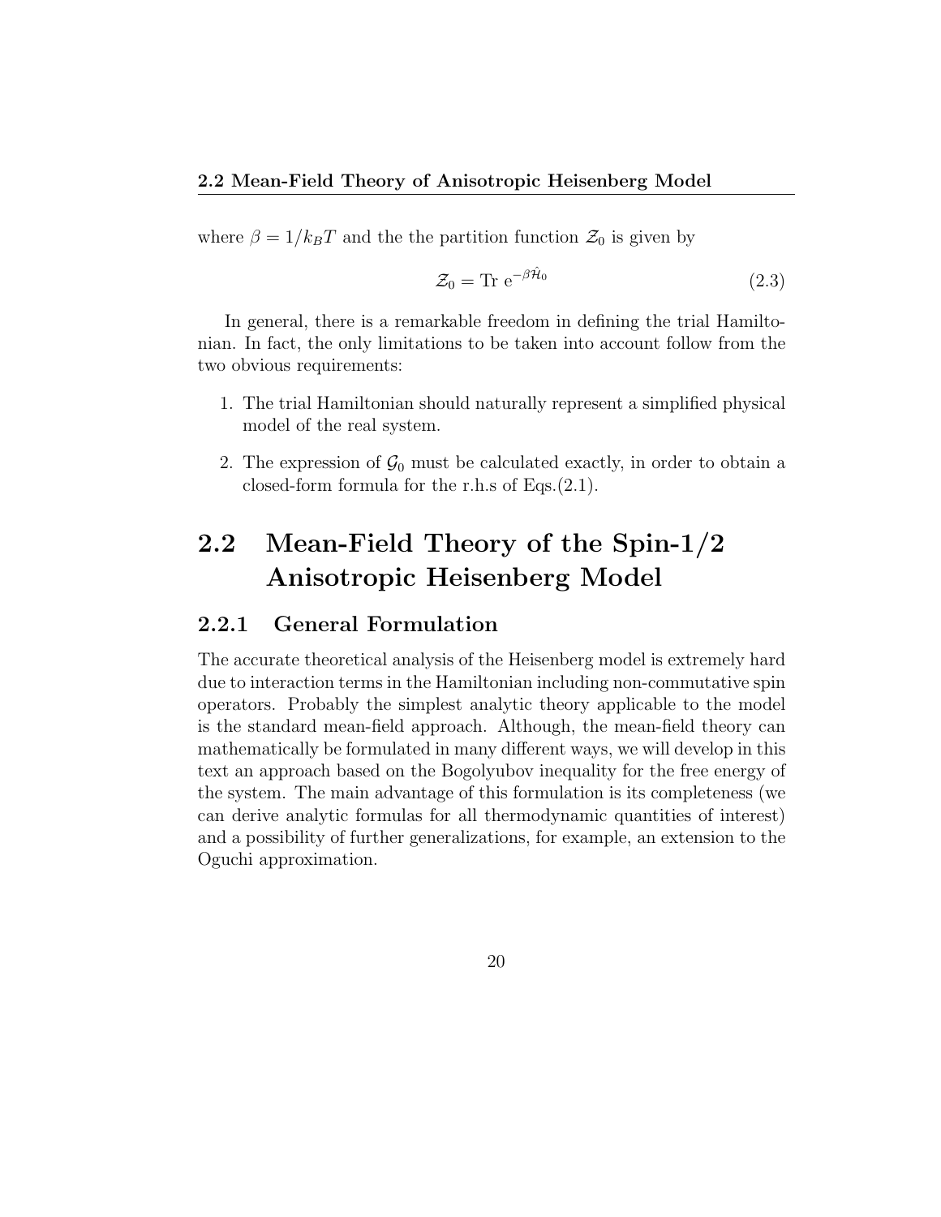where $\beta = 1/k_BT$ and the the partition function $\mathcal{Z}_0$ is given by

$$\mathcal{Z}_0 = \text{Tr } \mathrm{e}^{-\beta \hat{\mathcal{H}}_0} \tag{2.3}$$

In general, there is a remarkable freedom in defining the trial Hamiltonian. In fact, the only limitations to be taken into account follow from the two obvious requirements:

1. The trial Hamiltonian should naturally represent a simplified physical model of the real system.
2. The expression of $\mathcal{G}_0$ must be calculated exactly, in order to obtain a closed-form formula for the r.h.s of Eqs.(2.1).

## 2.2 Mean-Field Theory of the Spin-1/2 Anisotropic Heisenberg Model

### 2.2.1 General Formulation

The accurate theoretical analysis of the Heisenberg model is extremely hard due to interaction terms in the Hamiltonian including non-commutative spin operators. Probably the simplest analytic theory applicable to the model is the standard mean-field approach. Although, the mean-field theory can mathematically be formulated in many different ways, we will develop in this text an approach based on the Bogolyubov inequality for the free energy of the system. The main advantage of this formulation is its completeness (we can derive analytic formulas for all thermodynamic quantities of interest) and a possibility of further generalizations, for example, an extension to the Oguchi approximation.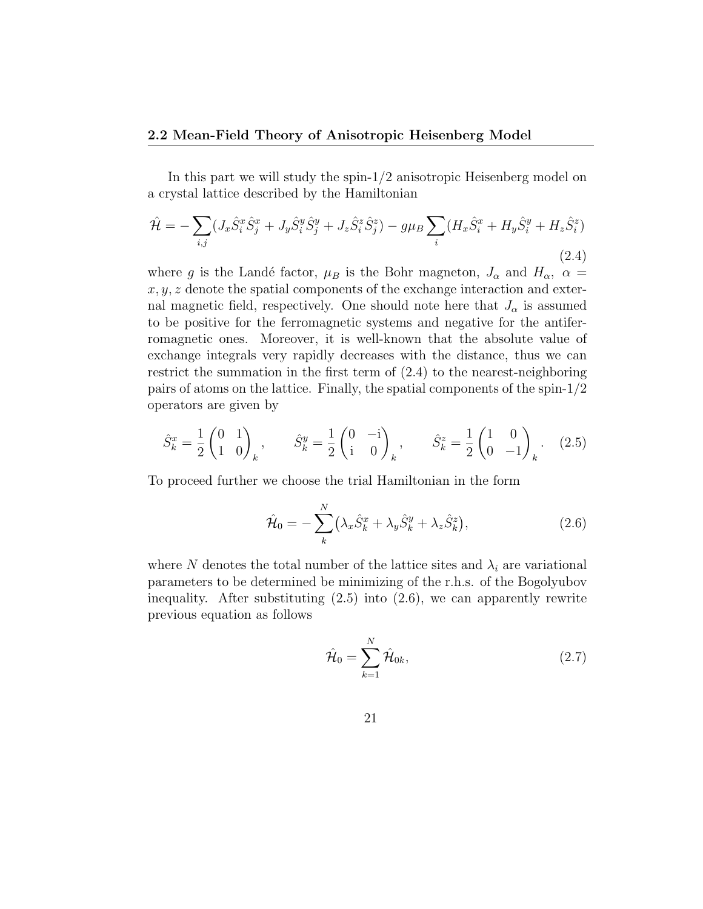## 2.2 Mean-Field Theory of Anisotropic Heisenberg Model

In this part we will study the spin-1/2 anisotropic Heisenberg model on a crystal lattice described by the Hamiltonian

$$\hat{\mathcal{H}} = -\sum_{i,j}(J_x \hat{S}_i^x \hat{S}_j^x + J_y \hat{S}_i^y \hat{S}_j^y + J_z \hat{S}_i^z \hat{S}_j^z) - g\mu_B \sum_i (H_x \hat{S}_i^x + H_y \hat{S}_i^y + H_z \hat{S}_i^z) \tag{2.4}$$

where $g$ is the Landé factor, $\mu_B$ is the Bohr magneton, $J_\alpha$ and $H_\alpha$, $\alpha = x, y, z$ denote the spatial components of the exchange interaction and external magnetic field, respectively. One should note here that $J_\alpha$ is assumed to be positive for the ferromagnetic systems and negative for the antiferromagnetic ones. Moreover, it is well-known that the absolute value of exchange integrals very rapidly decreases with the distance, thus we can restrict the summation in the first term of (2.4) to the nearest-neighboring pairs of atoms on the lattice. Finally, the spatial components of the spin-1/2 operators are given by

$$\hat{S}_k^x = \frac{1}{2}\begin{pmatrix} 0 & 1 \\ 1 & 0 \end{pmatrix}_k, \qquad \hat{S}_k^y = \frac{1}{2}\begin{pmatrix} 0 & -\mathrm{i} \\ \mathrm{i} & 0 \end{pmatrix}_k, \qquad \hat{S}_k^z = \frac{1}{2}\begin{pmatrix} 1 & 0 \\ 0 & -1 \end{pmatrix}_k. \tag{2.5}$$

To proceed further we choose the trial Hamiltonian in the form

$$\hat{\mathcal{H}}_0 = -\sum_k^N \left(\lambda_x \hat{S}_k^x + \lambda_y \hat{S}_k^y + \lambda_z \hat{S}_k^z\right), \tag{2.6}$$

where $N$ denotes the total number of the lattice sites and $\lambda_i$ are variational parameters to be determined be minimizing of the r.h.s. of the Bogolyubov inequality. After substituting (2.5) into (2.6), we can apparently rewrite previous equation as follows

$$\hat{\mathcal{H}}_0 = \sum_{k=1}^N \hat{\mathcal{H}}_{0k}, \tag{2.7}$$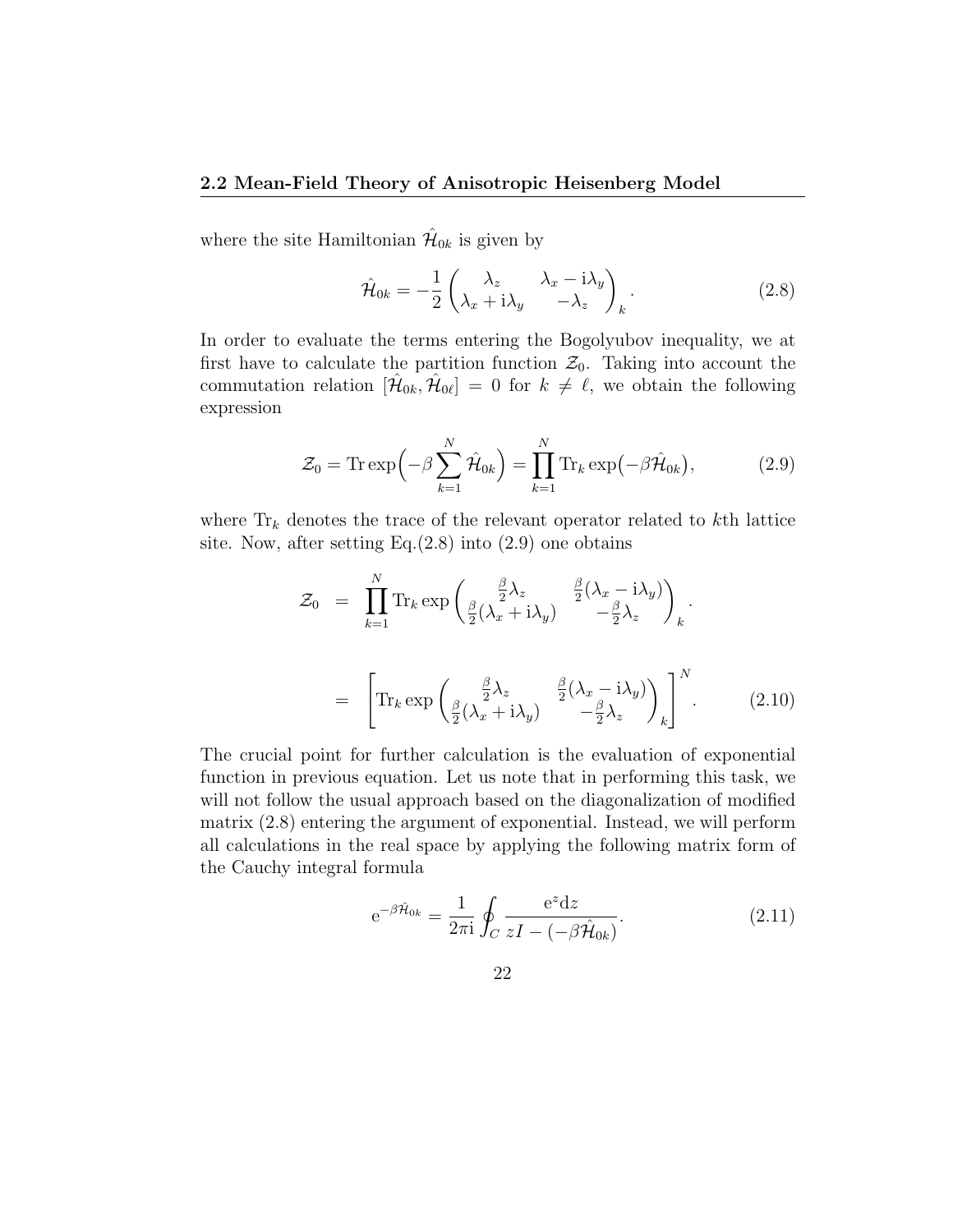where the site Hamiltonian $\hat{\mathcal{H}}_{0k}$ is given by

$$\hat{\mathcal{H}}_{0k} = -\frac{1}{2}\begin{pmatrix} \lambda_z & \lambda_x - \mathrm{i}\lambda_y \\ \lambda_x + \mathrm{i}\lambda_y & -\lambda_z \end{pmatrix}_k . \tag{2.8}$$

In order to evaluate the terms entering the Bogolyubov inequality, we at first have to calculate the partition function $\mathcal{Z}_0$. Taking into account the commutation relation $[\hat{\mathcal{H}}_{0k}, \hat{\mathcal{H}}_{0\ell}] = 0$ for $k \neq \ell$, we obtain the following expression

$$\mathcal{Z}_0 = \mathrm{Tr}\exp\Big(-\beta\sum_{k=1}^{N}\hat{\mathcal{H}}_{0k}\Big) = \prod_{k=1}^{N}\mathrm{Tr}_k\exp\big(-\beta\hat{\mathcal{H}}_{0k}\big), \tag{2.9}$$

where $\mathrm{Tr}_k$ denotes the trace of the relevant operator related to $k$th lattice site. Now, after setting Eq.(2.8) into (2.9) one obtains

$$\begin{aligned}
\mathcal{Z}_0 &= \prod_{k=1}^{N}\mathrm{Tr}_k\exp\begin{pmatrix} \frac{\beta}{2}\lambda_z & \frac{\beta}{2}(\lambda_x - \mathrm{i}\lambda_y) \\ \frac{\beta}{2}(\lambda_x + \mathrm{i}\lambda_y) & -\frac{\beta}{2}\lambda_z \end{pmatrix}_k . \\
&= \left[\mathrm{Tr}_k\exp\begin{pmatrix} \frac{\beta}{2}\lambda_z & \frac{\beta}{2}(\lambda_x - \mathrm{i}\lambda_y) \\ \frac{\beta}{2}(\lambda_x + \mathrm{i}\lambda_y) & -\frac{\beta}{2}\lambda_z \end{pmatrix}_k\right]^N .
\end{aligned} \tag{2.10}$$

The crucial point for further calculation is the evaluation of exponential function in previous equation. Let us note that in performing this task, we will not follow the usual approach based on the diagonalization of modified matrix (2.8) entering the argument of exponential. Instead, we will perform all calculations in the real space by applying the following matrix form of the Cauchy integral formula

$$\mathrm{e}^{-\beta\hat{\mathcal{H}}_{0k}} = \frac{1}{2\pi\mathrm{i}}\oint_C \frac{\mathrm{e}^z\mathrm{d}z}{zI - (-\beta\hat{\mathcal{H}}_{0k})}. \tag{2.11}$$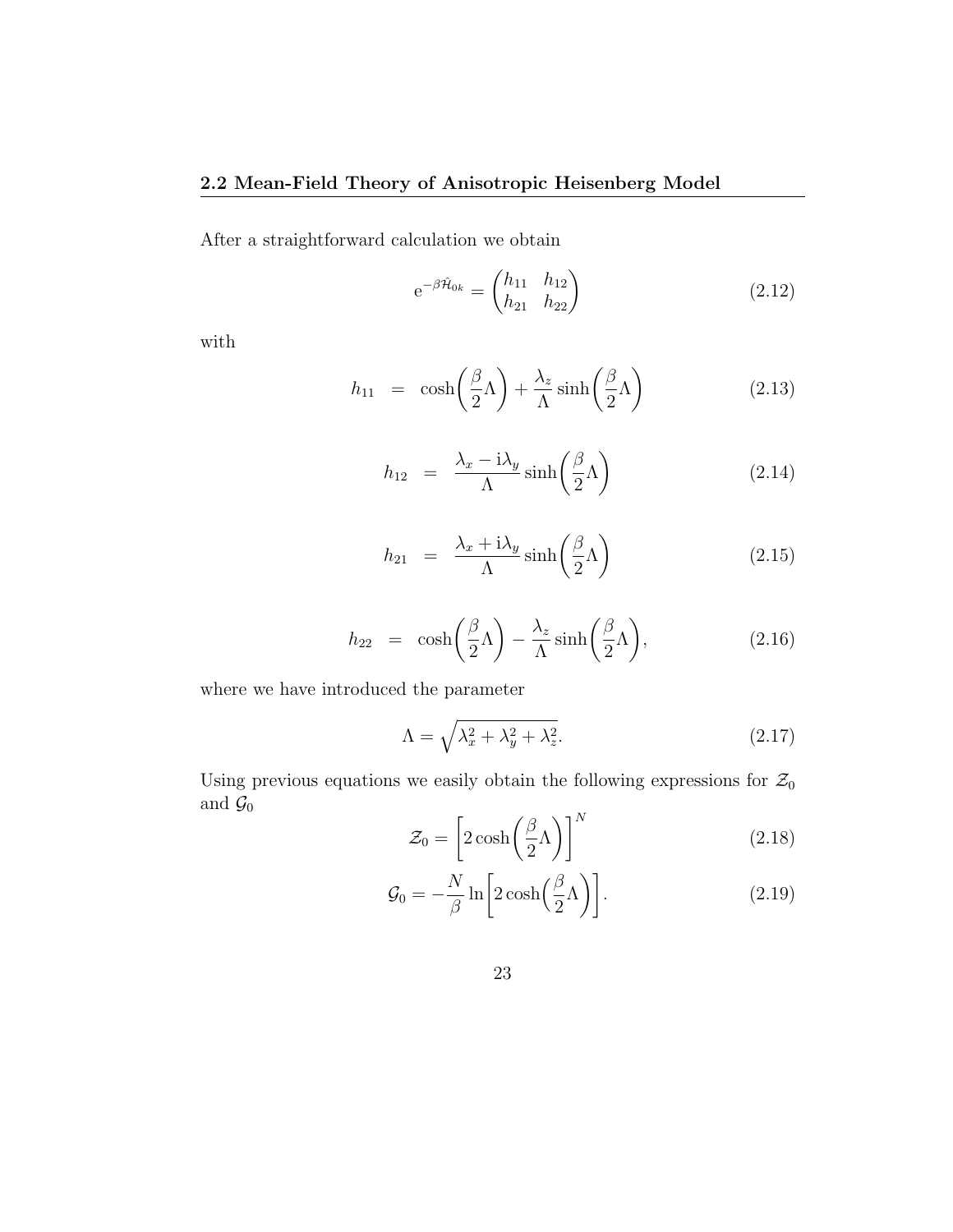After a straightforward calculation we obtain

$$
\mathrm{e}^{-\beta\hat{\mathcal{H}}_{0k}} = \begin{pmatrix} h_{11} & h_{12} \\ h_{21} & h_{22} \end{pmatrix} \tag{2.12}
$$

with

$$
h_{11} = \cosh\left(\frac{\beta}{2}\Lambda\right) + \frac{\lambda_z}{\Lambda}\sinh\left(\frac{\beta}{2}\Lambda\right) \tag{2.13}
$$

$$
h_{12} = \frac{\lambda_x - \mathrm{i}\lambda_y}{\Lambda}\sinh\left(\frac{\beta}{2}\Lambda\right) \tag{2.14}
$$

$$
h_{21} = \frac{\lambda_x + \mathrm{i}\lambda_y}{\Lambda}\sinh\left(\frac{\beta}{2}\Lambda\right) \tag{2.15}
$$

$$
h_{22} = \cosh\left(\frac{\beta}{2}\Lambda\right) - \frac{\lambda_z}{\Lambda}\sinh\left(\frac{\beta}{2}\Lambda\right), \tag{2.16}
$$

where we have introduced the parameter

$$
\Lambda = \sqrt{\lambda_x^2 + \lambda_y^2 + \lambda_z^2}. \tag{2.17}
$$

Using previous equations we easily obtain the following expressions for $\mathcal{Z}_0$ and $\mathcal{G}_0$

$$
\mathcal{Z}_0 = \left[2\cosh\left(\frac{\beta}{2}\Lambda\right)\right]^N \tag{2.18}
$$

$$
\mathcal{G}_0 = -\frac{N}{\beta}\ln\left[2\cosh\left(\frac{\beta}{2}\Lambda\right)\right]. \tag{2.19}
$$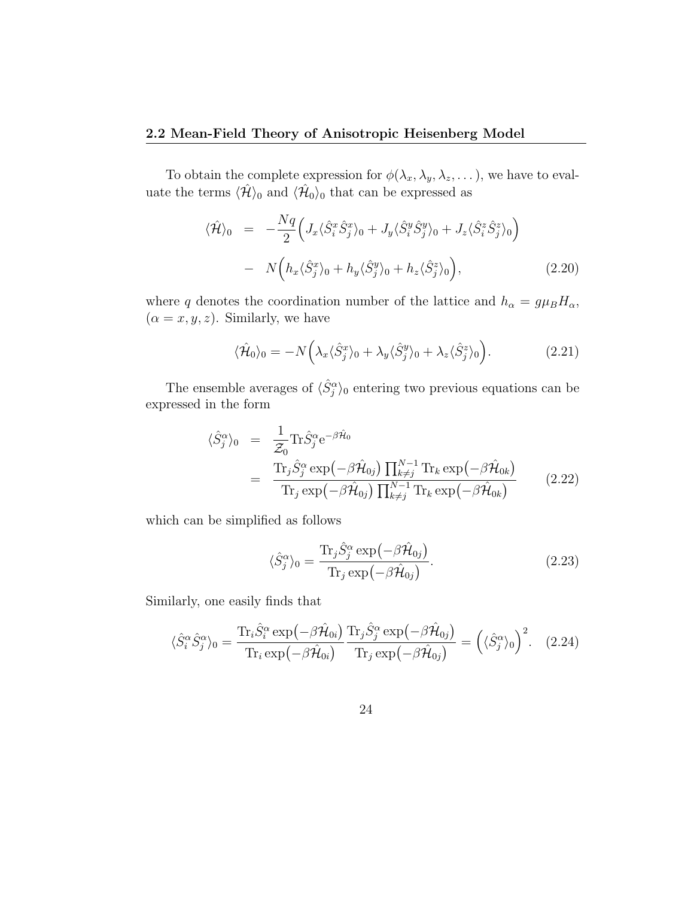To obtain the complete expression for $\phi(\lambda_x, \lambda_y, \lambda_z, \dots)$, we have to evaluate the terms $\langle\hat{\mathcal{H}}\rangle_0$ and $\langle\hat{\mathcal{H}}_0\rangle_0$ that can be expressed as

$$
\begin{aligned}
\langle\hat{\mathcal{H}}\rangle_0 &= -\frac{Nq}{2}\Big(J_x\langle\hat{S}_i^x\hat{S}_j^x\rangle_0 + J_y\langle\hat{S}_i^y\hat{S}_j^y\rangle_0 + J_z\langle\hat{S}_i^z\hat{S}_j^z\rangle_0\Big) \\
&- N\Big(h_x\langle\hat{S}_j^x\rangle_0 + h_y\langle\hat{S}_j^y\rangle_0 + h_z\langle\hat{S}_j^z\rangle_0\Big),
\end{aligned}
\tag{2.20}
$$

where $q$ denotes the coordination number of the lattice and $h_\alpha = g\mu_B H_\alpha$, $(\alpha = x, y, z)$. Similarly, we have

$$
\langle\hat{\mathcal{H}}_0\rangle_0 = -N\Big(\lambda_x\langle\hat{S}_j^x\rangle_0 + \lambda_y\langle\hat{S}_j^y\rangle_0 + \lambda_z\langle\hat{S}_j^z\rangle_0\Big). \tag{2.21}
$$

The ensemble averages of $\langle\hat{S}_j^\alpha\rangle_0$ entering two previous equations can be expressed in the form

$$
\begin{aligned}
\langle\hat{S}_j^\alpha\rangle_0 &= \frac{1}{\mathcal{Z}_0}\mathrm{Tr}\hat{S}_j^\alpha \mathrm{e}^{-\beta\hat{\mathcal{H}}_0} \\
&= \frac{\mathrm{Tr}_j\hat{S}_j^\alpha\exp\big(-\beta\hat{\mathcal{H}}_{0j}\big)\prod_{k\neq j}^{N-1}\mathrm{Tr}_k\exp\big(-\beta\hat{\mathcal{H}}_{0k}\big)}{\mathrm{Tr}_j\exp\big(-\beta\hat{\mathcal{H}}_{0j}\big)\prod_{k\neq j}^{N-1}\mathrm{Tr}_k\exp\big(-\beta\hat{\mathcal{H}}_{0k}\big)}
\end{aligned}
\tag{2.22}
$$

which can be simplified as follows

$$
\langle\hat{S}_j^\alpha\rangle_0 = \frac{\mathrm{Tr}_j\hat{S}_j^\alpha\exp\big(-\beta\hat{\mathcal{H}}_{0j}\big)}{\mathrm{Tr}_j\exp\big(-\beta\hat{\mathcal{H}}_{0j}\big)}. \tag{2.23}
$$

Similarly, one easily finds that

$$
\langle\hat{S}_i^\alpha\hat{S}_j^\alpha\rangle_0 = \frac{\mathrm{Tr}_i\hat{S}_i^\alpha\exp\big(-\beta\hat{\mathcal{H}}_{0i}\big)}{\mathrm{Tr}_i\exp\big(-\beta\hat{\mathcal{H}}_{0i}\big)}\frac{\mathrm{Tr}_j\hat{S}_j^\alpha\exp\big(-\beta\hat{\mathcal{H}}_{0j}\big)}{\mathrm{Tr}_j\exp\big(-\beta\hat{\mathcal{H}}_{0j}\big)} = \Big(\langle\hat{S}_j^\alpha\rangle_0\Big)^2. \tag{2.24}
$$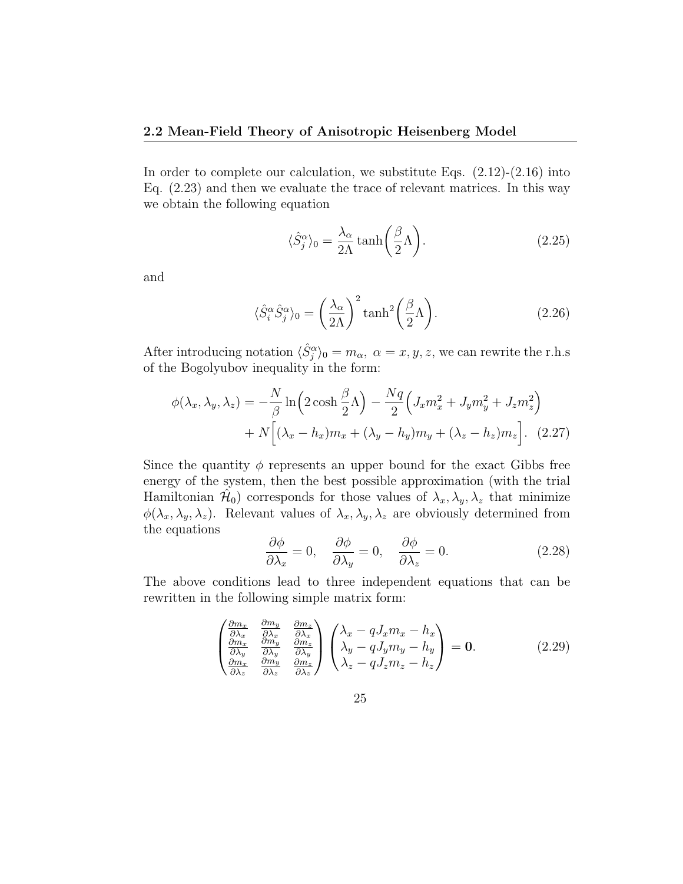In order to complete our calculation, we substitute Eqs. (2.12)-(2.16) into Eq. (2.23) and then we evaluate the trace of relevant matrices. In this way we obtain the following equation

$$\langle \hat{S}_j^\alpha \rangle_0 = \frac{\lambda_\alpha}{2\Lambda} \tanh\left(\frac{\beta}{2}\Lambda\right). \tag{2.25}$$

and

$$\langle \hat{S}_i^\alpha \hat{S}_j^\alpha \rangle_0 = \left(\frac{\lambda_\alpha}{2\Lambda}\right)^2 \tanh^2\left(\frac{\beta}{2}\Lambda\right). \tag{2.26}$$

After introducing notation $\langle \hat{S}_j^\alpha \rangle_0 = m_\alpha,\ \alpha = x, y, z$, we can rewrite the r.h.s of the Bogolyubov inequality in the form:

$$\begin{aligned}\phi(\lambda_x, \lambda_y, \lambda_z) = &-\frac{N}{\beta}\ln\left(2\cosh\frac{\beta}{2}\Lambda\right) - \frac{Nq}{2}\left(J_x m_x^2 + J_y m_y^2 + J_z m_z^2\right) \\ &+ N\Big[(\lambda_x - h_x)m_x + (\lambda_y - h_y)m_y + (\lambda_z - h_z)m_z\Big]. \end{aligned}\tag{2.27}$$

Since the quantity $\phi$ represents an upper bound for the exact Gibbs free energy of the system, then the best possible approximation (with the trial Hamiltonian $\hat{\mathcal{H}}_0$) corresponds for those values of $\lambda_x, \lambda_y, \lambda_z$ that minimize $\phi(\lambda_x, \lambda_y, \lambda_z)$. Relevant values of $\lambda_x, \lambda_y, \lambda_z$ are obviously determined from the equations

$$\frac{\partial \phi}{\partial \lambda_x} = 0, \quad \frac{\partial \phi}{\partial \lambda_y} = 0, \quad \frac{\partial \phi}{\partial \lambda_z} = 0. \tag{2.28}$$

The above conditions lead to three independent equations that can be rewritten in the following simple matrix form:

$$\begin{pmatrix} \frac{\partial m_x}{\partial \lambda_x} & \frac{\partial m_y}{\partial \lambda_x} & \frac{\partial m_z}{\partial \lambda_x} \\ \frac{\partial m_x}{\partial \lambda_y} & \frac{\partial m_y}{\partial \lambda_y} & \frac{\partial m_z}{\partial \lambda_y} \\ \frac{\partial m_x}{\partial \lambda_z} & \frac{\partial m_y}{\partial \lambda_z} & \frac{\partial m_z}{\partial \lambda_z} \end{pmatrix} \begin{pmatrix} \lambda_x - qJ_x m_x - h_x \\ \lambda_y - qJ_y m_y - h_y \\ \lambda_z - qJ_z m_z - h_z \end{pmatrix} = \mathbf{0}. \tag{2.29}$$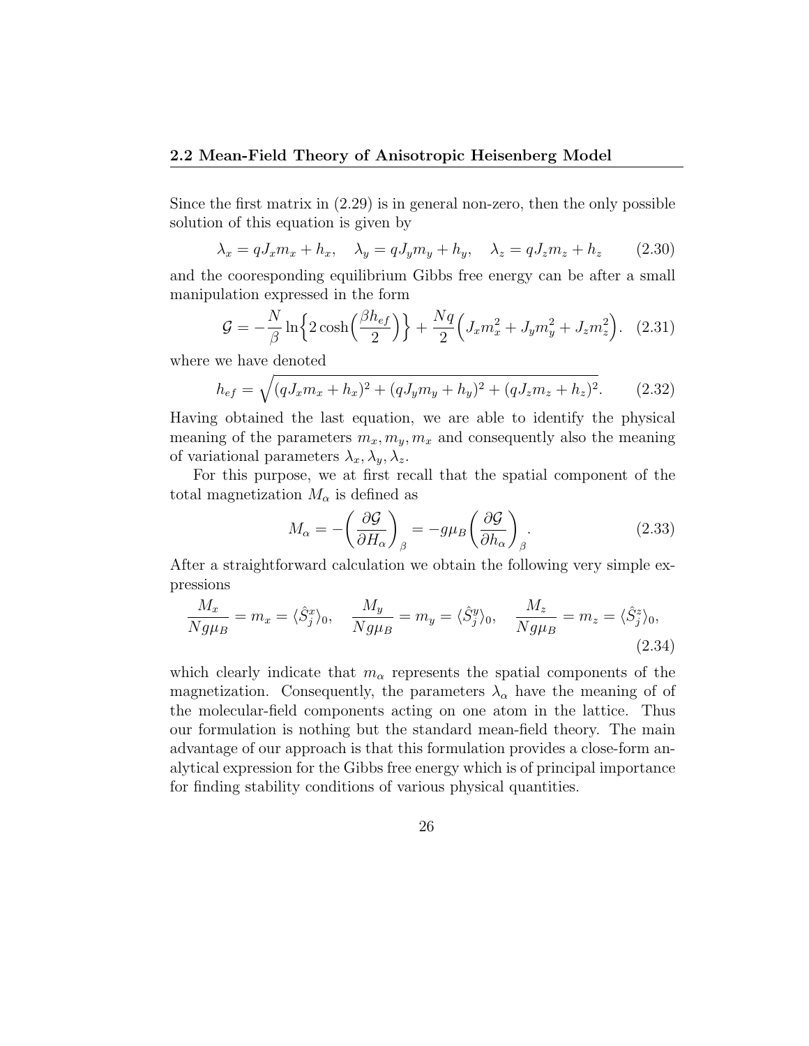Since the first matrix in (2.29) is in general non-zero, then the only possible solution of this equation is given by

$$\lambda_x = qJ_x m_x + h_x, \quad \lambda_y = qJ_y m_y + h_y, \quad \lambda_z = qJ_z m_z + h_z \tag{2.30}$$

and the cooresponding equilibrium Gibbs free energy can be after a small manipulation expressed in the form

$$\mathcal{G} = -\frac{N}{\beta} \ln\Big\{ 2\cosh\Big(\frac{\beta h_{ef}}{2}\Big)\Big\} + \frac{Nq}{2}\Big(J_x m_x^2 + J_y m_y^2 + J_z m_z^2\Big). \tag{2.31}$$

where we have denoted

$$h_{ef} = \sqrt{(qJ_x m_x + h_x)^2 + (qJ_y m_y + h_y)^2 + (qJ_z m_z + h_z)^2}. \tag{2.32}$$

Having obtained the last equation, we are able to identify the physical meaning of the parameters $m_x, m_y, m_x$ and consequently also the meaning of variational parameters $\lambda_x, \lambda_y, \lambda_z$.

For this purpose, we at first recall that the spatial component of the total magnetization $M_\alpha$ is defined as

$$M_\alpha = -\left(\frac{\partial \mathcal{G}}{\partial H_\alpha}\right)_\beta = -g\mu_B \left(\frac{\partial \mathcal{G}}{\partial h_\alpha}\right)_\beta. \tag{2.33}$$

After a straightforward calculation we obtain the following very simple expressions

$$\frac{M_x}{Ng\mu_B} = m_x = \langle \hat{S}_j^x \rangle_0, \quad \frac{M_y}{Ng\mu_B} = m_y = \langle \hat{S}_j^y \rangle_0, \quad \frac{M_z}{Ng\mu_B} = m_z = \langle \hat{S}_j^z \rangle_0, \tag{2.34}$$

which clearly indicate that $m_\alpha$ represents the spatial components of the magnetization. Consequently, the parameters $\lambda_\alpha$ have the meaning of of the molecular-field components acting on one atom in the lattice. Thus our formulation is nothing but the standard mean-field theory. The main advantage of our approach is that this formulation provides a close-form analytical expression for the Gibbs free energy which is of principal importance for finding stability conditions of various physical quantities.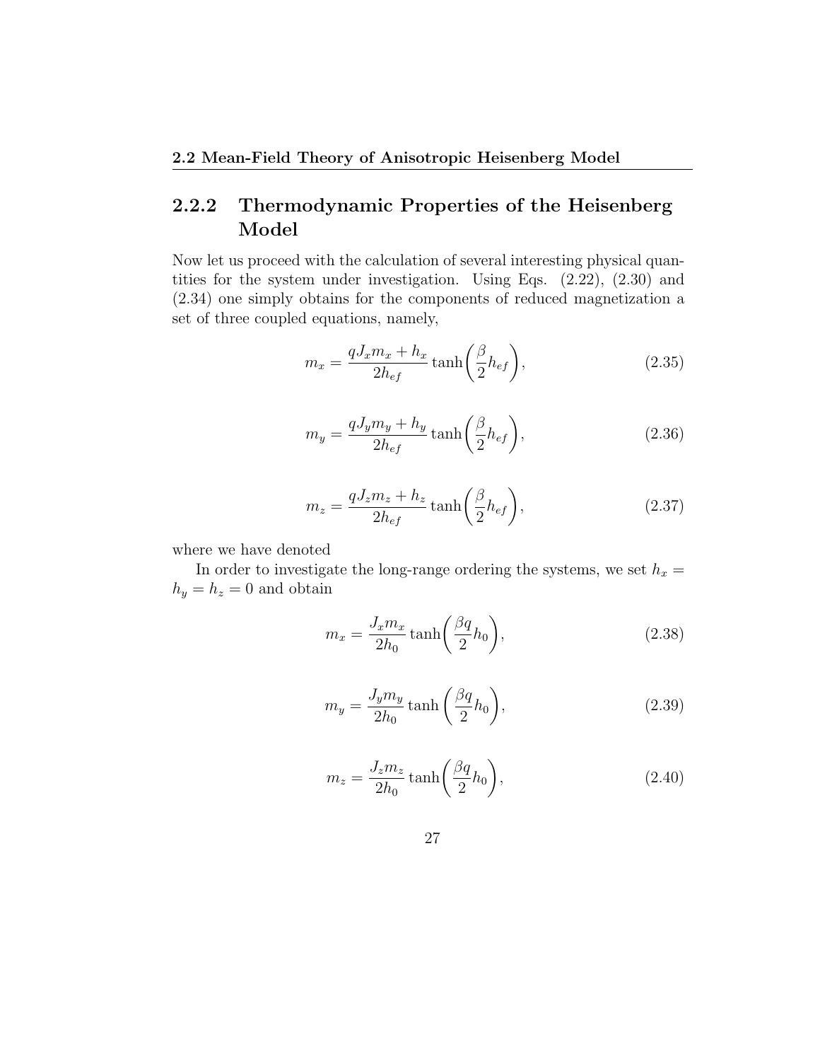### 2.2.2 Thermodynamic Properties of the Heisenberg Model

Now let us proceed with the calculation of several interesting physical quantities for the system under investigation. Using Eqs. (2.22), (2.30) and (2.34) one simply obtains for the components of reduced magnetization a set of three coupled equations, namely,

$$m_x = \frac{qJ_x m_x + h_x}{2h_{ef}} \tanh\left(\frac{\beta}{2} h_{ef}\right), \tag{2.35}$$

$$m_y = \frac{qJ_y m_y + h_y}{2h_{ef}} \tanh\left(\frac{\beta}{2} h_{ef}\right), \tag{2.36}$$

$$m_z = \frac{qJ_z m_z + h_z}{2h_{ef}} \tanh\left(\frac{\beta}{2} h_{ef}\right), \tag{2.37}$$

where we have denoted

In order to investigate the long-range ordering the systems, we set $h_x = h_y = h_z = 0$ and obtain

$$m_x = \frac{J_x m_x}{2h_0} \tanh\left(\frac{\beta q}{2} h_0\right), \tag{2.38}$$

$$m_y = \frac{J_y m_y}{2h_0} \tanh\left(\frac{\beta q}{2} h_0\right), \tag{2.39}$$

$$m_z = \frac{J_z m_z}{2h_0} \tanh\left(\frac{\beta q}{2} h_0\right), \tag{2.40}$$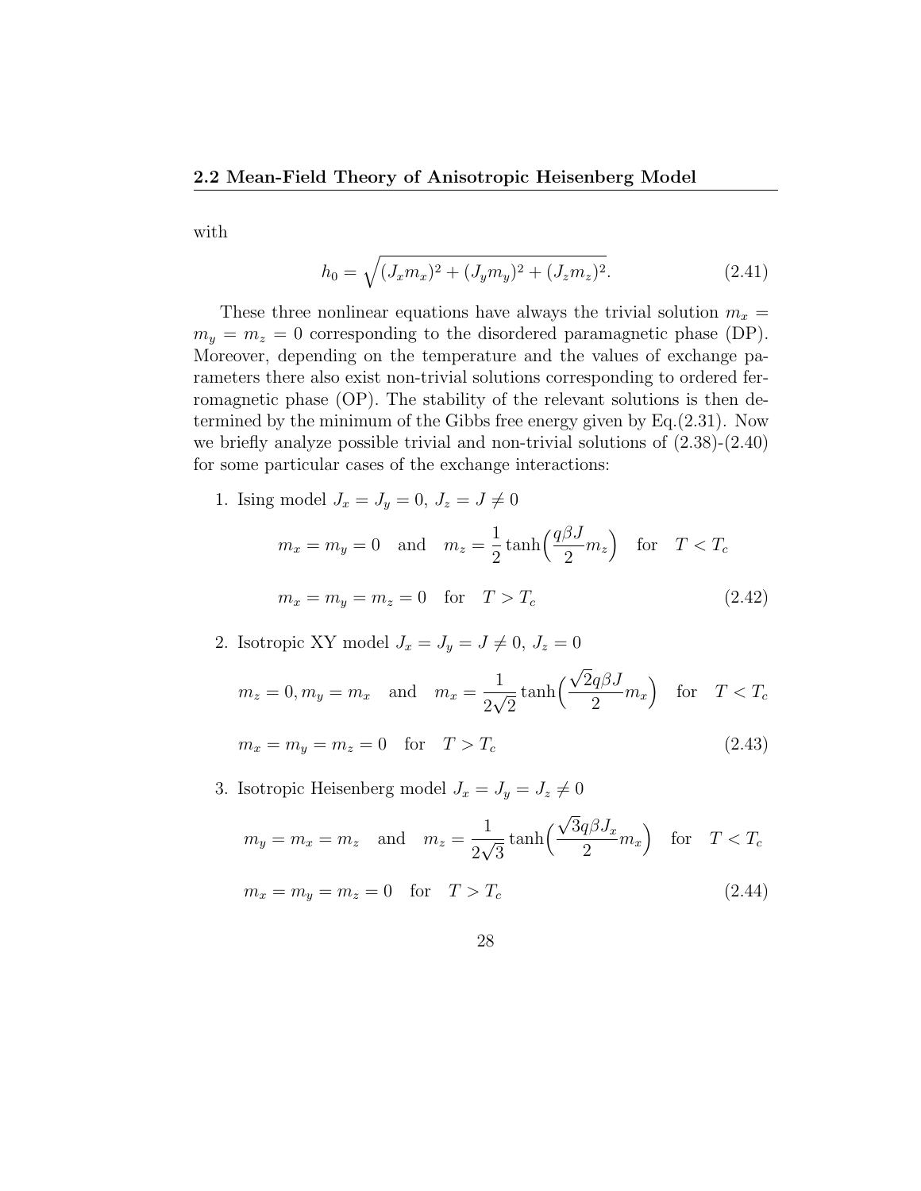with

$$h_0 = \sqrt{(J_x m_x)^2 + (J_y m_y)^2 + (J_z m_z)^2}. \tag{2.41}$$

These three nonlinear equations have always the trivial solution $m_x = m_y = m_z = 0$ corresponding to the disordered paramagnetic phase (DP). Moreover, depending on the temperature and the values of exchange parameters there also exist non-trivial solutions corresponding to ordered ferromagnetic phase (OP). The stability of the relevant solutions is then determined by the minimum of the Gibbs free energy given by Eq.(2.31). Now we briefly analyze possible trivial and non-trivial solutions of (2.38)-(2.40) for some particular cases of the exchange interactions:

1. Ising model $J_x = J_y = 0,\ J_z = J \neq 0$

$$m_x = m_y = 0 \quad \text{and} \quad m_z = \frac{1}{2}\tanh\Big(\frac{q\beta J}{2} m_z\Big) \quad \text{for} \quad T < T_c$$

$$m_x = m_y = m_z = 0 \quad \text{for} \quad T > T_c \tag{2.42}$$

2. Isotropic XY model $J_x = J_y = J \neq 0,\ J_z = 0$

$$m_z = 0, m_y = m_x \quad \text{and} \quad m_x = \frac{1}{2\sqrt{2}}\tanh\Big(\frac{\sqrt{2}q\beta J}{2} m_x\Big) \quad \text{for} \quad T < T_c$$

$$m_x = m_y = m_z = 0 \quad \text{for} \quad T > T_c \tag{2.43}$$

3. Isotropic Heisenberg model $J_x = J_y = J_z \neq 0$

$$m_y = m_x = m_z \quad \text{and} \quad m_z = \frac{1}{2\sqrt{3}}\tanh\Big(\frac{\sqrt{3}q\beta J_x}{2} m_x\Big) \quad \text{for} \quad T < T_c$$

$$m_x = m_y = m_z = 0 \quad \text{for} \quad T > T_c \tag{2.44}$$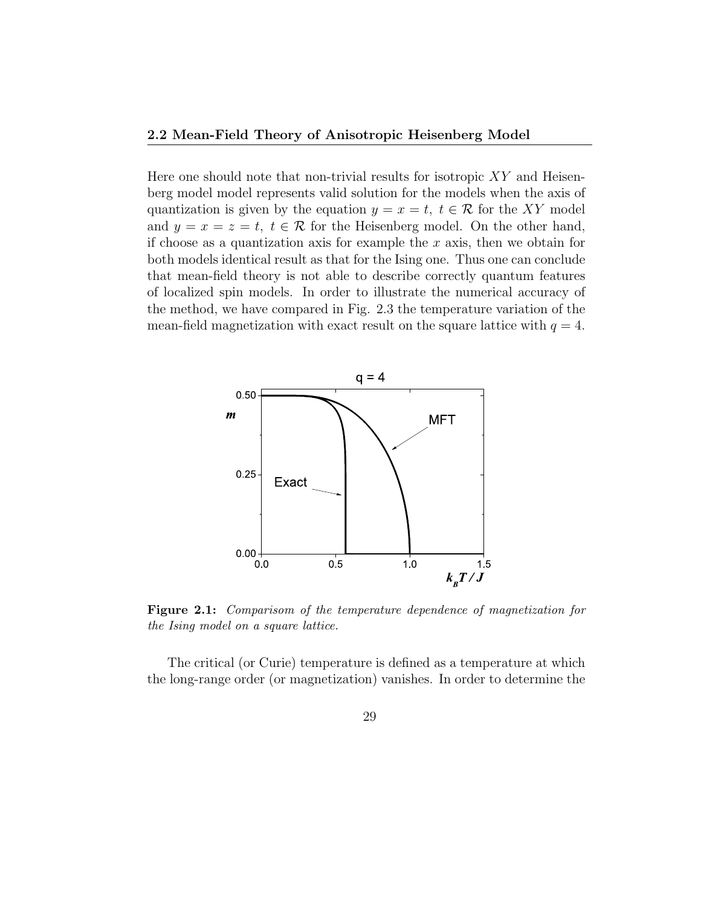Here one should note that non-trivial results for isotropic $XY$ and Heisenberg model model represents valid solution for the models when the axis of quantization is given by the equation $y = x = t,\ t \in \mathcal{R}$ for the $XY$ model and $y = x = z = t,\ t \in \mathcal{R}$ for the Heisenberg model. On the other hand, if choose as a quantization axis for example the $x$ axis, then we obtain for both models identical result as that for the Ising one. Thus one can conclude that mean-field theory is not able to describe correctly quantum features of localized spin models. In order to illustrate the numerical accuracy of the method, we have compared in Fig. 2.3 the temperature variation of the mean-field magnetization with exact result on the square lattice with $q = 4$.

**Figure 2.1:** *Comparisom of the temperature dependence of magnetization for the Ising model on a square lattice.*

The critical (or Curie) temperature is defined as a temperature at which the long-range order (or magnetization) vanishes. In order to determine the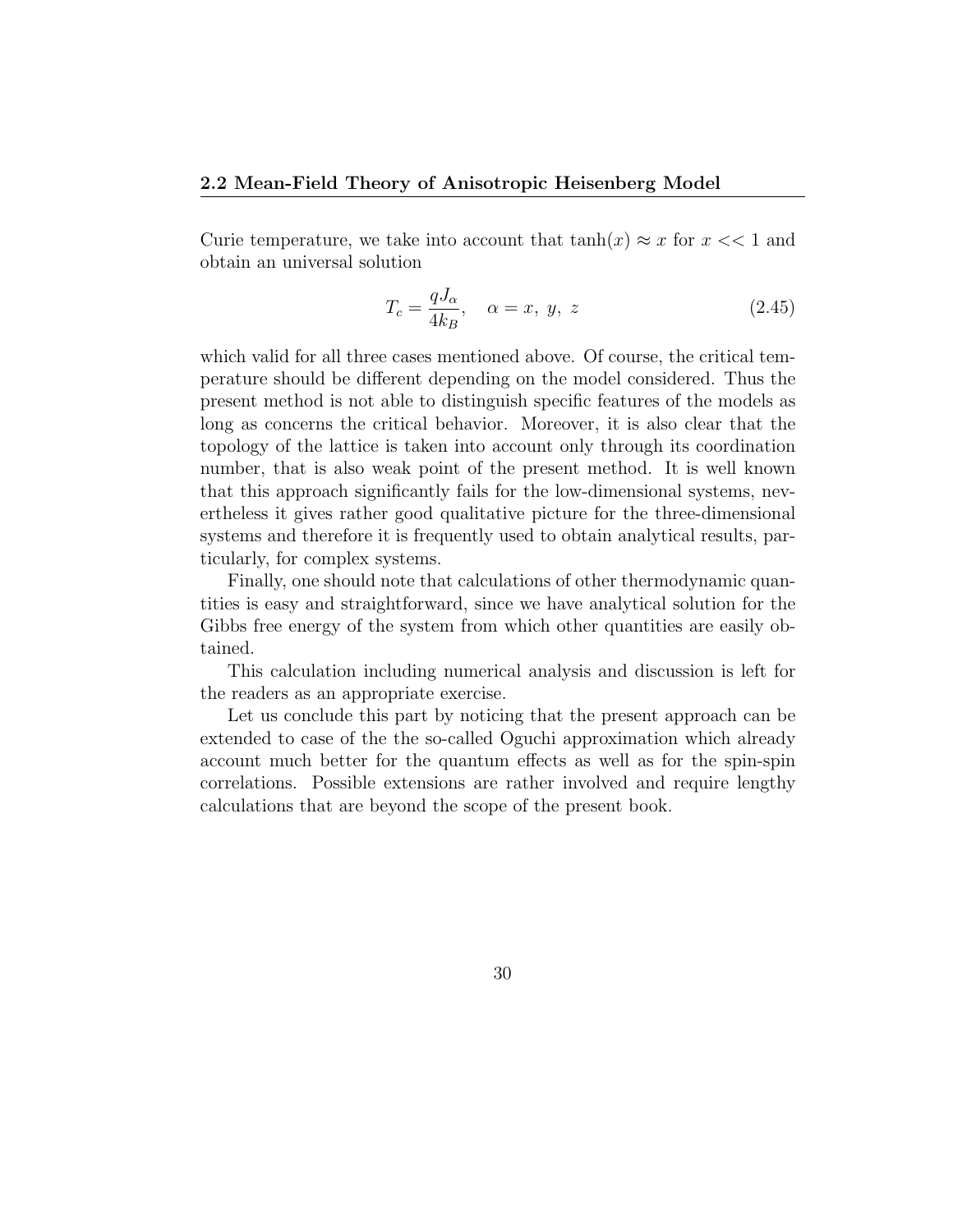Curie temperature, we take into account that $\tanh(x) \approx x$ for $x << 1$ and obtain an universal solution

$$T_c = \frac{qJ_\alpha}{4k_B}, \quad \alpha = x,\ y,\ z \tag{2.45}$$

which valid for all three cases mentioned above. Of course, the critical temperature should be different depending on the model considered. Thus the present method is not able to distinguish specific features of the models as long as concerns the critical behavior. Moreover, it is also clear that the topology of the lattice is taken into account only through its coordination number, that is also weak point of the present method. It is well known that this approach significantly fails for the low-dimensional systems, nevertheless it gives rather good qualitative picture for the three-dimensional systems and therefore it is frequently used to obtain analytical results, particularly, for complex systems.

Finally, one should note that calculations of other thermodynamic quantities is easy and straightforward, since we have analytical solution for the Gibbs free energy of the system from which other quantities are easily obtained.

This calculation including numerical analysis and discussion is left for the readers as an appropriate exercise.

Let us conclude this part by noticing that the present approach can be extended to case of the the so-called Oguchi approximation which already account much better for the quantum effects as well as for the spin-spin correlations. Possible extensions are rather involved and require lengthy calculations that are beyond the scope of the present book.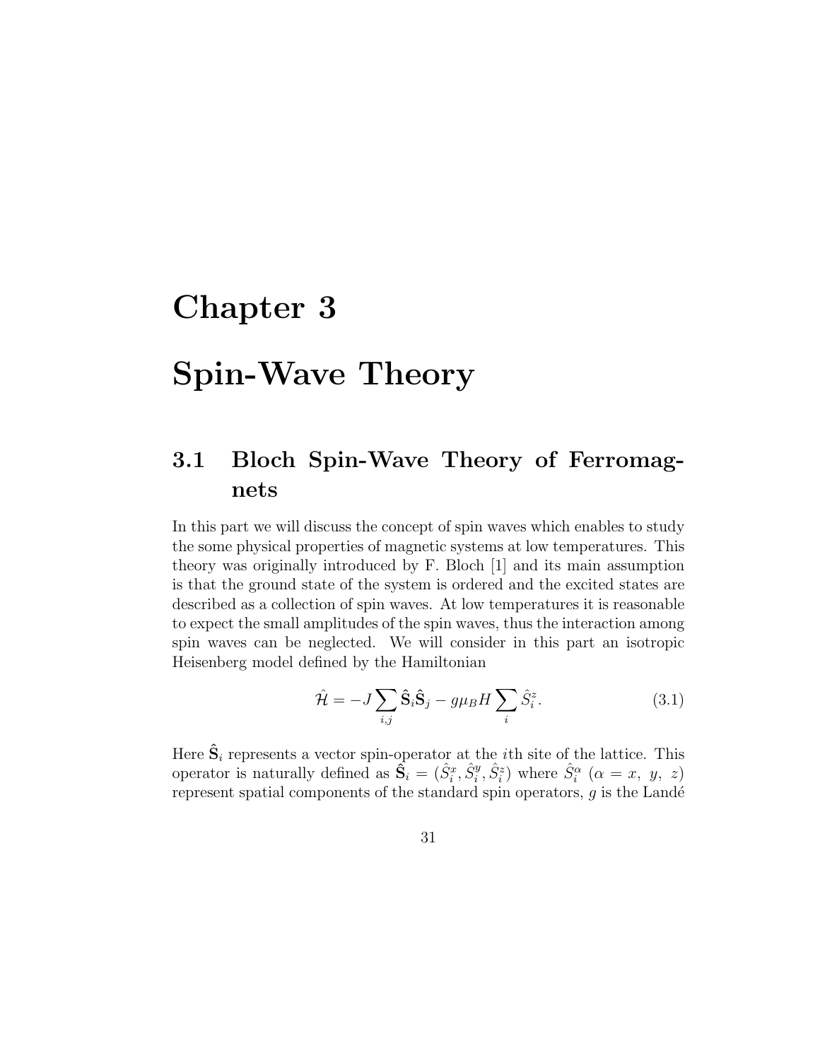# Chapter 3

# Spin-Wave Theory

## 3.1 Bloch Spin-Wave Theory of Ferromagnets

In this part we will discuss the concept of spin waves which enables to study the some physical properties of magnetic systems at low temperatures. This theory was originally introduced by F. Bloch [1] and its main assumption is that the ground state of the system is ordered and the excited states are described as a collection of spin waves. At low temperatures it is reasonable to expect the small amplitudes of the spin waves, thus the interaction among spin waves can be neglected. We will consider in this part an isotropic Heisenberg model defined by the Hamiltonian

$$\hat{\mathcal{H}} = -J \sum_{i,j} \hat{\mathbf{S}}_i \hat{\mathbf{S}}_j - g\mu_B H \sum_i \hat{S}_i^z. \tag{3.1}$$

Here $\hat{\mathbf{S}}_i$ represents a vector spin-operator at the $i$th site of the lattice. This operator is naturally defined as $\hat{\mathbf{S}}_i = (\hat{S}_i^x, \hat{S}_i^y, \hat{S}_i^z)$ where $\hat{S}_i^\alpha$ ($\alpha = x,\ y,\ z$) represent spatial components of the standard spin operators, $g$ is the Landé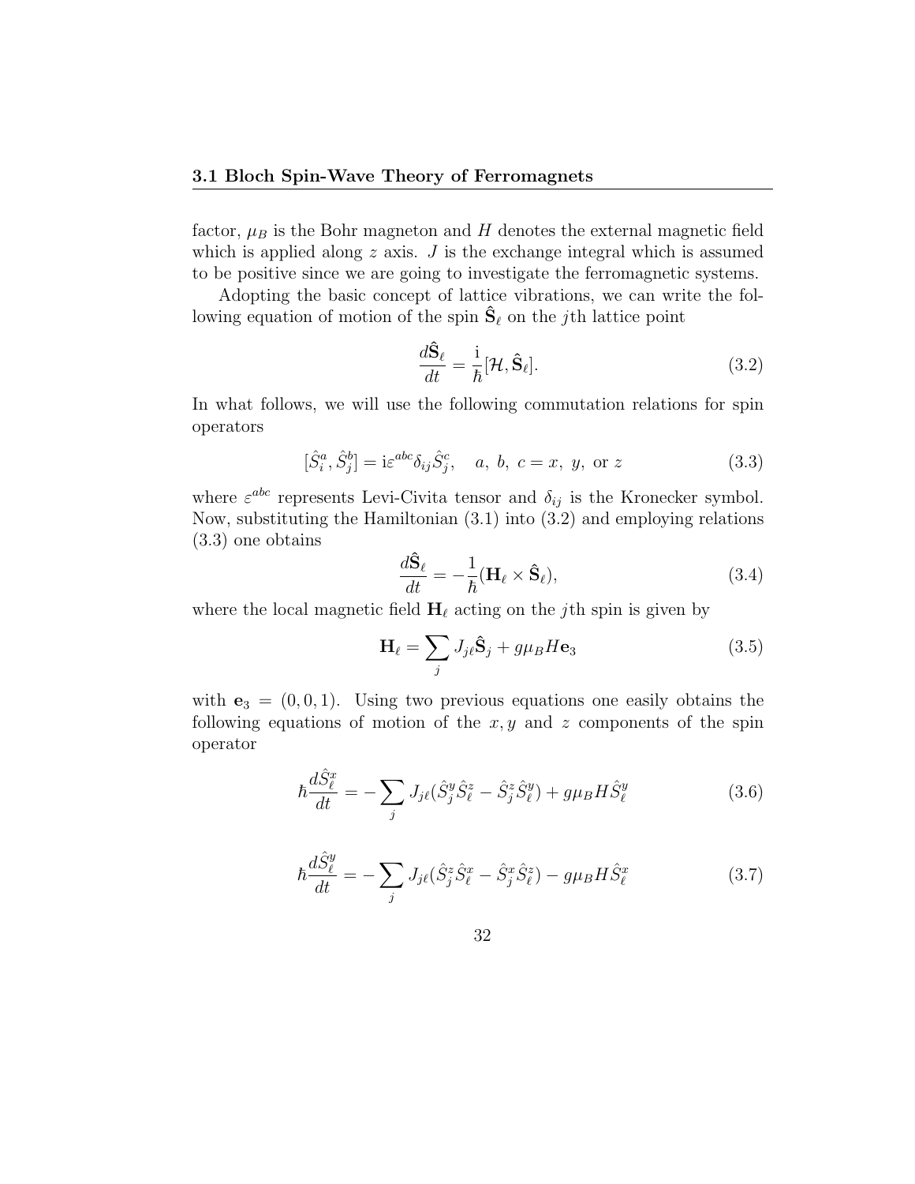factor, $\mu_B$ is the Bohr magneton and $H$ denotes the external magnetic field which is applied along $z$ axis. $J$ is the exchange integral which is assumed to be positive since we are going to investigate the ferromagnetic systems.

Adopting the basic concept of lattice vibrations, we can write the following equation of motion of the spin $\hat{\mathbf{S}}_\ell$ on the $j$th lattice point

$$\frac{d\hat{\mathbf{S}}_\ell}{dt} = \frac{\mathrm{i}}{\hbar}[\mathcal{H}, \hat{\mathbf{S}}_\ell]. \tag{3.2}$$

In what follows, we will use the following commutation relations for spin operators

$$[\hat{S}_i^a, \hat{S}_j^b] = \mathrm{i}\varepsilon^{abc}\delta_{ij}\hat{S}_j^c, \quad a,\ b,\ c = x,\ y,\ \text{or}\ z \tag{3.3}$$

where $\varepsilon^{abc}$ represents Levi-Civita tensor and $\delta_{ij}$ is the Kronecker symbol. Now, substituting the Hamiltonian (3.1) into (3.2) and employing relations (3.3) one obtains

$$\frac{d\hat{\mathbf{S}}_\ell}{dt} = -\frac{1}{\hbar}(\mathbf{H}_\ell \times \hat{\mathbf{S}}_\ell), \tag{3.4}$$

where the local magnetic field $\mathbf{H}_\ell$ acting on the $j$th spin is given by

$$\mathbf{H}_\ell = \sum_j J_{j\ell}\hat{\mathbf{S}}_j + g\mu_B H\mathbf{e}_3 \tag{3.5}$$

with $\mathbf{e}_3 = (0, 0, 1)$. Using two previous equations one easily obtains the following equations of motion of the $x, y$ and $z$ components of the spin operator

$$\hbar\frac{d\hat{S}_\ell^x}{dt} = -\sum_j J_{j\ell}(\hat{S}_j^y\hat{S}_\ell^z - \hat{S}_j^z\hat{S}_\ell^y) + g\mu_B H\hat{S}_\ell^y \tag{3.6}$$

$$\hbar\frac{d\hat{S}_\ell^y}{dt} = -\sum_j J_{j\ell}(\hat{S}_j^z\hat{S}_\ell^x - \hat{S}_j^x\hat{S}_\ell^z) - g\mu_B H\hat{S}_\ell^x \tag{3.7}$$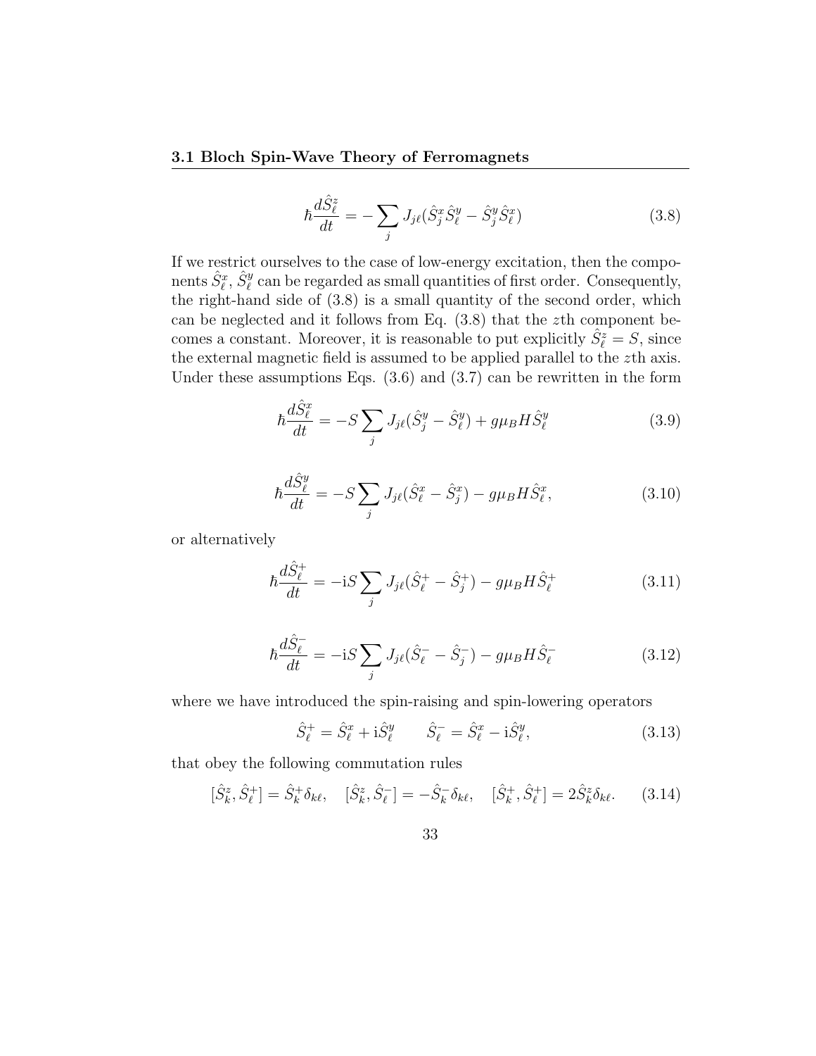$$\hbar \frac{d\hat{S}_\ell^z}{dt} = -\sum_j J_{j\ell}(\hat{S}_j^x \hat{S}_\ell^y - \hat{S}_j^y \hat{S}_\ell^x) \tag{3.8}$$

If we restrict ourselves to the case of low-energy excitation, then the components $\hat{S}_\ell^x$, $\hat{S}_\ell^y$ can be regarded as small quantities of first order. Consequently, the right-hand side of (3.8) is a small quantity of the second order, which can be neglected and it follows from Eq. (3.8) that the $z$th component becomes a constant. Moreover, it is reasonable to put explicitly $\hat{S}_\ell^z = S$, since the external magnetic field is assumed to be applied parallel to the $z$th axis. Under these assumptions Eqs. (3.6) and (3.7) can be rewritten in the form

$$\hbar \frac{d\hat{S}_\ell^x}{dt} = -S \sum_j J_{j\ell}(\hat{S}_j^y - \hat{S}_\ell^y) + g\mu_B H \hat{S}_\ell^y \tag{3.9}$$

$$\hbar \frac{d\hat{S}_\ell^y}{dt} = -S \sum_j J_{j\ell}(\hat{S}_\ell^x - \hat{S}_j^x) - g\mu_B H \hat{S}_\ell^x, \tag{3.10}$$

or alternatively

$$\hbar \frac{d\hat{S}_\ell^+}{dt} = -\mathrm{i} S \sum_j J_{j\ell}(\hat{S}_\ell^+ - \hat{S}_j^+) - g\mu_B H \hat{S}_\ell^+ \tag{3.11}$$

$$\hbar \frac{d\hat{S}_\ell^-}{dt} = -\mathrm{i} S \sum_j J_{j\ell}(\hat{S}_\ell^- - \hat{S}_j^-) - g\mu_B H \hat{S}_\ell^- \tag{3.12}$$

where we have introduced the spin-raising and spin-lowering operators

$$\hat{S}_\ell^+ = \hat{S}_\ell^x + \mathrm{i}\hat{S}_\ell^y \qquad \hat{S}_\ell^- = \hat{S}_\ell^x - \mathrm{i}\hat{S}_\ell^y, \tag{3.13}$$

that obey the following commutation rules

$$[\hat{S}_k^z, \hat{S}_\ell^+] = \hat{S}_k^+ \delta_{k\ell}, \quad [\hat{S}_k^z, \hat{S}_\ell^-] = -\hat{S}_k^- \delta_{k\ell}, \quad [\hat{S}_k^+, \hat{S}_\ell^+] = 2\hat{S}_k^z \delta_{k\ell}. \tag{3.14}$$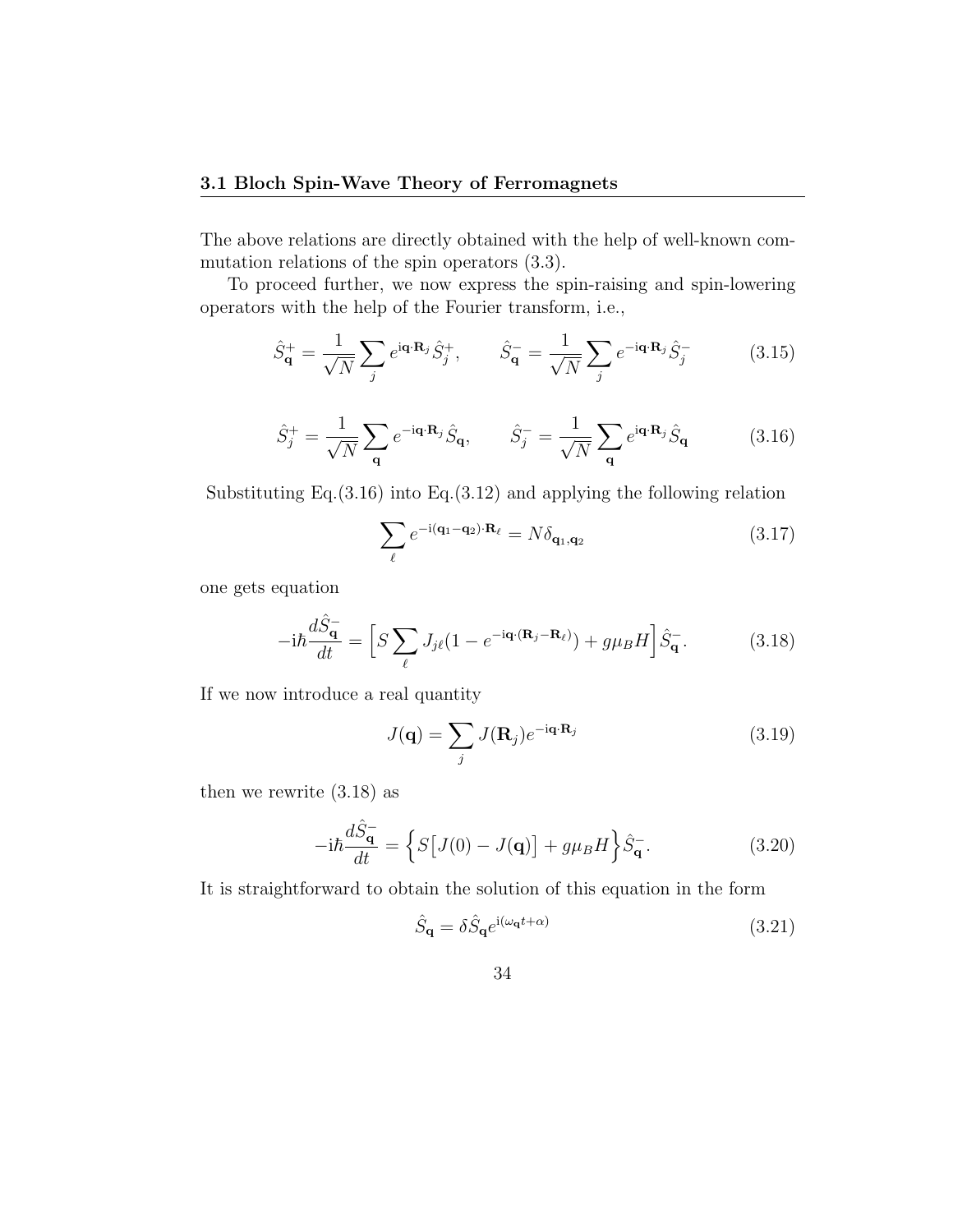The above relations are directly obtained with the help of well-known commutation relations of the spin operators (3.3).

To proceed further, we now express the spin-raising and spin-lowering operators with the help of the Fourier transform, i.e.,

$$\hat{S}^{+}_{\mathbf{q}} = \frac{1}{\sqrt{N}} \sum_{j} e^{\mathrm{i}\mathbf{q}\cdot\mathbf{R}_j} \hat{S}^{+}_{j}, \qquad \hat{S}^{-}_{\mathbf{q}} = \frac{1}{\sqrt{N}} \sum_{j} e^{-\mathrm{i}\mathbf{q}\cdot\mathbf{R}_j} \hat{S}^{-}_{j} \tag{3.15}$$

$$\hat{S}^{+}_{j} = \frac{1}{\sqrt{N}} \sum_{\mathbf{q}} e^{-\mathrm{i}\mathbf{q}\cdot\mathbf{R}_j} \hat{S}_{\mathbf{q}}, \qquad \hat{S}^{-}_{j} = \frac{1}{\sqrt{N}} \sum_{\mathbf{q}} e^{\mathrm{i}\mathbf{q}\cdot\mathbf{R}_j} \hat{S}_{\mathbf{q}} \tag{3.16}$$

Substituting Eq.(3.16) into Eq.(3.12) and applying the following relation

$$\sum_{\ell} e^{-\mathrm{i}(\mathbf{q}_1-\mathbf{q}_2)\cdot\mathbf{R}_\ell} = N\delta_{\mathbf{q}_1,\mathbf{q}_2} \tag{3.17}$$

one gets equation

$$-\mathrm{i}\hbar\frac{d\hat{S}^{-}_{\mathbf{q}}}{dt} = \Big[ S\sum_{\ell} J_{j\ell}(1 - e^{-\mathrm{i}\mathbf{q}\cdot(\mathbf{R}_j-\mathbf{R}_\ell)}) + g\mu_B H \Big] \hat{S}^{-}_{\mathbf{q}}. \tag{3.18}$$

If we now introduce a real quantity

$$J(\mathbf{q}) = \sum_{j} J(\mathbf{R}_j) e^{-\mathrm{i}\mathbf{q}\cdot\mathbf{R}_j} \tag{3.19}$$

then we rewrite (3.18) as

$$-\mathrm{i}\hbar\frac{d\hat{S}^{-}_{\mathbf{q}}}{dt} = \Big\{ S\big[J(0) - J(\mathbf{q})\big] + g\mu_B H \Big\} \hat{S}^{-}_{\mathbf{q}}. \tag{3.20}$$

It is straightforward to obtain the solution of this equation in the form

$$\hat{S}_{\mathbf{q}} = \delta\hat{S}_{\mathbf{q}} e^{\mathrm{i}(\omega_{\mathbf{q}} t + \alpha)} \tag{3.21}$$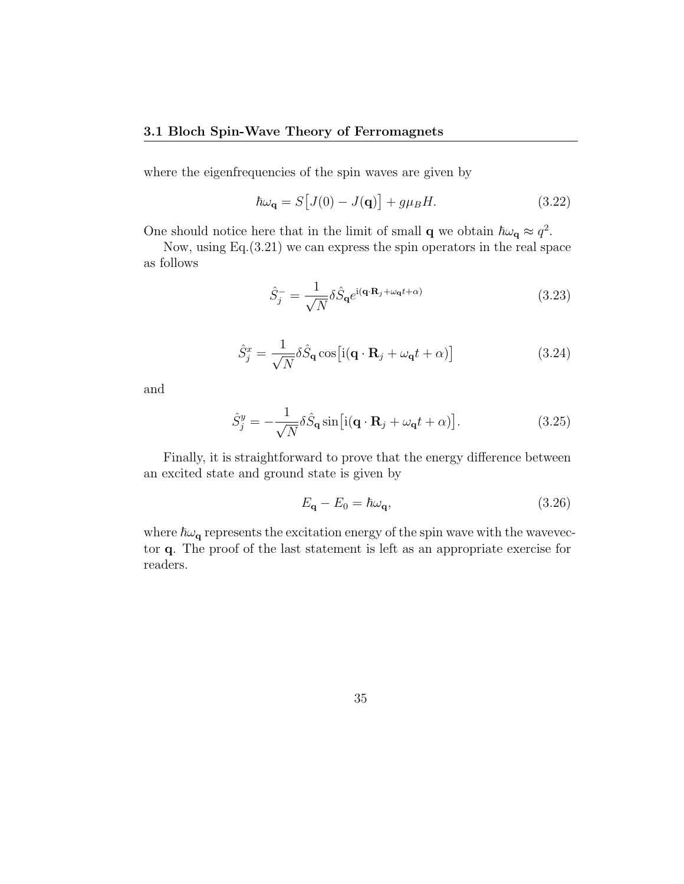where the eigenfrequencies of the spin waves are given by

$$\hbar\omega_{\mathbf{q}} = S\big[J(0) - J(\mathbf{q})\big] + g\mu_B H. \tag{3.22}$$

One should notice here that in the limit of small $\mathbf{q}$ we obtain $\hbar\omega_{\mathbf{q}} \approx q^2$.

Now, using Eq.(3.21) we can express the spin operators in the real space as follows

$$\hat{S}_j^- = \frac{1}{\sqrt{N}}\delta\hat{S}_{\mathbf{q}} e^{\mathrm{i}(\mathbf{q}\cdot\mathbf{R}_j + \omega_{\mathbf{q}}t + \alpha)} \tag{3.23}$$

$$\hat{S}_j^x = \frac{1}{\sqrt{N}}\delta\hat{S}_{\mathbf{q}} \cos\big[\mathrm{i}(\mathbf{q}\cdot\mathbf{R}_j + \omega_{\mathbf{q}}t + \alpha)\big] \tag{3.24}$$

and

$$\hat{S}_j^y = -\frac{1}{\sqrt{N}}\delta\hat{S}_{\mathbf{q}} \sin\big[\mathrm{i}(\mathbf{q}\cdot\mathbf{R}_j + \omega_{\mathbf{q}}t + \alpha)\big]. \tag{3.25}$$

Finally, it is straightforward to prove that the energy difference between an excited state and ground state is given by

$$E_{\mathbf{q}} - E_0 = \hbar\omega_{\mathbf{q}}, \tag{3.26}$$

where $\hbar\omega_{\mathbf{q}}$ represents the excitation energy of the spin wave with the wavevector $\mathbf{q}$. The proof of the last statement is left as an appropriate exercise for readers.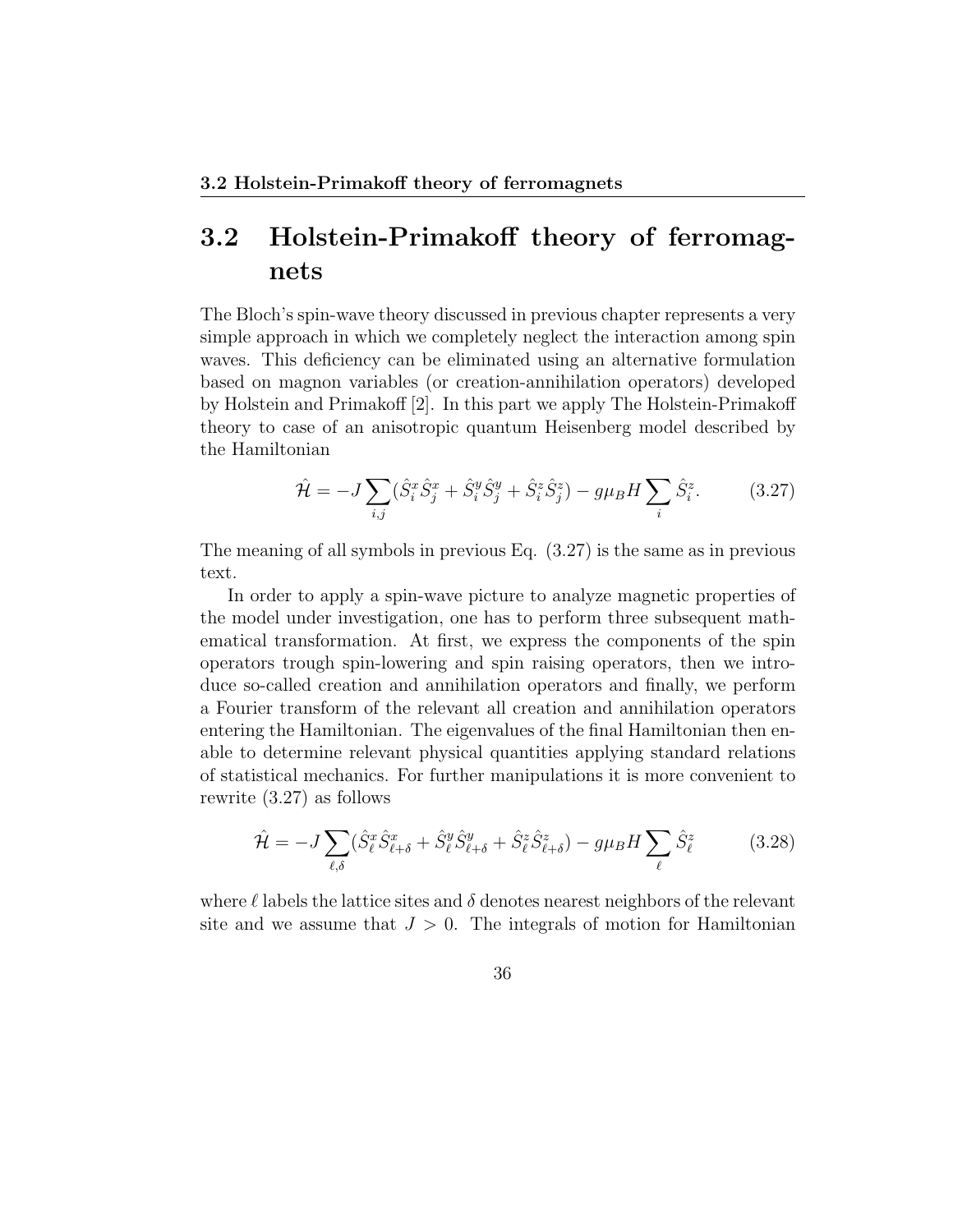## 3.2 Holstein-Primakoff theory of ferromagnets

The Bloch's spin-wave theory discussed in previous chapter represents a very simple approach in which we completely neglect the interaction among spin waves. This deficiency can be eliminated using an alternative formulation based on magnon variables (or creation-annihilation operators) developed by Holstein and Primakoff [2]. In this part we apply The Holstein-Primakoff theory to case of an anisotropic quantum Heisenberg model described by the Hamiltonian

$$\hat{\mathcal{H}} = -J\sum_{i,j}(\hat{S}_i^x\hat{S}_j^x + \hat{S}_i^y\hat{S}_j^y + \hat{S}_i^z\hat{S}_j^z) - g\mu_B H\sum_i \hat{S}_i^z. \tag{3.27}$$

The meaning of all symbols in previous Eq. (3.27) is the same as in previous text.

In order to apply a spin-wave picture to analyze magnetic properties of the model under investigation, one has to perform three subsequent mathematical transformation. At first, we express the components of the spin operators trough spin-lowering and spin raising operators, then we introduce so-called creation and annihilation operators and finally, we perform a Fourier transform of the relevant all creation and annihilation operators entering the Hamiltonian. The eigenvalues of the final Hamiltonian then enable to determine relevant physical quantities applying standard relations of statistical mechanics. For further manipulations it is more convenient to rewrite (3.27) as follows

$$\hat{\mathcal{H}} = -J\sum_{\ell,\delta}(\hat{S}_\ell^x\hat{S}_{\ell+\delta}^x + \hat{S}_\ell^y\hat{S}_{\ell+\delta}^y + \hat{S}_\ell^z\hat{S}_{\ell+\delta}^z) - g\mu_B H\sum_\ell \hat{S}_\ell^z \tag{3.28}$$

where $\ell$ labels the lattice sites and $\delta$ denotes nearest neighbors of the relevant site and we assume that $J > 0$. The integrals of motion for Hamiltonian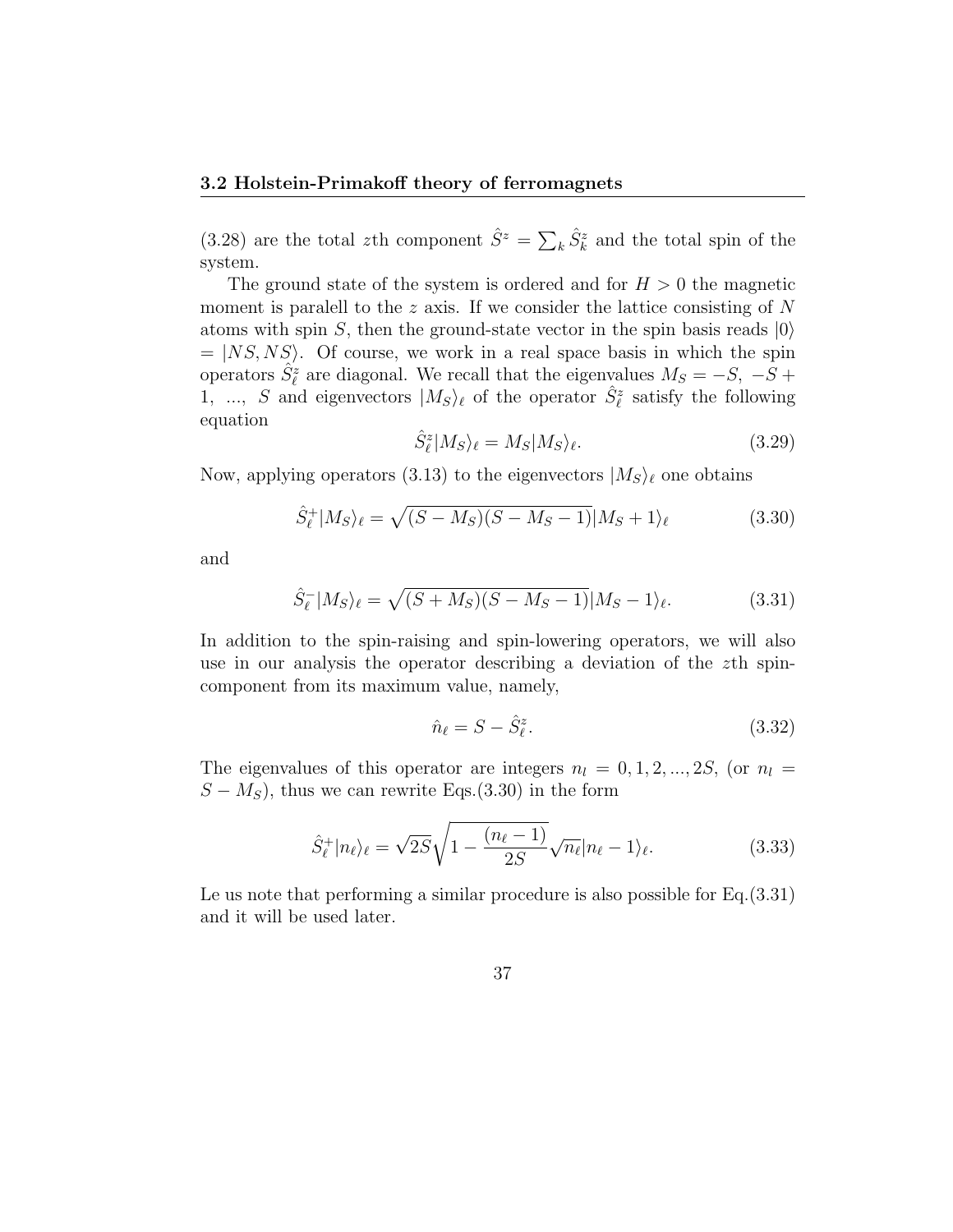(3.28) are the total $z$th component $\hat{S}^z = \sum_k \hat{S}^z_k$ and the total spin of the system.

The ground state of the system is ordered and for $H > 0$ the magnetic moment is paralell to the $z$ axis. If we consider the lattice consisting of $N$ atoms with spin $S$, then the ground-state vector in the spin basis reads $|0\rangle = |NS, NS\rangle$. Of course, we work in a real space basis in which the spin operators $\hat{S}^z_\ell$ are diagonal. We recall that the eigenvalues $M_S = -S,\ -S + 1,\ ...,\ S$ and eigenvectors $|M_S\rangle_\ell$ of the operator $\hat{S}^z_\ell$ satisfy the following equation

$$\hat{S}^z_\ell |M_S\rangle_\ell = M_S |M_S\rangle_\ell. \tag{3.29}$$

Now, applying operators (3.13) to the eigenvectors $|M_S\rangle_\ell$ one obtains

$$\hat{S}^+_\ell |M_S\rangle_\ell = \sqrt{(S - M_S)(S - M_S - 1)}|M_S + 1\rangle_\ell \tag{3.30}$$

and

$$\hat{S}^-_\ell |M_S\rangle_\ell = \sqrt{(S + M_S)(S - M_S - 1)}|M_S - 1\rangle_\ell. \tag{3.31}$$

In addition to the spin-raising and spin-lowering operators, we will also use in our analysis the operator describing a deviation of the $z$th spin-component from its maximum value, namely,

$$\hat{n}_\ell = S - \hat{S}^z_\ell. \tag{3.32}$$

The eigenvalues of this operator are integers $n_l = 0, 1, 2, ..., 2S$, (or $n_l = S - M_S$), thus we can rewrite Eqs.(3.30) in the form

$$\hat{S}^+_\ell |n_\ell\rangle_\ell = \sqrt{2S}\sqrt{1 - \frac{(n_\ell - 1)}{2S}}\sqrt{n_\ell}|n_\ell - 1\rangle_\ell. \tag{3.33}$$

Le us note that performing a similar procedure is also possible for Eq.(3.31) and it will be used later.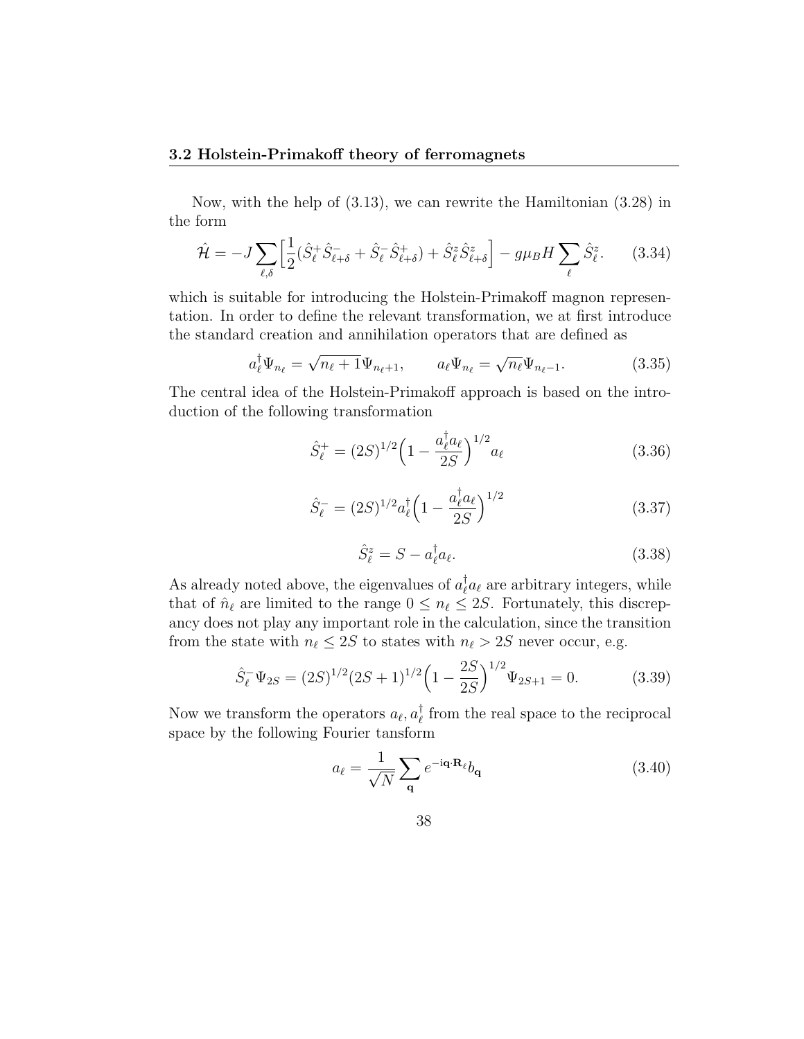### 3.2 Holstein-Primakoff theory of ferromagnets

Now, with the help of (3.13), we can rewrite the Hamiltonian (3.28) in the form

$$\hat{\mathcal{H}} = -J \sum_{\ell,\delta} \Big[ \frac{1}{2}(\hat{S}^+_\ell \hat{S}^-_{\ell+\delta} + \hat{S}^-_\ell \hat{S}^+_{\ell+\delta}) + \hat{S}^z_\ell \hat{S}^z_{\ell+\delta} \Big] - g\mu_B H \sum_\ell \hat{S}^z_\ell. \tag{3.34}$$

which is suitable for introducing the Holstein-Primakoff magnon representation. In order to define the relevant transformation, we at first introduce the standard creation and annihilation operators that are defined as

$$a^\dagger_\ell \Psi_{n_\ell} = \sqrt{n_\ell + 1}\Psi_{n_\ell+1}, \qquad a_\ell \Psi_{n_\ell} = \sqrt{n_\ell}\Psi_{n_\ell-1}. \tag{3.35}$$

The central idea of the Holstein-Primakoff approach is based on the introduction of the following transformation

$$\hat{S}^+_\ell = (2S)^{1/2}\Big(1 - \frac{a^\dagger_\ell a_\ell}{2S}\Big)^{1/2} a_\ell \tag{3.36}$$

$$\hat{S}^-_\ell = (2S)^{1/2} a^\dagger_\ell \Big(1 - \frac{a^\dagger_\ell a_\ell}{2S}\Big)^{1/2} \tag{3.37}$$

$$\hat{S}^z_\ell = S - a^\dagger_\ell a_\ell. \tag{3.38}$$

As already noted above, the eigenvalues of $a^\dagger_\ell a_\ell$ are arbitrary integers, while that of $\hat{n}_\ell$ are limited to the range $0 \le n_\ell \le 2S$. Fortunately, this discrepancy does not play any important role in the calculation, since the transition from the state with $n_\ell \le 2S$ to states with $n_\ell > 2S$ never occur, e.g.

$$\hat{S}^-_\ell \Psi_{2S} = (2S)^{1/2}(2S+1)^{1/2}\Big(1 - \frac{2S}{2S}\Big)^{1/2}\Psi_{2S+1} = 0. \tag{3.39}$$

Now we transform the operators $a_\ell, a^\dagger_\ell$ from the real space to the reciprocal space by the following Fourier tansform

$$a_\ell = \frac{1}{\sqrt{N}} \sum_{\mathbf{q}} e^{-\mathrm{i}\mathbf{q}\cdot\mathbf{R}_\ell} b_{\mathbf{q}} \tag{3.40}$$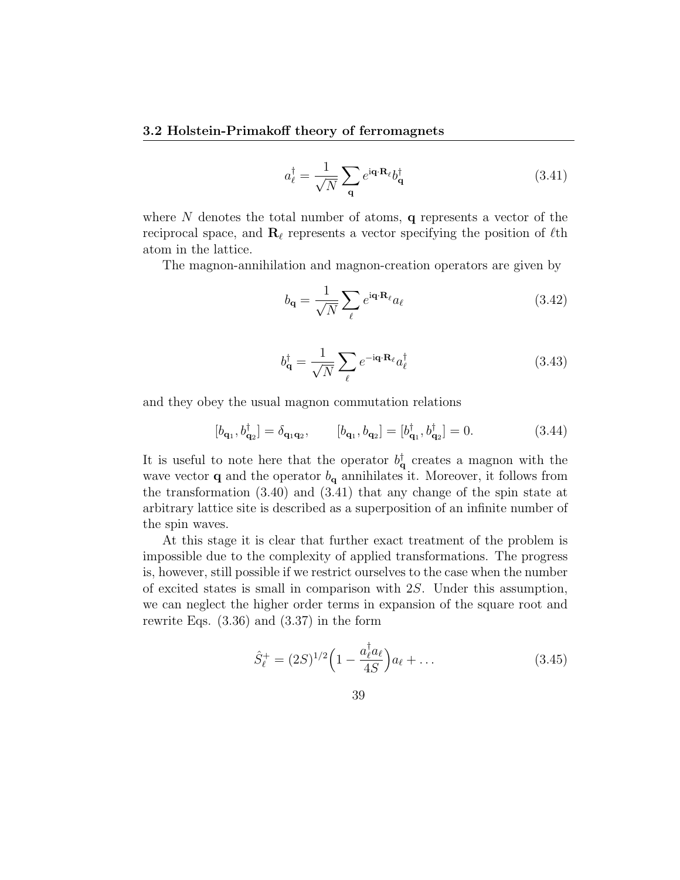$$a_\ell^\dagger = \frac{1}{\sqrt{N}} \sum_{\mathbf{q}} e^{\mathrm{i}\mathbf{q}\cdot\mathbf{R}_\ell} b_{\mathbf{q}}^\dagger \tag{3.41}$$

where $N$ denotes the total number of atoms, $\mathbf{q}$ represents a vector of the reciprocal space, and $\mathbf{R}_\ell$ represents a vector specifying the position of $\ell$th atom in the lattice.

The magnon-annihilation and magnon-creation operators are given by

$$b_{\mathbf{q}} = \frac{1}{\sqrt{N}} \sum_{\ell} e^{\mathrm{i}\mathbf{q}\cdot\mathbf{R}_\ell} a_\ell \tag{3.42}$$

$$b_{\mathbf{q}}^\dagger = \frac{1}{\sqrt{N}} \sum_{\ell} e^{-\mathrm{i}\mathbf{q}\cdot\mathbf{R}_\ell} a_\ell^\dagger \tag{3.43}$$

and they obey the usual magnon commutation relations

$$[b_{\mathbf{q}_1}, b_{\mathbf{q}_2}^\dagger] = \delta_{\mathbf{q}_1\mathbf{q}_2}, \qquad [b_{\mathbf{q}_1}, b_{\mathbf{q}_2}] = [b_{\mathbf{q}_1}^\dagger, b_{\mathbf{q}_2}^\dagger] = 0. \tag{3.44}$$

It is useful to note here that the operator $b_{\mathbf{q}}^\dagger$ creates a magnon with the wave vector $\mathbf{q}$ and the operator $b_{\mathbf{q}}$ annihilates it. Moreover, it follows from the transformation (3.40) and (3.41) that any change of the spin state at arbitrary lattice site is described as a superposition of an infinite number of the spin waves.

At this stage it is clear that further exact treatment of the problem is impossible due to the complexity of applied transformations. The progress is, however, still possible if we restrict ourselves to the case when the number of excited states is small in comparison with $2S$. Under this assumption, we can neglect the higher order terms in expansion of the square root and rewrite Eqs. (3.36) and (3.37) in the form

$$\hat{S}_\ell^+ = (2S)^{1/2}\Big(1 - \frac{a_\ell^\dagger a_\ell}{4S}\Big) a_\ell + \ldots \tag{3.45}$$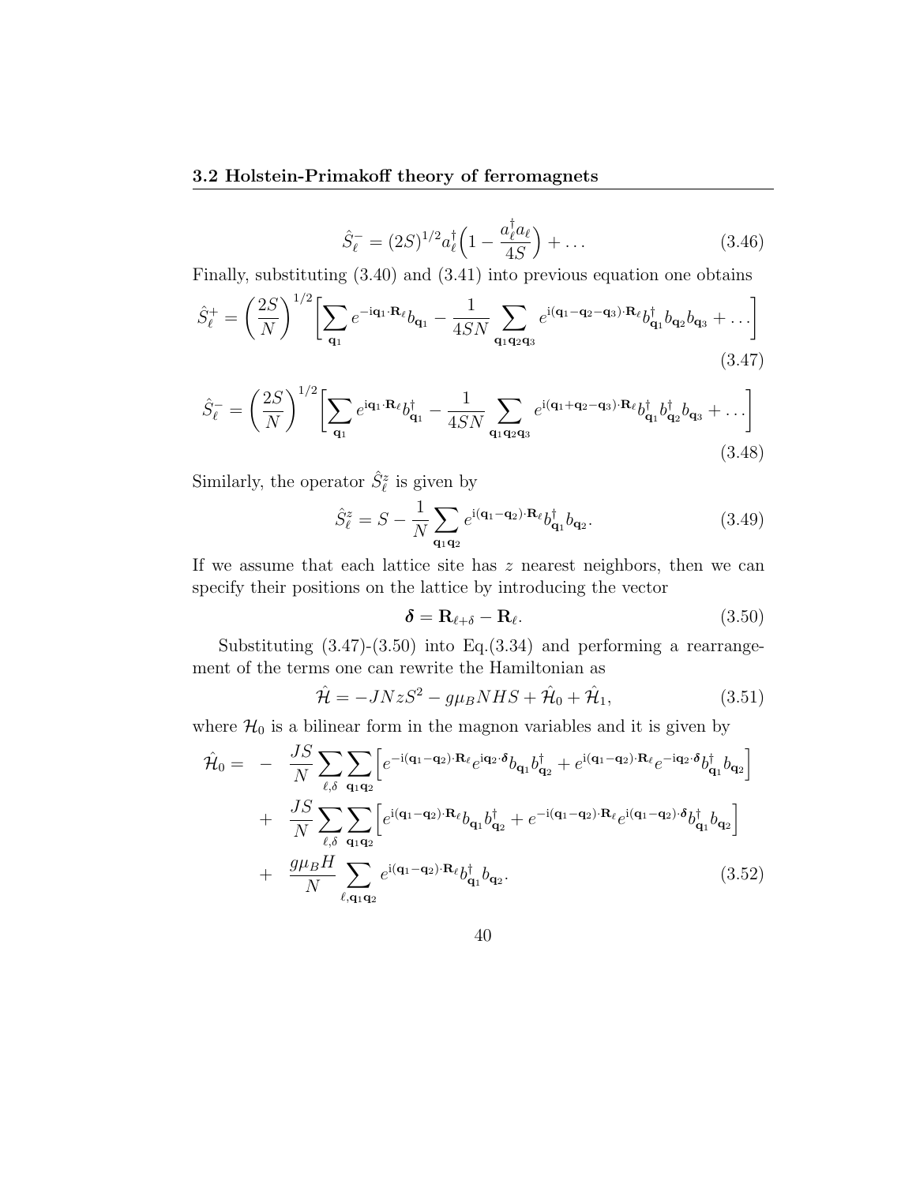$$\hat{S}_\ell^- = (2S)^{1/2} a_\ell^\dagger \Big( 1 - \frac{a_\ell^\dagger a_\ell}{4S} \Big) + \dots \tag{3.46}$$

Finally, substituting (3.40) and (3.41) into previous equation one obtains

$$\hat{S}_\ell^+ = \left( \frac{2S}{N} \right)^{1/2} \left[ \sum_{\mathbf{q}_1} e^{-\mathrm{i}\mathbf{q}_1 \cdot \mathbf{R}_\ell} b_{\mathbf{q}_1} - \frac{1}{4SN} \sum_{\mathbf{q}_1 \mathbf{q}_2 \mathbf{q}_3} e^{\mathrm{i}(\mathbf{q}_1 - \mathbf{q}_2 - \mathbf{q}_3)\cdot \mathbf{R}_\ell} b_{\mathbf{q}_1}^\dagger b_{\mathbf{q}_2} b_{\mathbf{q}_3} + \dots \right] \tag{3.47}$$

$$\hat{S}_\ell^- = \left( \frac{2S}{N} \right)^{1/2} \left[ \sum_{\mathbf{q}_1} e^{\mathrm{i}\mathbf{q}_1 \cdot \mathbf{R}_\ell} b_{\mathbf{q}_1}^\dagger - \frac{1}{4SN} \sum_{\mathbf{q}_1 \mathbf{q}_2 \mathbf{q}_3} e^{\mathrm{i}(\mathbf{q}_1 + \mathbf{q}_2 - \mathbf{q}_3)\cdot \mathbf{R}_\ell} b_{\mathbf{q}_1}^\dagger b_{\mathbf{q}_2}^\dagger b_{\mathbf{q}_3} + \dots \right] \tag{3.48}$$

Similarly, the operator $\hat{S}_\ell^z$ is given by

$$\hat{S}_\ell^z = S - \frac{1}{N} \sum_{\mathbf{q}_1 \mathbf{q}_2} e^{\mathrm{i}(\mathbf{q}_1 - \mathbf{q}_2)\cdot \mathbf{R}_\ell} b_{\mathbf{q}_1}^\dagger b_{\mathbf{q}_2}. \tag{3.49}$$

If we assume that each lattice site has $z$ nearest neighbors, then we can specify their positions on the lattice by introducing the vector

$$\boldsymbol{\delta} = \mathbf{R}_{\ell+\delta} - \mathbf{R}_\ell. \tag{3.50}$$

Substituting (3.47)-(3.50) into Eq.(3.34) and performing a rearrangement of the terms one can rewrite the Hamiltonian as

$$\hat{\mathcal{H}} = -JNzS^2 - g\mu_B NHS + \hat{\mathcal{H}}_0 + \hat{\mathcal{H}}_1, \tag{3.51}$$

where $\mathcal{H}_0$ is a bilinear form in the magnon variables and it is given by

$$\begin{aligned}
\hat{\mathcal{H}}_0 = & - \frac{JS}{N} \sum_{\ell,\delta} \sum_{\mathbf{q}_1 \mathbf{q}_2} \Big[ e^{-\mathrm{i}(\mathbf{q}_1 - \mathbf{q}_2)\cdot \mathbf{R}_\ell} e^{\mathrm{i}\mathbf{q}_2 \cdot \boldsymbol{\delta}} b_{\mathbf{q}_1} b_{\mathbf{q}_2}^\dagger + e^{\mathrm{i}(\mathbf{q}_1 - \mathbf{q}_2)\cdot \mathbf{R}_\ell} e^{-\mathrm{i}\mathbf{q}_2 \cdot \boldsymbol{\delta}} b_{\mathbf{q}_1}^\dagger b_{\mathbf{q}_2} \Big] \\
& + \frac{JS}{N} \sum_{\ell,\delta} \sum_{\mathbf{q}_1 \mathbf{q}_2} \Big[ e^{\mathrm{i}(\mathbf{q}_1 - \mathbf{q}_2)\cdot \mathbf{R}_\ell} b_{\mathbf{q}_1} b_{\mathbf{q}_2}^\dagger + e^{-\mathrm{i}(\mathbf{q}_1 - \mathbf{q}_2)\cdot \mathbf{R}_\ell} e^{\mathrm{i}(\mathbf{q}_1 - \mathbf{q}_2)\cdot \boldsymbol{\delta}} b_{\mathbf{q}_1}^\dagger b_{\mathbf{q}_2} \Big] \\
& + \frac{g\mu_B H}{N} \sum_{\ell, \mathbf{q}_1 \mathbf{q}_2} e^{\mathrm{i}(\mathbf{q}_1 - \mathbf{q}_2)\cdot \mathbf{R}_\ell} b_{\mathbf{q}_1}^\dagger b_{\mathbf{q}_2}.
\end{aligned} \tag{3.52}$$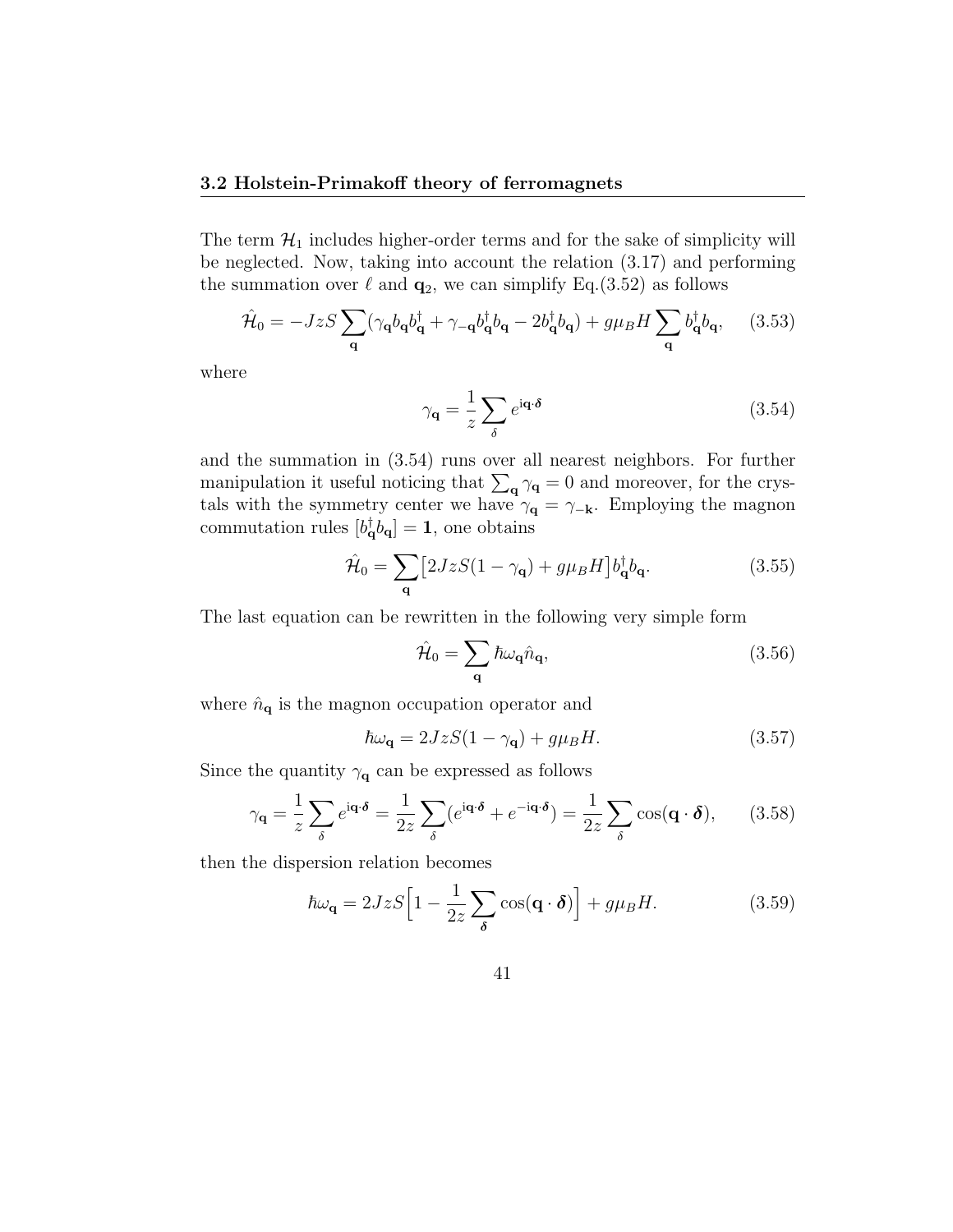The term $\mathcal{H}_1$ includes higher-order terms and for the sake of simplicity will be neglected. Now, taking into account the relation (3.17) and performing the summation over $\ell$ and $\mathbf{q}_2$, we can simplify Eq.(3.52) as follows

$$\hat{\mathcal{H}}_0 = -JzS \sum_{\mathbf{q}} (\gamma_{\mathbf{q}} b_{\mathbf{q}} b_{\mathbf{q}}^\dagger + \gamma_{-\mathbf{q}} b_{\mathbf{q}}^\dagger b_{\mathbf{q}} - 2 b_{\mathbf{q}}^\dagger b_{\mathbf{q}}) + g\mu_B H \sum_{\mathbf{q}} b_{\mathbf{q}}^\dagger b_{\mathbf{q}}, \quad (3.53)$$

where

$$\gamma_{\mathbf{q}} = \frac{1}{z} \sum_{\delta} e^{\mathrm{i}\mathbf{q}\cdot\boldsymbol{\delta}} \quad (3.54)$$

and the summation in (3.54) runs over all nearest neighbors. For further manipulation it useful noticing that $\sum_{\mathbf{q}} \gamma_{\mathbf{q}} = 0$ and moreover, for the crystals with the symmetry center we have $\gamma_{\mathbf{q}} = \gamma_{-\mathbf{k}}$. Employing the magnon commutation rules $[b_{\mathbf{q}}^\dagger b_{\mathbf{q}}] = \mathbf{1}$, one obtains

$$\hat{\mathcal{H}}_0 = \sum_{\mathbf{q}} \big[2JzS(1-\gamma_{\mathbf{q}}) + g\mu_B H\big] b_{\mathbf{q}}^\dagger b_{\mathbf{q}}. \quad (3.55)$$

The last equation can be rewritten in the following very simple form

$$\hat{\mathcal{H}}_0 = \sum_{\mathbf{q}} \hbar\omega_{\mathbf{q}} \hat{n}_{\mathbf{q}}, \quad (3.56)$$

where $\hat{n}_{\mathbf{q}}$ is the magnon occupation operator and

$$\hbar\omega_{\mathbf{q}} = 2JzS(1-\gamma_{\mathbf{q}}) + g\mu_B H. \quad (3.57)$$

Since the quantity $\gamma_{\mathbf{q}}$ can be expressed as follows

$$\gamma_{\mathbf{q}} = \frac{1}{z} \sum_{\delta} e^{\mathrm{i}\mathbf{q}\cdot\boldsymbol{\delta}} = \frac{1}{2z} \sum_{\delta} (e^{\mathrm{i}\mathbf{q}\cdot\boldsymbol{\delta}} + e^{-\mathrm{i}\mathbf{q}\cdot\boldsymbol{\delta}}) = \frac{1}{2z} \sum_{\delta} \cos(\mathbf{q}\cdot\boldsymbol{\delta}), \quad (3.58)$$

then the dispersion relation becomes

$$\hbar\omega_{\mathbf{q}} = 2JzS\Big[1 - \frac{1}{2z} \sum_{\boldsymbol{\delta}} \cos(\mathbf{q}\cdot\boldsymbol{\delta})\Big] + g\mu_B H. \quad (3.59)$$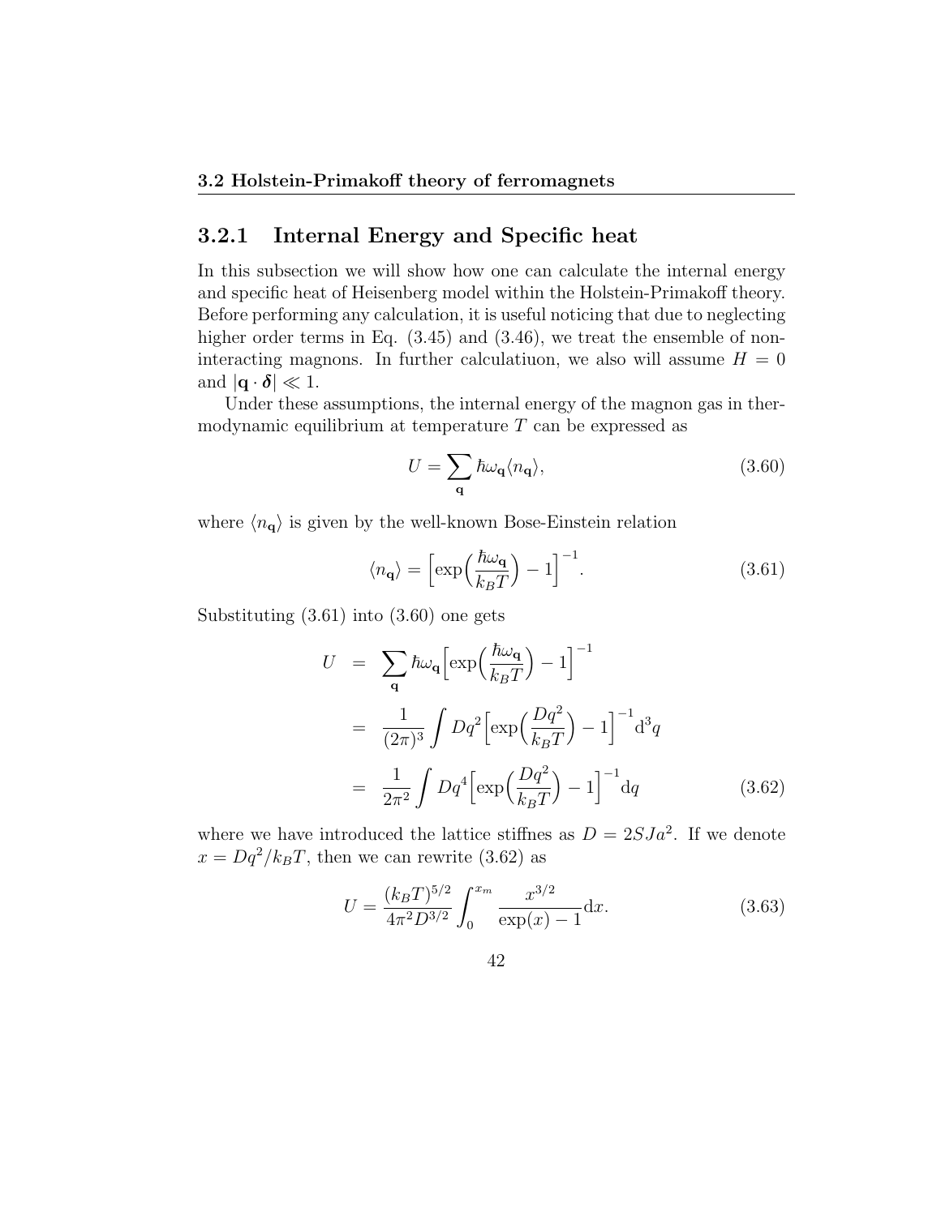### 3.2.1 Internal Energy and Specific heat

In this subsection we will show how one can calculate the internal energy and specific heat of Heisenberg model within the Holstein-Primakoff theory. Before performing any calculation, it is useful noticing that due to neglecting higher order terms in Eq. (3.45) and (3.46), we treat the ensemble of non-interacting magnons. In further calculatiuon, we also will assume $H = 0$ and $|\mathbf{q} \cdot \boldsymbol{\delta}| \ll 1$.

Under these assumptions, the internal energy of the magnon gas in thermodynamic equilibrium at temperature $T$ can be expressed as

$$U = \sum_{\mathbf{q}} \hbar\omega_{\mathbf{q}} \langle n_{\mathbf{q}} \rangle, \tag{3.60}$$

where $\langle n_{\mathbf{q}} \rangle$ is given by the well-known Bose-Einstein relation

$$\langle n_{\mathbf{q}} \rangle = \Big[\exp\Big(\frac{\hbar\omega_{\mathbf{q}}}{k_B T}\Big) - 1\Big]^{-1}. \tag{3.61}$$

Substituting (3.61) into (3.60) one gets

$$\begin{aligned}
U &= \sum_{\mathbf{q}} \hbar\omega_{\mathbf{q}} \Big[\exp\Big(\frac{\hbar\omega_{\mathbf{q}}}{k_B T}\Big) - 1\Big]^{-1} \\
&= \frac{1}{(2\pi)^3} \int Dq^2 \Big[\exp\Big(\frac{Dq^2}{k_B T}\Big) - 1\Big]^{-1} \mathrm{d}^3 q \\
&= \frac{1}{2\pi^2} \int Dq^4 \Big[\exp\Big(\frac{Dq^2}{k_B T}\Big) - 1\Big]^{-1} \mathrm{d}q
\end{aligned} \tag{3.62}$$

where we have introduced the lattice stiffnes as $D = 2SJa^2$. If we denote $x = Dq^2/k_B T$, then we can rewrite (3.62) as

$$U = \frac{(k_B T)^{5/2}}{4\pi^2 D^{3/2}} \int_0^{x_m} \frac{x^{3/2}}{\exp(x) - 1} \mathrm{d}x. \tag{3.63}$$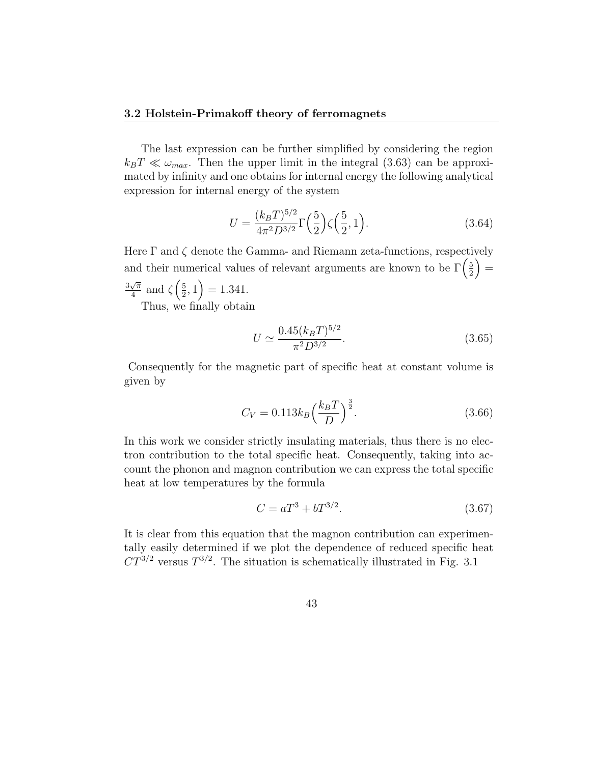The last expression can be further simplified by considering the region $k_BT \ll \omega_{max}$. Then the upper limit in the integral (3.63) can be approximated by infinity and one obtains for internal energy the following analytical expression for internal energy of the system

$$U = \frac{(k_BT)^{5/2}}{4\pi^2 D^{3/2}} \Gamma\Big(\frac{5}{2}\Big) \zeta\Big(\frac{5}{2}, 1\Big). \tag{3.64}$$

Here $\Gamma$ and $\zeta$ denote the Gamma- and Riemann zeta-functions, respectively and their numerical values of relevant arguments are known to be $\Gamma\Big(\frac{5}{2}\Big) = \frac{3\sqrt{\pi}}{4}$ and $\zeta\Big(\frac{5}{2}, 1\Big) = 1.341$.

Thus, we finally obtain

$$U \simeq \frac{0.45(k_BT)^{5/2}}{\pi^2 D^{3/2}}. \tag{3.65}$$

Consequently for the magnetic part of specific heat at constant volume is given by

$$C_V = 0.113 k_B \Big(\frac{k_BT}{D}\Big)^{\frac{3}{2}}. \tag{3.66}$$

In this work we consider strictly insulating materials, thus there is no electron contribution to the total specific heat. Consequently, taking into account the phonon and magnon contribution we can express the total specific heat at low temperatures by the formula

$$C = aT^3 + bT^{3/2}. \tag{3.67}$$

It is clear from this equation that the magnon contribution can experimentally easily determined if we plot the dependence of reduced specific heat $CT^{3/2}$ versus $T^{3/2}$. The situation is schematically illustrated in Fig. 3.1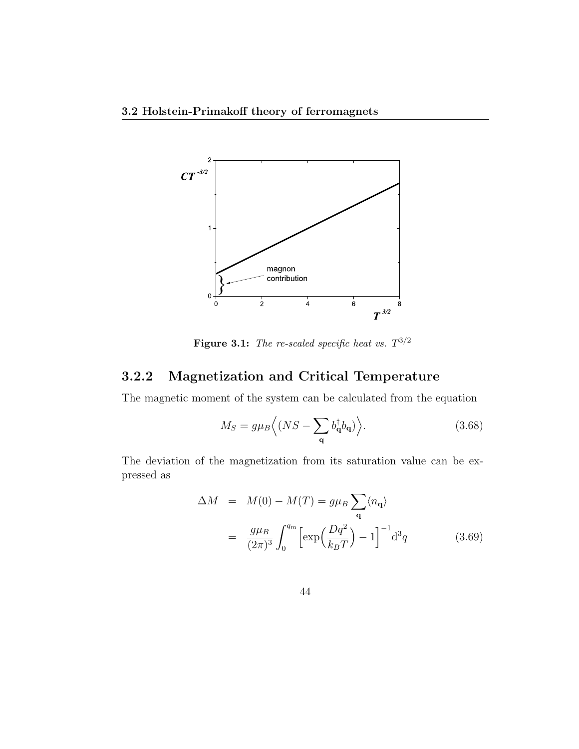**Figure 3.1:** *The re-scaled specific heat vs.* $T^{3/2}$

### 3.2.2 Magnetization and Critical Temperature

The magnetic moment of the system can be calculated from the equation

$$M_S = g\mu_B \Big\langle (NS - \sum_{\mathbf{q}} b^{\dagger}_{\mathbf{q}} b_{\mathbf{q}}) \Big\rangle. \tag{3.68}$$

The deviation of the magnetization from its saturation value can be expressed as

$$\begin{aligned} \Delta M &= M(0) - M(T) = g\mu_B \sum_{\mathbf{q}} \langle n_{\mathbf{q}} \rangle \\ &= \frac{g\mu_B}{(2\pi)^3} \int_0^{q_m} \Big[ \exp\Big( \frac{Dq^2}{k_B T} \Big) - 1 \Big]^{-1} \mathrm{d}^3 q \end{aligned} \tag{3.69}$$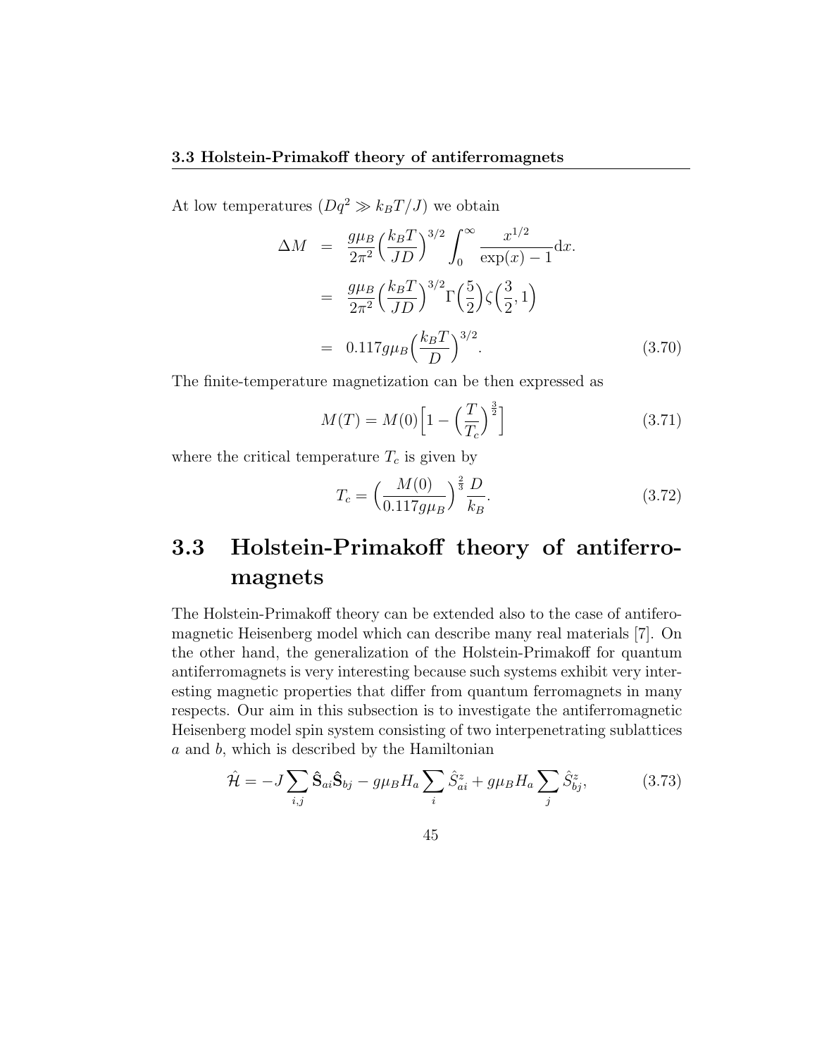At low temperatures ($Dq^2 \gg k_BT/J$) we obtain

$$
\begin{aligned}
\Delta M &= \frac{g\mu_B}{2\pi^2}\Big(\frac{k_BT}{JD}\Big)^{3/2}\int_0^\infty \frac{x^{1/2}}{\exp(x)-1}\mathrm{d}x. \\
&= \frac{g\mu_B}{2\pi^2}\Big(\frac{k_BT}{JD}\Big)^{3/2}\Gamma\Big(\frac{5}{2}\Big)\zeta\Big(\frac{3}{2},1\Big) \\
&= 0.117 g\mu_B\Big(\frac{k_BT}{D}\Big)^{3/2}. \qquad (3.70)
\end{aligned}
$$

The finite-temperature magnetization can be then expressed as

$$
M(T) = M(0)\Big[1-\Big(\frac{T}{T_c}\Big)^{\frac{3}{2}}\Big] \qquad (3.71)
$$

where the critical temperature $T_c$ is given by

$$
T_c = \Big(\frac{M(0)}{0.117 g\mu_B}\Big)^{\frac{2}{3}}\frac{D}{k_B}. \qquad (3.72)
$$

## 3.3 Holstein-Primakoff theory of antiferromagnets

The Holstein-Primakoff theory can be extended also to the case of antiferomagnetic Heisenberg model which can describe many real materials [7]. On the other hand, the generalization of the Holstein-Primakoff for quantum antiferromagnets is very interesting because such systems exhibit very interesting magnetic properties that differ from quantum ferromagnets in many respects. Our aim in this subsection is to investigate the antiferromagnetic Heisenberg model spin system consisting of two interpenetrating sublattices $a$ and $b$, which is described by the Hamiltonian

$$
\hat{\mathcal{H}} = -J\sum_{i,j}\hat{\mathbf{S}}_{ai}\hat{\mathbf{S}}_{bj} - g\mu_B H_a\sum_i \hat{S}^z_{ai} + g\mu_B H_a\sum_j \hat{S}^z_{bj}, \qquad (3.73)
$$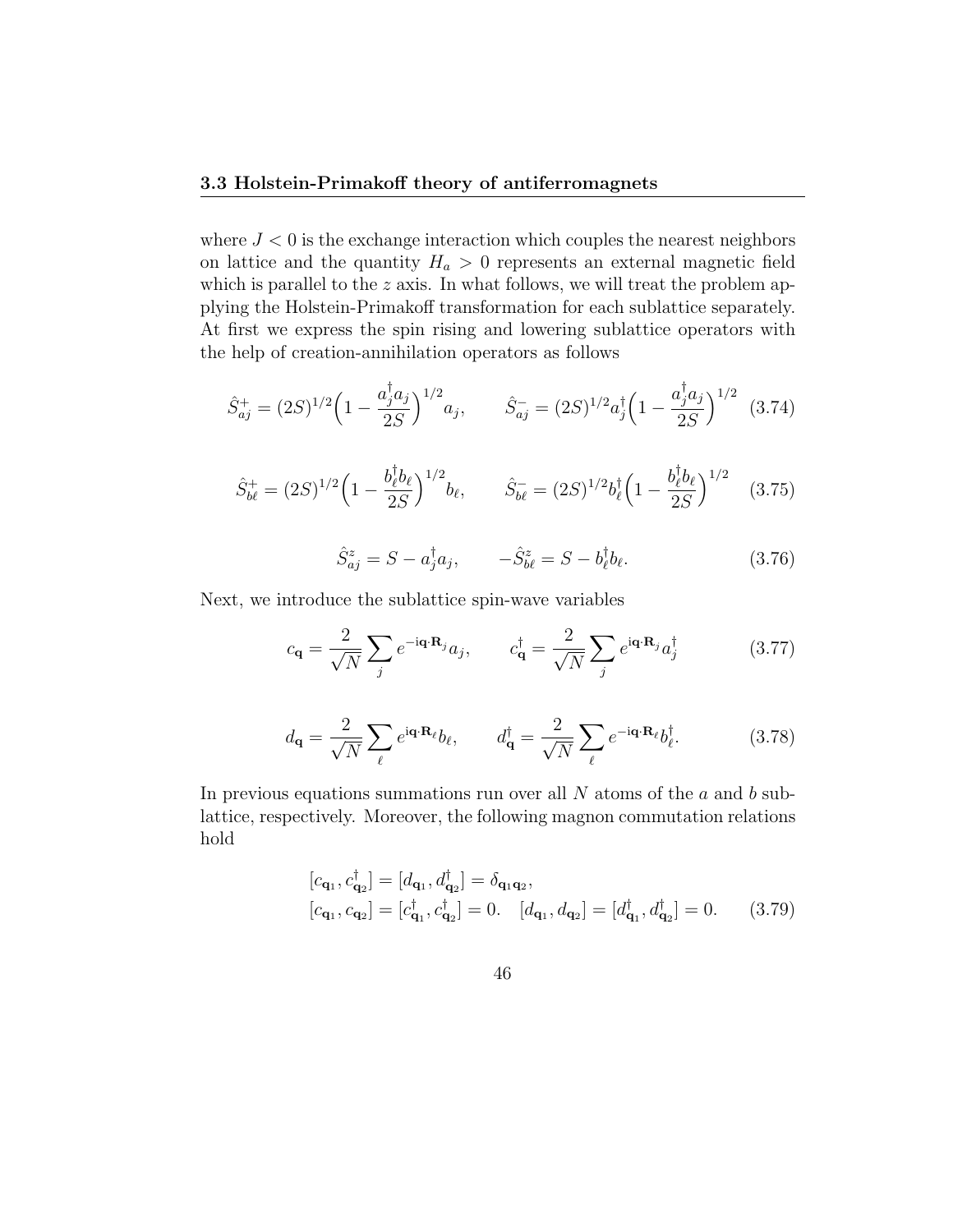where $J < 0$ is the exchange interaction which couples the nearest neighbors on lattice and the quantity $H_a > 0$ represents an external magnetic field which is parallel to the $z$ axis. In what follows, we will treat the problem applying the Holstein-Primakoff transformation for each sublattice separately. At first we express the spin rising and lowering sublattice operators with the help of creation-annihilation operators as follows

$$\hat{S}^+_{aj} = (2S)^{1/2}\Big(1 - \frac{a_j^\dagger a_j}{2S}\Big)^{1/2} a_j, \qquad \hat{S}^-_{aj} = (2S)^{1/2} a_j^\dagger \Big(1 - \frac{a_j^\dagger a_j}{2S}\Big)^{1/2} \tag{3.74}$$

$$\hat{S}^+_{b\ell} = (2S)^{1/2}\Big(1 - \frac{b_\ell^\dagger b_\ell}{2S}\Big)^{1/2} b_\ell, \qquad \hat{S}^-_{b\ell} = (2S)^{1/2} b_\ell^\dagger \Big(1 - \frac{b_\ell^\dagger b_\ell}{2S}\Big)^{1/2} \tag{3.75}$$

$$\hat{S}^z_{aj} = S - a_j^\dagger a_j, \qquad -\hat{S}^z_{b\ell} = S - b_\ell^\dagger b_\ell. \tag{3.76}$$

Next, we introduce the sublattice spin-wave variables

$$c_{\mathbf{q}} = \frac{2}{\sqrt{N}} \sum_j e^{-\mathrm{i}\mathbf{q}\cdot\mathbf{R}_j} a_j, \qquad c^\dagger_{\mathbf{q}} = \frac{2}{\sqrt{N}} \sum_j e^{\mathrm{i}\mathbf{q}\cdot\mathbf{R}_j} a_j^\dagger \tag{3.77}$$

$$d_{\mathbf{q}} = \frac{2}{\sqrt{N}} \sum_\ell e^{\mathrm{i}\mathbf{q}\cdot\mathbf{R}_\ell} b_\ell, \qquad d^\dagger_{\mathbf{q}} = \frac{2}{\sqrt{N}} \sum_\ell e^{-\mathrm{i}\mathbf{q}\cdot\mathbf{R}_\ell} b_\ell^\dagger. \tag{3.78}$$

In previous equations summations run over all $N$ atoms of the $a$ and $b$ sublattice, respectively. Moreover, the following magnon commutation relations hold

$$\begin{aligned}
&[c_{\mathbf{q}_1}, c^\dagger_{\mathbf{q}_2}] = [d_{\mathbf{q}_1}, d^\dagger_{\mathbf{q}_2}] = \delta_{\mathbf{q}_1\mathbf{q}_2}, \\
&[c_{\mathbf{q}_1}, c_{\mathbf{q}_2}] = [c^\dagger_{\mathbf{q}_1}, c^\dagger_{\mathbf{q}_2}] = 0. \quad [d_{\mathbf{q}_1}, d_{\mathbf{q}_2}] = [d^\dagger_{\mathbf{q}_1}, d^\dagger_{\mathbf{q}_2}] = 0.
\end{aligned} \tag{3.79}$$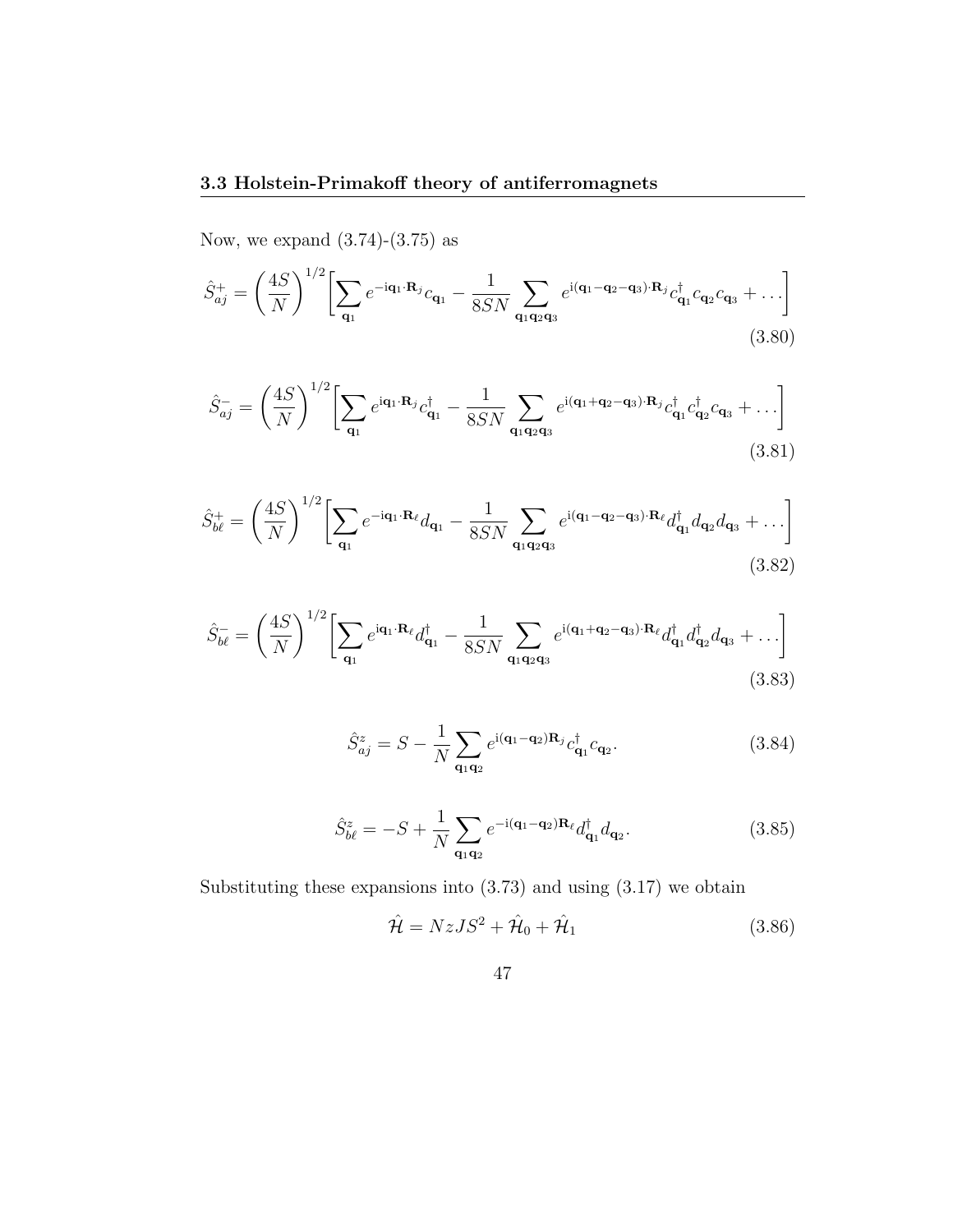Now, we expand (3.74)-(3.75) as

$$\hat{S}_{aj}^{+} = \left(\frac{4S}{N}\right)^{1/2}\left[\sum_{\mathbf{q}_1} e^{-\mathrm{i}\mathbf{q}_1\cdot\mathbf{R}_j} c_{\mathbf{q}_1} - \frac{1}{8SN}\sum_{\mathbf{q}_1\mathbf{q}_2\mathbf{q}_3} e^{\mathrm{i}(\mathbf{q}_1-\mathbf{q}_2-\mathbf{q}_3)\cdot\mathbf{R}_j} c_{\mathbf{q}_1}^{\dagger} c_{\mathbf{q}_2} c_{\mathbf{q}_3} + \ldots\right] \tag{3.80}$$

$$\hat{S}_{aj}^{-} = \left(\frac{4S}{N}\right)^{1/2}\left[\sum_{\mathbf{q}_1} e^{\mathrm{i}\mathbf{q}_1\cdot\mathbf{R}_j} c_{\mathbf{q}_1}^{\dagger} - \frac{1}{8SN}\sum_{\mathbf{q}_1\mathbf{q}_2\mathbf{q}_3} e^{\mathrm{i}(\mathbf{q}_1+\mathbf{q}_2-\mathbf{q}_3)\cdot\mathbf{R}_j} c_{\mathbf{q}_1}^{\dagger} c_{\mathbf{q}_2}^{\dagger} c_{\mathbf{q}_3} + \ldots\right] \tag{3.81}$$

$$\hat{S}_{b\ell}^{+} = \left(\frac{4S}{N}\right)^{1/2}\left[\sum_{\mathbf{q}_1} e^{-\mathrm{i}\mathbf{q}_1\cdot\mathbf{R}_\ell} d_{\mathbf{q}_1} - \frac{1}{8SN}\sum_{\mathbf{q}_1\mathbf{q}_2\mathbf{q}_3} e^{\mathrm{i}(\mathbf{q}_1-\mathbf{q}_2-\mathbf{q}_3)\cdot\mathbf{R}_\ell} d_{\mathbf{q}_1}^{\dagger} d_{\mathbf{q}_2} d_{\mathbf{q}_3} + \ldots\right] \tag{3.82}$$

$$\hat{S}_{b\ell}^{-} = \left(\frac{4S}{N}\right)^{1/2}\left[\sum_{\mathbf{q}_1} e^{\mathrm{i}\mathbf{q}_1\cdot\mathbf{R}_\ell} d_{\mathbf{q}_1}^{\dagger} - \frac{1}{8SN}\sum_{\mathbf{q}_1\mathbf{q}_2\mathbf{q}_3} e^{\mathrm{i}(\mathbf{q}_1+\mathbf{q}_2-\mathbf{q}_3)\cdot\mathbf{R}_\ell} d_{\mathbf{q}_1}^{\dagger} d_{\mathbf{q}_2}^{\dagger} d_{\mathbf{q}_3} + \ldots\right] \tag{3.83}$$

$$\hat{S}_{aj}^{z} = S - \frac{1}{N}\sum_{\mathbf{q}_1\mathbf{q}_2} e^{\mathrm{i}(\mathbf{q}_1-\mathbf{q}_2)\mathbf{R}_j} c_{\mathbf{q}_1}^{\dagger} c_{\mathbf{q}_2}. \tag{3.84}$$

$$\hat{S}_{b\ell}^{z} = -S + \frac{1}{N}\sum_{\mathbf{q}_1\mathbf{q}_2} e^{-\mathrm{i}(\mathbf{q}_1-\mathbf{q}_2)\mathbf{R}_\ell} d_{\mathbf{q}_1}^{\dagger} d_{\mathbf{q}_2}. \tag{3.85}$$

Substituting these expansions into (3.73) and using (3.17) we obtain

$$\hat{\mathcal{H}} = NzJS^2 + \hat{\mathcal{H}}_0 + \hat{\mathcal{H}}_1 \tag{3.86}$$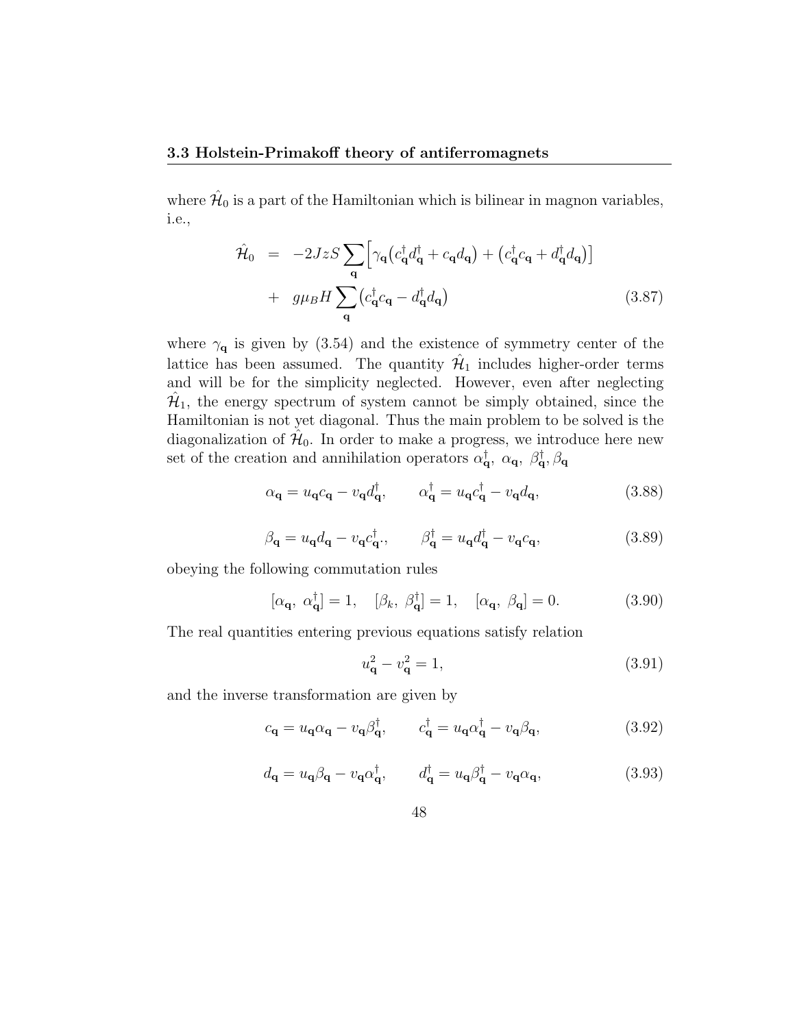where $\hat{\mathcal{H}}_0$ is a part of the Hamiltonian which is bilinear in magnon variables, i.e.,

$$\begin{aligned}
\hat{\mathcal{H}}_0 &= -2JzS \sum_{\mathbf{q}} \Big[ \gamma_{\mathbf{q}} \big( c_{\mathbf{q}}^{\dagger} d_{\mathbf{q}}^{\dagger} + c_{\mathbf{q}} d_{\mathbf{q}} \big) + \big( c_{\mathbf{q}}^{\dagger} c_{\mathbf{q}} + d_{\mathbf{q}}^{\dagger} d_{\mathbf{q}} \big) \Big] \\
&+ g\mu_B H \sum_{\mathbf{q}} \big( c_{\mathbf{q}}^{\dagger} c_{\mathbf{q}} - d_{\mathbf{q}}^{\dagger} d_{\mathbf{q}} \big)
\end{aligned} \tag{3.87}$$

where $\gamma_{\mathbf{q}}$ is given by (3.54) and the existence of symmetry center of the lattice has been assumed. The quantity $\hat{\mathcal{H}}_1$ includes higher-order terms and will be for the simplicity neglected. However, even after neglecting $\hat{\mathcal{H}}_1$, the energy spectrum of system cannot be simply obtained, since the Hamiltonian is not yet diagonal. Thus the main problem to be solved is the diagonalization of $\hat{\mathcal{H}}_0$. In order to make a progress, we introduce here new set of the creation and annihilation operators $\alpha_{\mathbf{q}}^{\dagger},\ \alpha_{\mathbf{q}},\ \beta_{\mathbf{q}}^{\dagger}, \beta_{\mathbf{q}}$

$$\alpha_{\mathbf{q}} = u_{\mathbf{q}} c_{\mathbf{q}} - v_{\mathbf{q}} d_{\mathbf{q}}^{\dagger}, \qquad \alpha_{\mathbf{q}}^{\dagger} = u_{\mathbf{q}} c_{\mathbf{q}}^{\dagger} - v_{\mathbf{q}} d_{\mathbf{q}}, \tag{3.88}$$

$$\beta_{\mathbf{q}} = u_{\mathbf{q}} d_{\mathbf{q}} - v_{\mathbf{q}} c_{\mathbf{q}}^{\dagger}., \qquad \beta_{\mathbf{q}}^{\dagger} = u_{\mathbf{q}} d_{\mathbf{q}}^{\dagger} - v_{\mathbf{q}} c_{\mathbf{q}}, \tag{3.89}$$

obeying the following commutation rules

$$[\alpha_{\mathbf{q}},\ \alpha_{\mathbf{q}}^{\dagger}] = 1, \quad [\beta_k,\ \beta_{\mathbf{q}}^{\dagger}] = 1, \quad [\alpha_{\mathbf{q}},\ \beta_{\mathbf{q}}] = 0. \tag{3.90}$$

The real quantities entering previous equations satisfy relation

$$u_{\mathbf{q}}^2 - v_{\mathbf{q}}^2 = 1, \tag{3.91}$$

and the inverse transformation are given by

$$c_{\mathbf{q}} = u_{\mathbf{q}} \alpha_{\mathbf{q}} - v_{\mathbf{q}} \beta_{\mathbf{q}}^{\dagger}, \qquad c_{\mathbf{q}}^{\dagger} = u_{\mathbf{q}} \alpha_{\mathbf{q}}^{\dagger} - v_{\mathbf{q}} \beta_{\mathbf{q}}, \tag{3.92}$$

$$d_{\mathbf{q}} = u_{\mathbf{q}} \beta_{\mathbf{q}} - v_{\mathbf{q}} \alpha_{\mathbf{q}}^{\dagger}, \qquad d_{\mathbf{q}}^{\dagger} = u_{\mathbf{q}} \beta_{\mathbf{q}}^{\dagger} - v_{\mathbf{q}} \alpha_{\mathbf{q}}, \tag{3.93}$$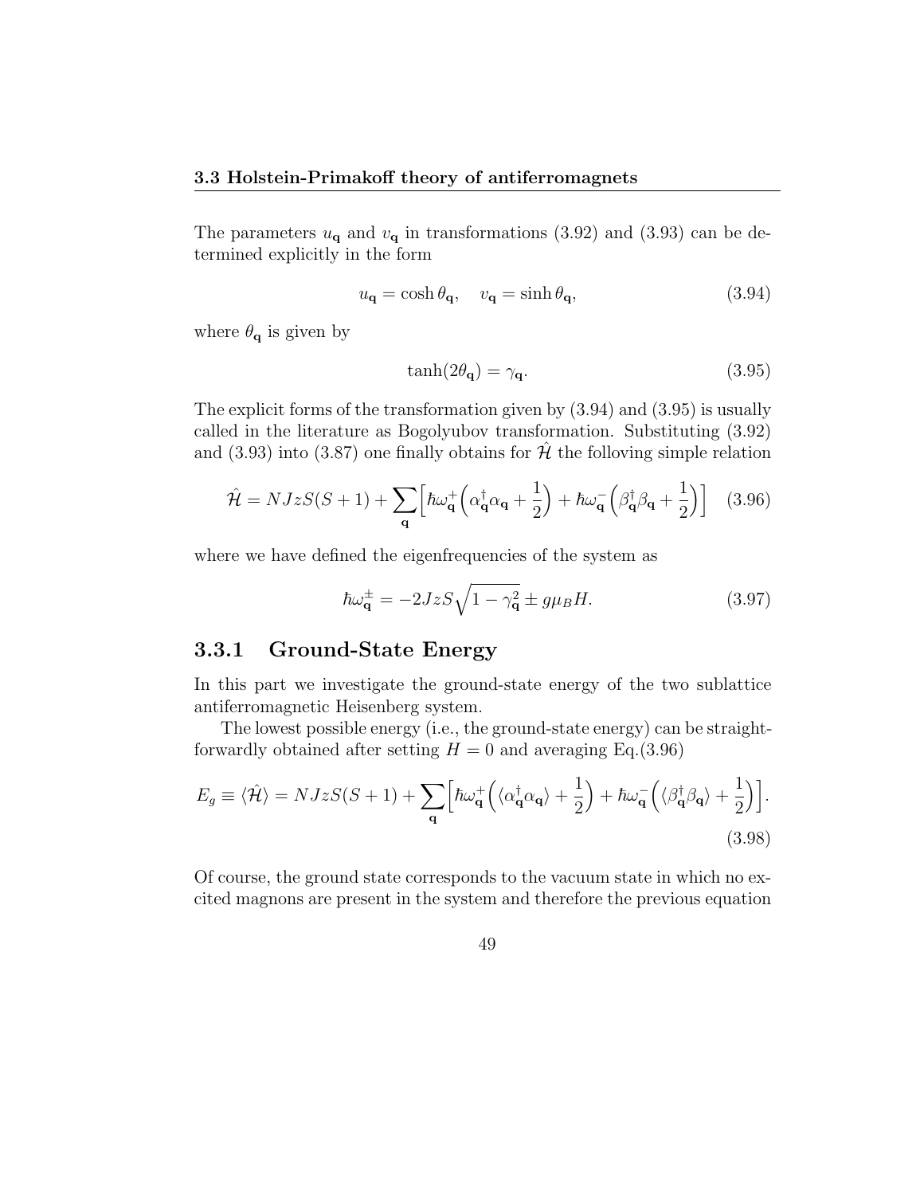The parameters $u_{\mathbf{q}}$ and $v_{\mathbf{q}}$ in transformations (3.92) and (3.93) can be determined explicitly in the form

$$u_{\mathbf{q}} = \cosh\theta_{\mathbf{q}}, \quad v_{\mathbf{q}} = \sinh\theta_{\mathbf{q}}, \tag{3.94}$$

where $\theta_{\mathbf{q}}$ is given by

$$\tanh(2\theta_{\mathbf{q}}) = \gamma_{\mathbf{q}}. \tag{3.95}$$

The explicit forms of the transformation given by (3.94) and (3.95) is usually called in the literature as Bogolyubov transformation. Substituting (3.92) and (3.93) into (3.87) one finally obtains for $\hat{\mathcal{H}}$ the following simple relation

$$\hat{\mathcal{H}} = NJzS(S+1) + \sum_{\mathbf{q}} \Big[\hbar\omega_{\mathbf{q}}^{+}\Big(\alpha_{\mathbf{q}}^{\dagger}\alpha_{\mathbf{q}} + \frac{1}{2}\Big) + \hbar\omega_{\mathbf{q}}^{-}\Big(\beta_{\mathbf{q}}^{\dagger}\beta_{\mathbf{q}} + \frac{1}{2}\Big)\Big] \tag{3.96}$$

where we have defined the eigenfrequencies of the system as

$$\hbar\omega_{\mathbf{q}}^{\pm} = -2JzS\sqrt{1-\gamma_{\mathbf{q}}^{2}} \pm g\mu_B H. \tag{3.97}$$

### 3.3.1 Ground-State Energy

In this part we investigate the ground-state energy of the two sublattice antiferromagnetic Heisenberg system.

The lowest possible energy (i.e., the ground-state energy) can be straightforwardly obtained after setting $H = 0$ and averaging Eq.(3.96)

$$E_g \equiv \langle\hat{\mathcal{H}}\rangle = NJzS(S+1) + \sum_{\mathbf{q}} \Big[\hbar\omega_{\mathbf{q}}^{+}\Big(\langle\alpha_{\mathbf{q}}^{\dagger}\alpha_{\mathbf{q}}\rangle + \frac{1}{2}\Big) + \hbar\omega_{\mathbf{q}}^{-}\Big(\langle\beta_{\mathbf{q}}^{\dagger}\beta_{\mathbf{q}}\rangle + \frac{1}{2}\Big)\Big]. \tag{3.98}$$

Of course, the ground state corresponds to the vacuum state in which no excited magnons are present in the system and therefore the previous equation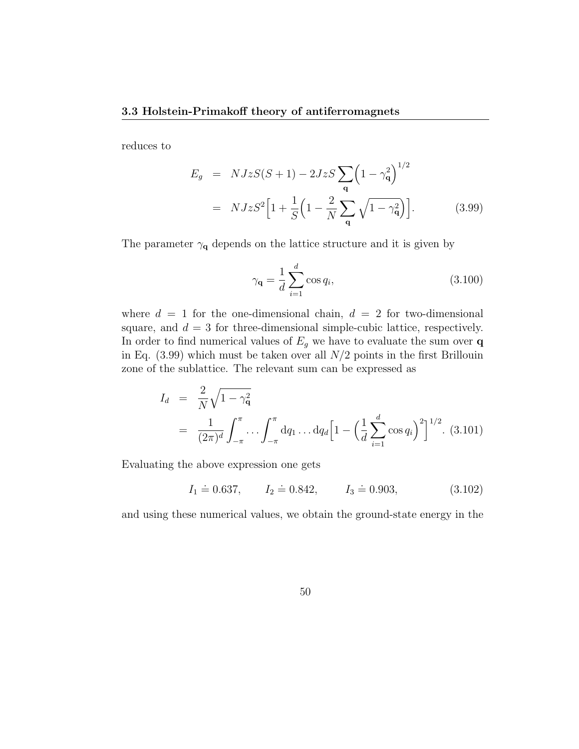reduces to

$$
\begin{aligned}
E_g &= NJzS(S+1) - 2JzS \sum_{\mathbf{q}} \Big(1 - \gamma_{\mathbf{q}}^2\Big)^{1/2} \\
&= NJzS^2 \Big[1 + \frac{1}{S}\Big(1 - \frac{2}{N} \sum_{\mathbf{q}} \sqrt{1 - \gamma_{\mathbf{q}}^2}\Big)\Big]. \qquad (3.99)
\end{aligned}
$$

The parameter $\gamma_{\mathbf{q}}$ depends on the lattice structure and it is given by

$$
\gamma_{\mathbf{q}} = \frac{1}{d} \sum_{i=1}^{d} \cos q_i, \qquad (3.100)
$$

where $d = 1$ for the one-dimensional chain, $d = 2$ for two-dimensional square, and $d = 3$ for three-dimensional simple-cubic lattice, respectively. In order to find numerical values of $E_g$ we have to evaluate the sum over $\mathbf{q}$ in Eq. (3.99) which must be taken over all $N/2$ points in the first Brillouin zone of the sublattice. The relevant sum can be expressed as

$$
\begin{aligned}
I_d &= \frac{2}{N} \sqrt{1 - \gamma_{\mathbf{q}}^2} \\
&= \frac{1}{(2\pi)^d} \int_{-\pi}^{\pi} \cdots \int_{-\pi}^{\pi} \mathrm{d}q_1 \ldots \mathrm{d}q_d \Big[1 - \Big(\frac{1}{d} \sum_{i=1}^{d} \cos q_i\Big)^2\Big]^{1/2}. \qquad (3.101)
\end{aligned}
$$

Evaluating the above expression one gets

$$
I_1 \doteq 0.637, \qquad I_2 \doteq 0.842, \qquad I_3 \doteq 0.903, \qquad (3.102)
$$

and using these numerical values, we obtain the ground-state energy in the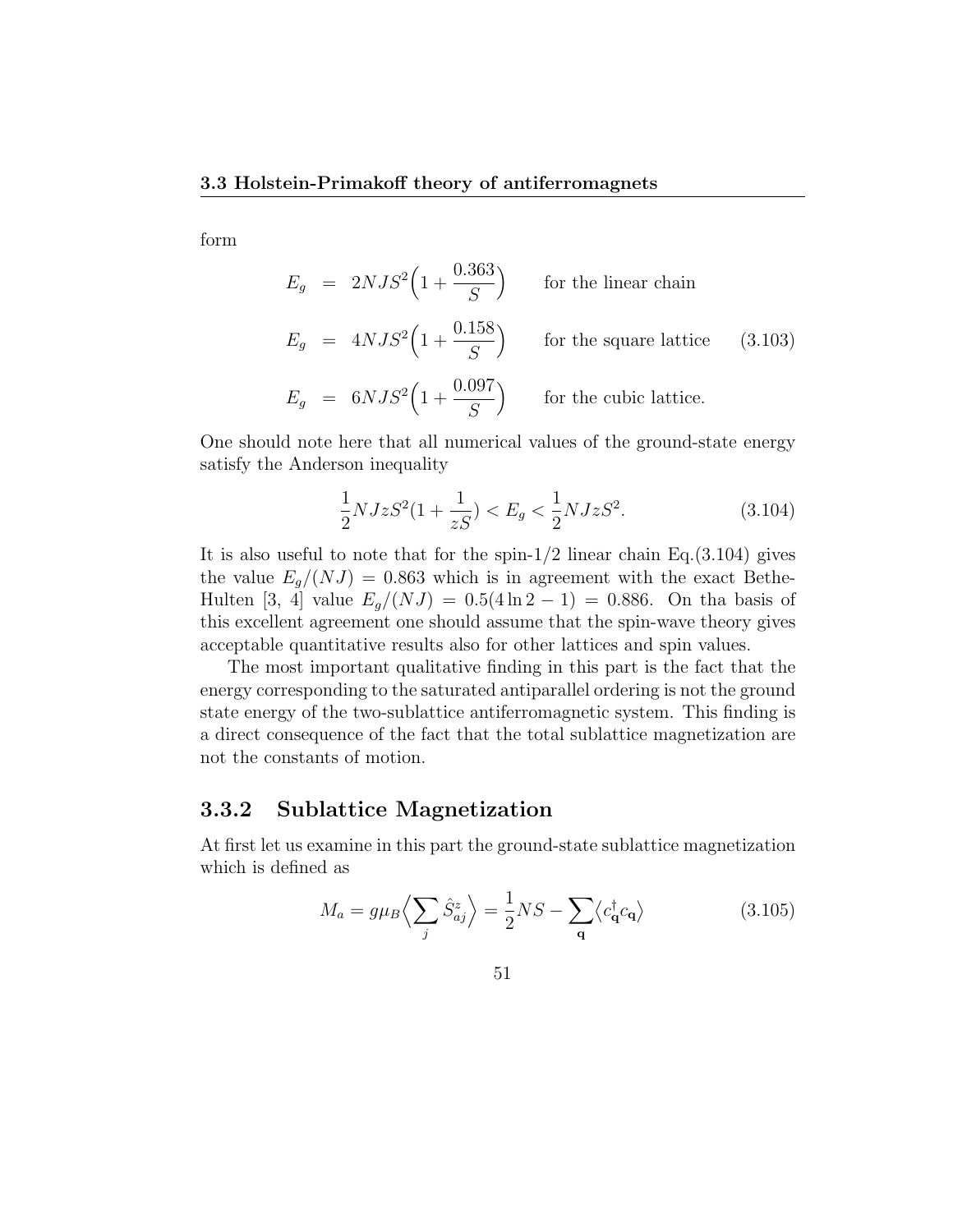form

$$
\begin{aligned}
E_g &= 2NJS^2\Big(1+\frac{0.363}{S}\Big) \qquad \text{for the linear chain} \\
E_g &= 4NJS^2\Big(1+\frac{0.158}{S}\Big) \qquad \text{for the square lattice} \\
E_g &= 6NJS^2\Big(1+\frac{0.097}{S}\Big) \qquad \text{for the cubic lattice.}
\end{aligned}
\tag{3.103}
$$

One should note here that all numerical values of the ground-state energy satisfy the Anderson inequality

$$
\frac{1}{2}NJzS^2(1+\frac{1}{zS}) < E_g < \frac{1}{2}NJzS^2. \tag{3.104}
$$

It is also useful to note that for the spin-1/2 linear chain Eq.(3.104) gives the value $E_g/(NJ) = 0.863$ which is in agreement with the exact Bethe-Hulten [3, 4] value $E_g/(NJ) = 0.5(4\ln 2 - 1) = 0.886$. On tha basis of this excellent agreement one should assume that the spin-wave theory gives acceptable quantitative results also for other lattices and spin values.

The most important qualitative finding in this part is the fact that the energy corresponding to the saturated antiparallel ordering is not the ground state energy of the two-sublattice antiferromagnetic system. This finding is a direct consequence of the fact that the total sublattice magnetization are not the constants of motion.

### 3.3.2 Sublattice Magnetization

At first let us examine in this part the ground-state sublattice magnetization which is defined as

$$
M_a = g\mu_B\Big\langle \sum_j \hat{S}^z_{aj} \Big\rangle = \frac{1}{2}NS - \sum_{\mathbf{q}} \big\langle c^\dagger_{\mathbf{q}} c_{\mathbf{q}} \big\rangle \tag{3.105}
$$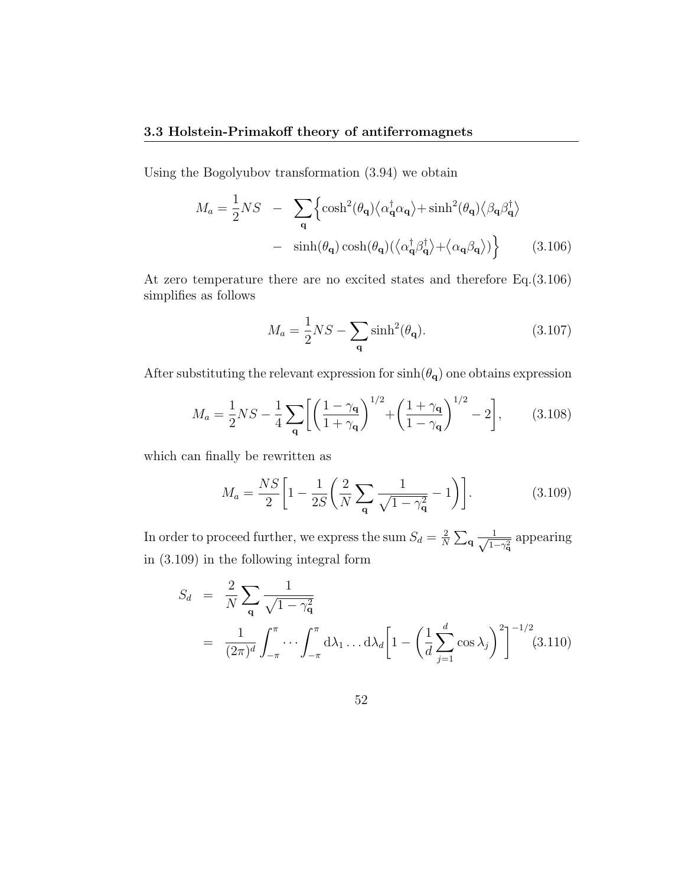Using the Bogolyubov transformation (3.94) we obtain

$$M_a = \frac{1}{2}NS \quad - \quad \sum_{\mathbf{q}} \Big\{ \cosh^2(\theta_{\mathbf{q}}) \langle \alpha^\dagger_{\mathbf{q}} \alpha_{\mathbf{q}} \rangle + \sinh^2(\theta_{\mathbf{q}}) \langle \beta_{\mathbf{q}} \beta^\dagger_{\mathbf{q}} \rangle \\ - \quad \sinh(\theta_{\mathbf{q}}) \cosh(\theta_{\mathbf{q}}) (\langle \alpha^\dagger_{\mathbf{q}} \beta^\dagger_{\mathbf{q}} \rangle + \langle \alpha_{\mathbf{q}} \beta_{\mathbf{q}} \rangle) \Big\} \qquad (3.106)$$

At zero temperature there are no excited states and therefore Eq.(3.106) simplifies as follows

$$M_a = \frac{1}{2}NS - \sum_{\mathbf{q}} \sinh^2(\theta_{\mathbf{q}}). \qquad (3.107)$$

After substituting the relevant expression for $\sinh(\theta_{\mathbf{q}})$ one obtains expression

$$M_a = \frac{1}{2}NS - \frac{1}{4} \sum_{\mathbf{q}} \left[ \left( \frac{1 - \gamma_{\mathbf{q}}}{1 + \gamma_{\mathbf{q}}} \right)^{1/2} + \left( \frac{1 + \gamma_{\mathbf{q}}}{1 - \gamma_{\mathbf{q}}} \right)^{1/2} - 2 \right], \qquad (3.108)$$

which can finally be rewritten as

$$M_a = \frac{NS}{2} \left[ 1 - \frac{1}{2S} \left( \frac{2}{N} \sum_{\mathbf{q}} \frac{1}{\sqrt{1 - \gamma^2_{\mathbf{q}}}} - 1 \right) \right]. \qquad (3.109)$$

In order to proceed further, we express the sum $S_d = \frac{2}{N} \sum_{\mathbf{q}} \frac{1}{\sqrt{1-\gamma^2_{\mathbf{q}}}}$ appearing in (3.109) in the following integral form

$$\begin{aligned} S_d &= \frac{2}{N} \sum_{\mathbf{q}} \frac{1}{\sqrt{1 - \gamma^2_{\mathbf{q}}}} \\ &= \frac{1}{(2\pi)^d} \int_{-\pi}^{\pi} \cdots \int_{-\pi}^{\pi} \mathrm{d}\lambda_1 \ldots \mathrm{d}\lambda_d \left[ 1 - \left( \frac{1}{d} \sum_{j=1}^{d} \cos \lambda_j \right)^2 \right]^{-1/2} \end{aligned} \qquad (3.110)$$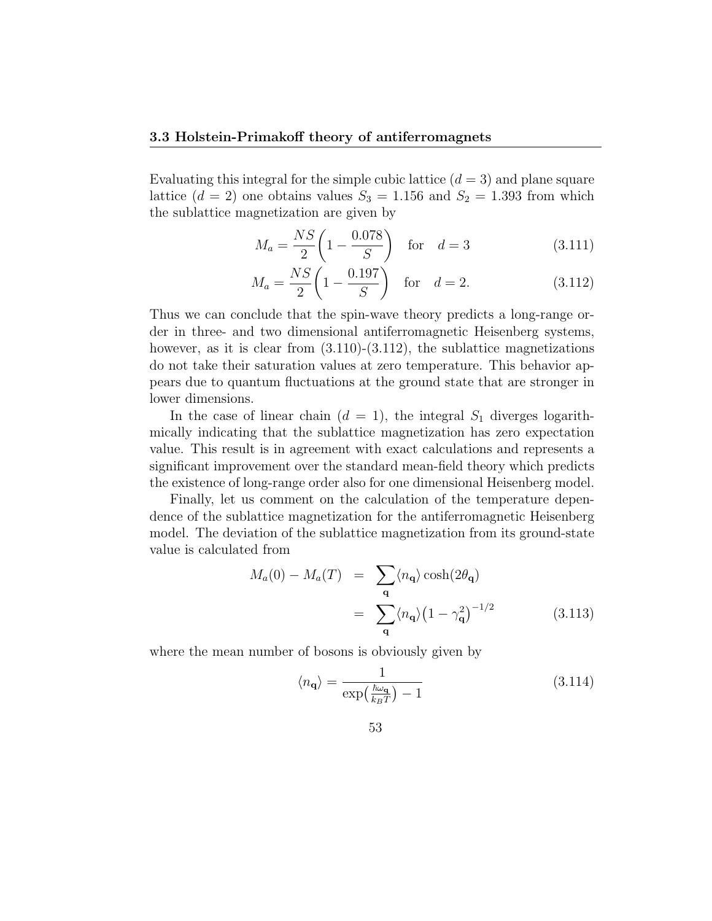Evaluating this integral for the simple cubic lattice ($d = 3$) and plane square lattice ($d = 2$) one obtains values $S_3 = 1.156$ and $S_2 = 1.393$ from which the sublattice magnetization are given by

$$M_a = \frac{NS}{2}\left(1 - \frac{0.078}{S}\right) \quad \text{for} \quad d = 3 \tag{3.111}$$

$$M_a = \frac{NS}{2}\left(1 - \frac{0.197}{S}\right) \quad \text{for} \quad d = 2. \tag{3.112}$$

Thus we can conclude that the spin-wave theory predicts a long-range order in three- and two dimensional antiferromagnetic Heisenberg systems, however, as it is clear from (3.110)-(3.112), the sublattice magnetizations do not take their saturation values at zero temperature. This behavior appears due to quantum fluctuations at the ground state that are stronger in lower dimensions.

In the case of linear chain ($d = 1$), the integral $S_1$ diverges logarithmically indicating that the sublattice magnetization has zero expectation value. This result is in agreement with exact calculations and represents a significant improvement over the standard mean-field theory which predicts the existence of long-range order also for one dimensional Heisenberg model.

Finally, let us comment on the calculation of the temperature dependence of the sublattice magnetization for the antiferromagnetic Heisenberg model. The deviation of the sublattice magnetization from its ground-state value is calculated from

$$\begin{aligned} M_a(0) - M_a(T) &= \sum_{\mathbf{q}} \langle n_{\mathbf{q}} \rangle \cosh(2\theta_{\mathbf{q}}) \\ &= \sum_{\mathbf{q}} \langle n_{\mathbf{q}} \rangle \left(1 - \gamma_{\mathbf{q}}^2\right)^{-1/2} \end{aligned} \tag{3.113}$$

where the mean number of bosons is obviously given by

$$\langle n_{\mathbf{q}} \rangle = \frac{1}{\exp\left(\frac{\hbar\omega_{\mathbf{q}}}{k_B T}\right) - 1} \tag{3.114}$$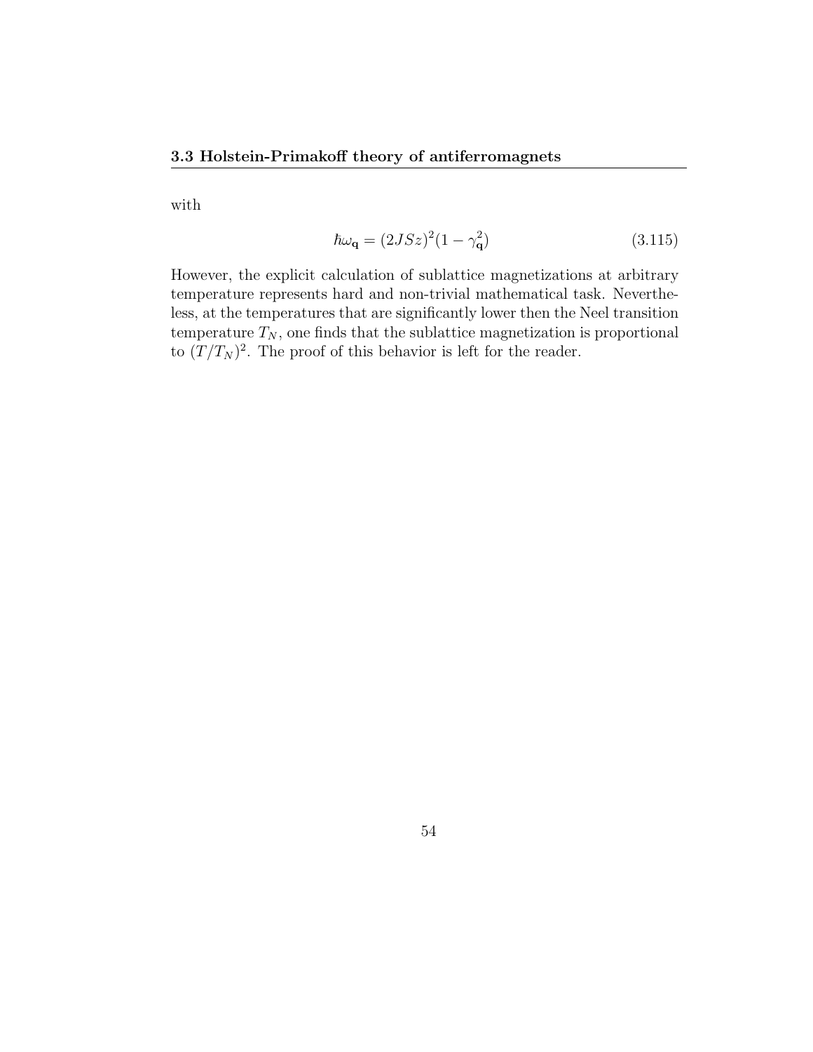with

$$\hbar\omega_{\mathbf{q}} = (2JSz)^2(1 - \gamma_{\mathbf{q}}^2) \tag{3.115}$$

However, the explicit calculation of sublattice magnetizations at arbitrary temperature represents hard and non-trivial mathematical task. Nevertheless, at the temperatures that are significantly lower then the Neel transition temperature $T_N$, one finds that the sublattice magnetization is proportional to $(T/T_N)^2$. The proof of this behavior is left for the reader.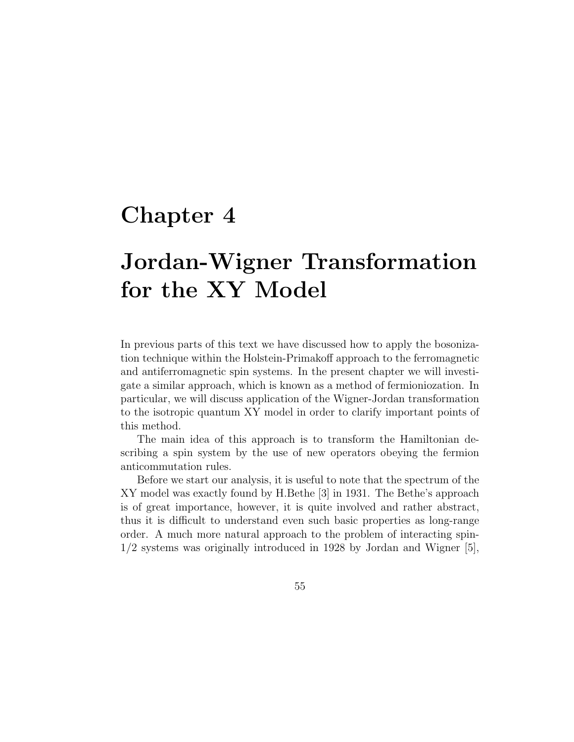# Chapter 4

# Jordan-Wigner Transformation for the XY Model

In previous parts of this text we have discussed how to apply the bosonization technique within the Holstein-Primakoff approach to the ferromagnetic and antiferromagnetic spin systems. In the present chapter we will investigate a similar approach, which is known as a method of fermioniozation. In particular, we will discuss application of the Wigner-Jordan transformation to the isotropic quantum XY model in order to clarify important points of this method.

The main idea of this approach is to transform the Hamiltonian describing a spin system by the use of new operators obeying the fermion anticommutation rules.

Before we start our analysis, it is useful to note that the spectrum of the XY model was exactly found by H.Bethe [3] in 1931. The Bethe's approach is of great importance, however, it is quite involved and rather abstract, thus it is difficult to understand even such basic properties as long-range order. A much more natural approach to the problem of interacting spin-1/2 systems was originally introduced in 1928 by Jordan and Wigner [5],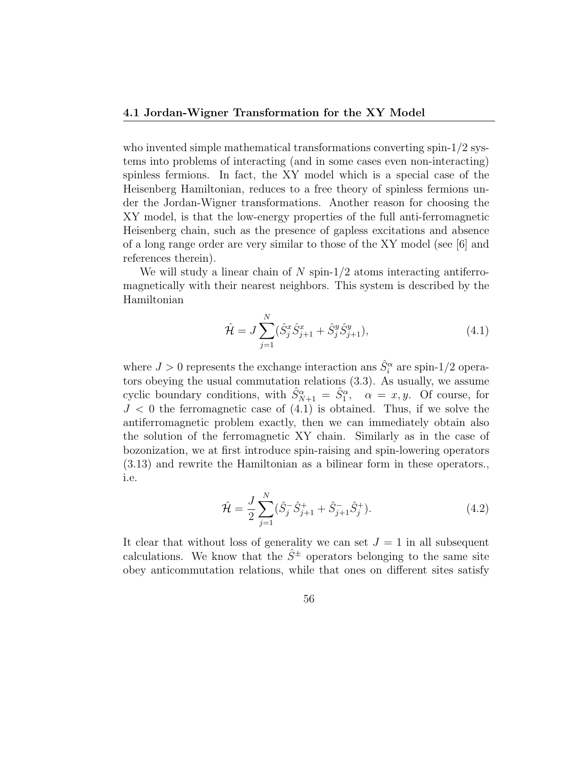who invented simple mathematical transformations converting spin-1/2 systems into problems of interacting (and in some cases even non-interacting) spinless fermions. In fact, the XY model which is a special case of the Heisenberg Hamiltonian, reduces to a free theory of spinless fermions under the Jordan-Wigner transformations. Another reason for choosing the XY model, is that the low-energy properties of the full anti-ferromagnetic Heisenberg chain, such as the presence of gapless excitations and absence of a long range order are very similar to those of the XY model (see [6] and references therein).

We will study a linear chain of $N$ spin-1/2 atoms interacting antiferromagnetically with their nearest neighbors. This system is described by the Hamiltonian

$$\hat{\mathcal{H}} = J \sum_{j=1}^{N} (\hat{S}_j^x \hat{S}_{j+1}^x + \hat{S}_j^y \hat{S}_{j+1}^y), \tag{4.1}$$

where $J > 0$ represents the exchange interaction ans $\hat{S}_i^\alpha$ are spin-1/2 operators obeying the usual commutation relations (3.3). As usually, we assume cyclic boundary conditions, with $\hat{S}_{N+1}^\alpha = \hat{S}_1^\alpha, \quad \alpha = x, y$. Of course, for $J < 0$ the ferromagnetic case of (4.1) is obtained. Thus, if we solve the antiferromagnetic problem exactly, then we can immediately obtain also the solution of the ferromagnetic XY chain. Similarly as in the case of bozonization, we at first introduce spin-raising and spin-lowering operators (3.13) and rewrite the Hamiltonian as a bilinear form in these operators., i.e.

$$\hat{\mathcal{H}} = \frac{J}{2} \sum_{j=1}^{N} (\hat{S}_j^- \hat{S}_{j+1}^+ + \hat{S}_{j+1}^- \hat{S}_j^+). \tag{4.2}$$

It clear that without loss of generality we can set $J = 1$ in all subsequent calculations. We know that the $\hat{S}^\pm$ operators belonging to the same site obey anticommutation relations, while that ones on different sites satisfy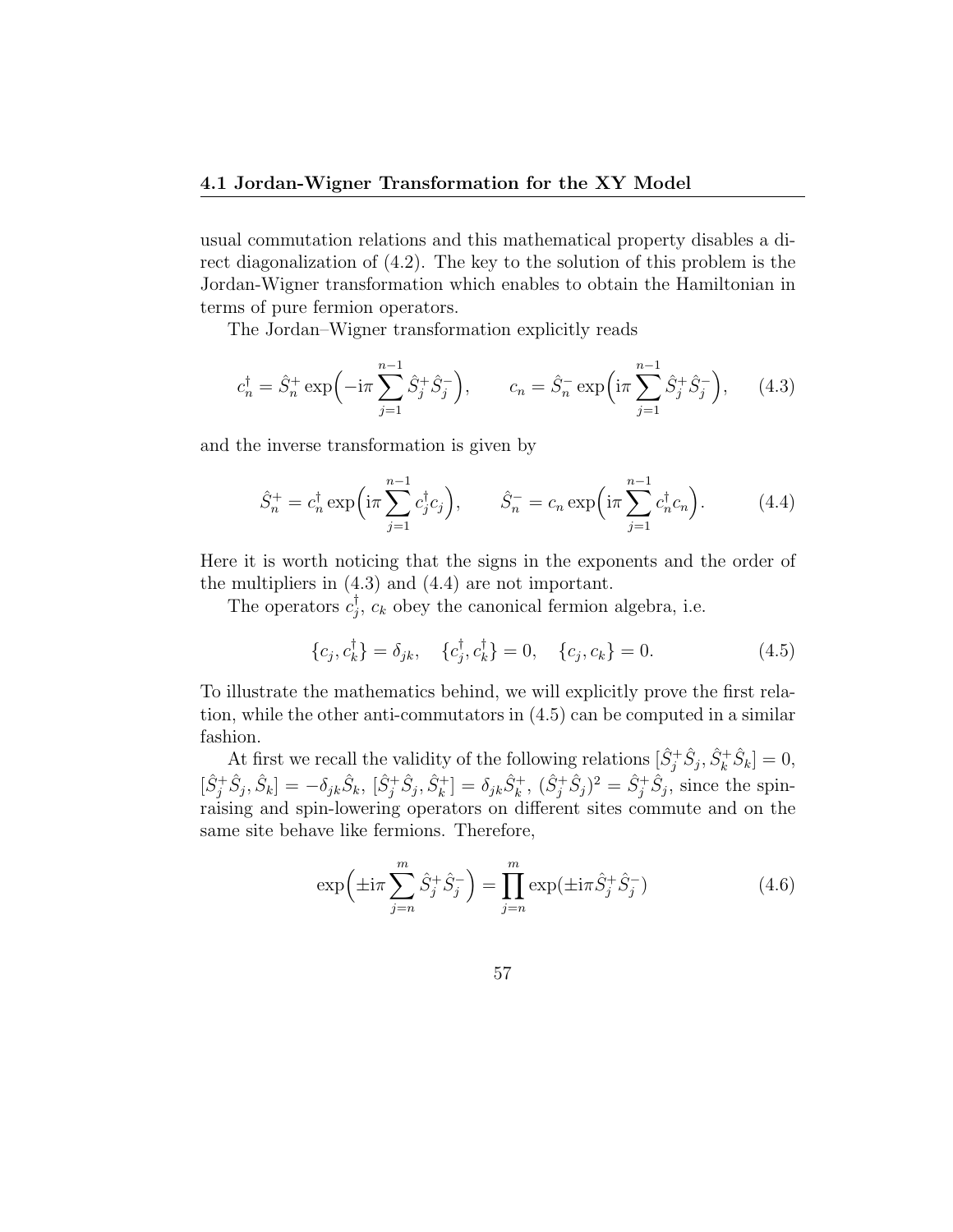usual commutation relations and this mathematical property disables a direct diagonalization of (4.2). The key to the solution of this problem is the Jordan-Wigner transformation which enables to obtain the Hamiltonian in terms of pure fermion operators.

The Jordan–Wigner transformation explicitly reads

$$c_n^\dagger = \hat{S}_n^+ \exp\Big(-\mathrm{i}\pi \sum_{j=1}^{n-1} \hat{S}_j^+ \hat{S}_j^-\Big), \qquad c_n = \hat{S}_n^- \exp\Big(\mathrm{i}\pi \sum_{j=1}^{n-1} \hat{S}_j^+ \hat{S}_j^-\Big), \tag{4.3}$$

and the inverse transformation is given by

$$\hat{S}_n^+ = c_n^\dagger \exp\Big(\mathrm{i}\pi \sum_{j=1}^{n-1} c_j^\dagger c_j\Big), \qquad \hat{S}_n^- = c_n \exp\Big(\mathrm{i}\pi \sum_{j=1}^{n-1} c_n^\dagger c_n\Big). \tag{4.4}$$

Here it is worth noticing that the signs in the exponents and the order of the multipliers in (4.3) and (4.4) are not important.

The operators $c_j^\dagger$, $c_k$ obey the canonical fermion algebra, i.e.

$$\{c_j, c_k^\dagger\} = \delta_{jk}, \quad \{c_j^\dagger, c_k^\dagger\} = 0, \quad \{c_j, c_k\} = 0. \tag{4.5}$$

To illustrate the mathematics behind, we will explicitly prove the first relation, while the other anti-commutators in (4.5) can be computed in a similar fashion.

At first we recall the validity of the following relations $[\hat{S}_j^+ \hat{S}_j, \hat{S}_k^+ \hat{S}_k] = 0$, $[\hat{S}_j^+ \hat{S}_j, \hat{S}_k] = -\delta_{jk} \hat{S}_k$, $[\hat{S}_j^+ \hat{S}_j, \hat{S}_k^+] = \delta_{jk} \hat{S}_k^+$, $(\hat{S}_j^+ \hat{S}_j)^2 = \hat{S}_j^+ \hat{S}_j$, since the spin-raising and spin-lowering operators on different sites commute and on the same site behave like fermions. Therefore,

$$\exp\Big(\pm \mathrm{i}\pi \sum_{j=n}^{m} \hat{S}_j^+ \hat{S}_j^-\Big) = \prod_{j=n}^{m} \exp(\pm \mathrm{i}\pi \hat{S}_j^+ \hat{S}_j^-) \tag{4.6}$$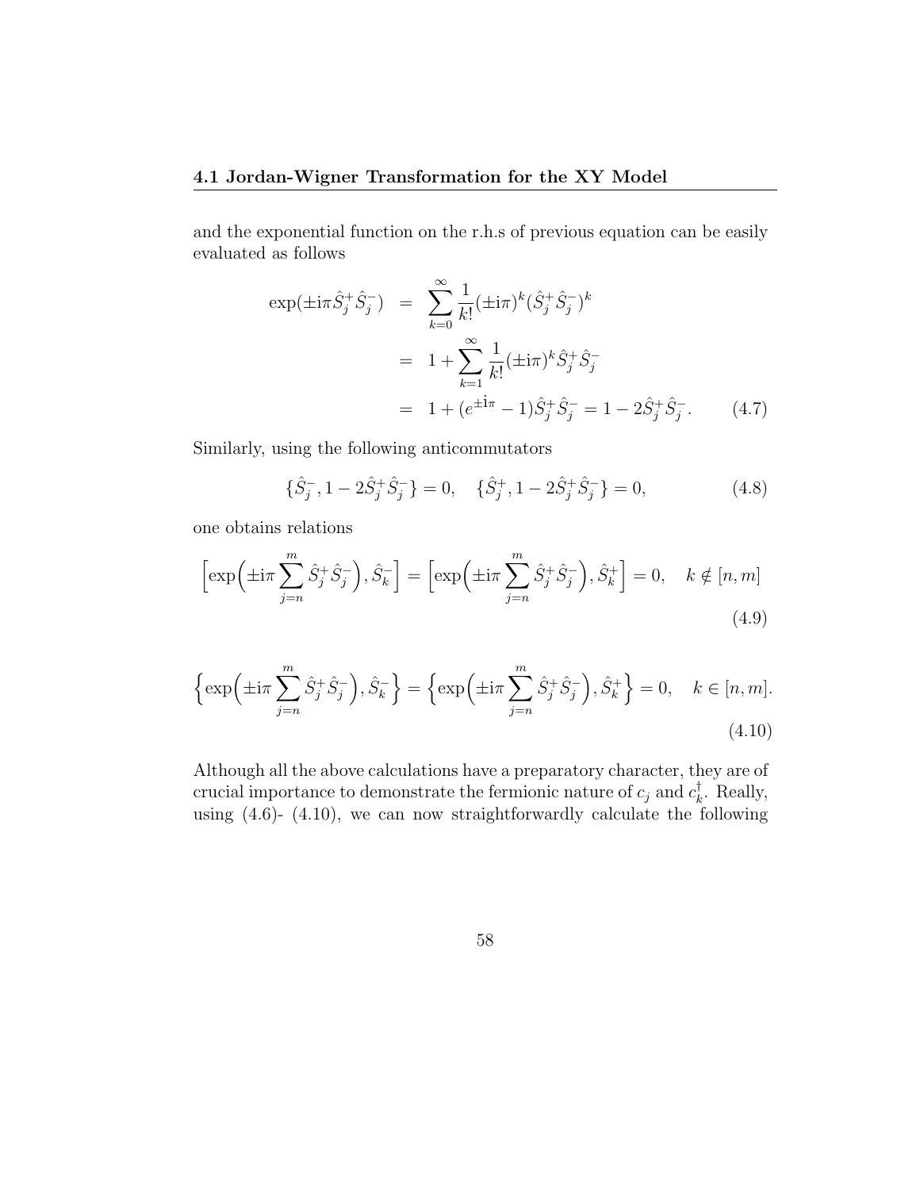and the exponential function on the r.h.s of previous equation can be easily evaluated as follows

$$
\begin{aligned}
\exp(\pm \mathrm{i}\pi \hat{S}_j^+ \hat{S}_j^-) &= \sum_{k=0}^{\infty} \frac{1}{k!} (\pm \mathrm{i}\pi)^k (\hat{S}_j^+ \hat{S}_j^-)^k \\
&= 1 + \sum_{k=1}^{\infty} \frac{1}{k!} (\pm \mathrm{i}\pi)^k \hat{S}_j^+ \hat{S}_j^- \\
&= 1 + (e^{\pm \mathrm{i}\pi} - 1) \hat{S}_j^+ \hat{S}_j^- = 1 - 2\hat{S}_j^+ \hat{S}_j^- . \qquad (4.7)
\end{aligned}
$$

Similarly, using the following anticommutators

$$
\{\hat{S}_j^-, 1 - 2\hat{S}_j^+ \hat{S}_j^-\} = 0, \quad \{\hat{S}_j^+, 1 - 2\hat{S}_j^+ \hat{S}_j^-\} = 0, \qquad (4.8)
$$

one obtains relations

$$
\Big[\exp\Big(\pm \mathrm{i}\pi \sum_{j=n}^{m} \hat{S}_j^+ \hat{S}_j^-\Big), \hat{S}_k^-\Big] = \Big[\exp\Big(\pm \mathrm{i}\pi \sum_{j=n}^{m} \hat{S}_j^+ \hat{S}_j^-\Big), \hat{S}_k^+\Big] = 0, \quad k \notin [n, m] \qquad (4.9)
$$

$$
\Big\{\exp\Big(\pm \mathrm{i}\pi \sum_{j=n}^{m} \hat{S}_j^+ \hat{S}_j^-\Big), \hat{S}_k^-\Big\} = \Big\{\exp\Big(\pm \mathrm{i}\pi \sum_{j=n}^{m} \hat{S}_j^+ \hat{S}_j^-\Big), \hat{S}_k^+\Big\} = 0, \quad k \in [n, m]. \qquad (4.10)
$$

Although all the above calculations have a preparatory character, they are of crucial importance to demonstrate the fermionic nature of $c_j$ and $c_k^\dagger$. Really, using (4.6)- (4.10), we can now straightforwardly calculate the following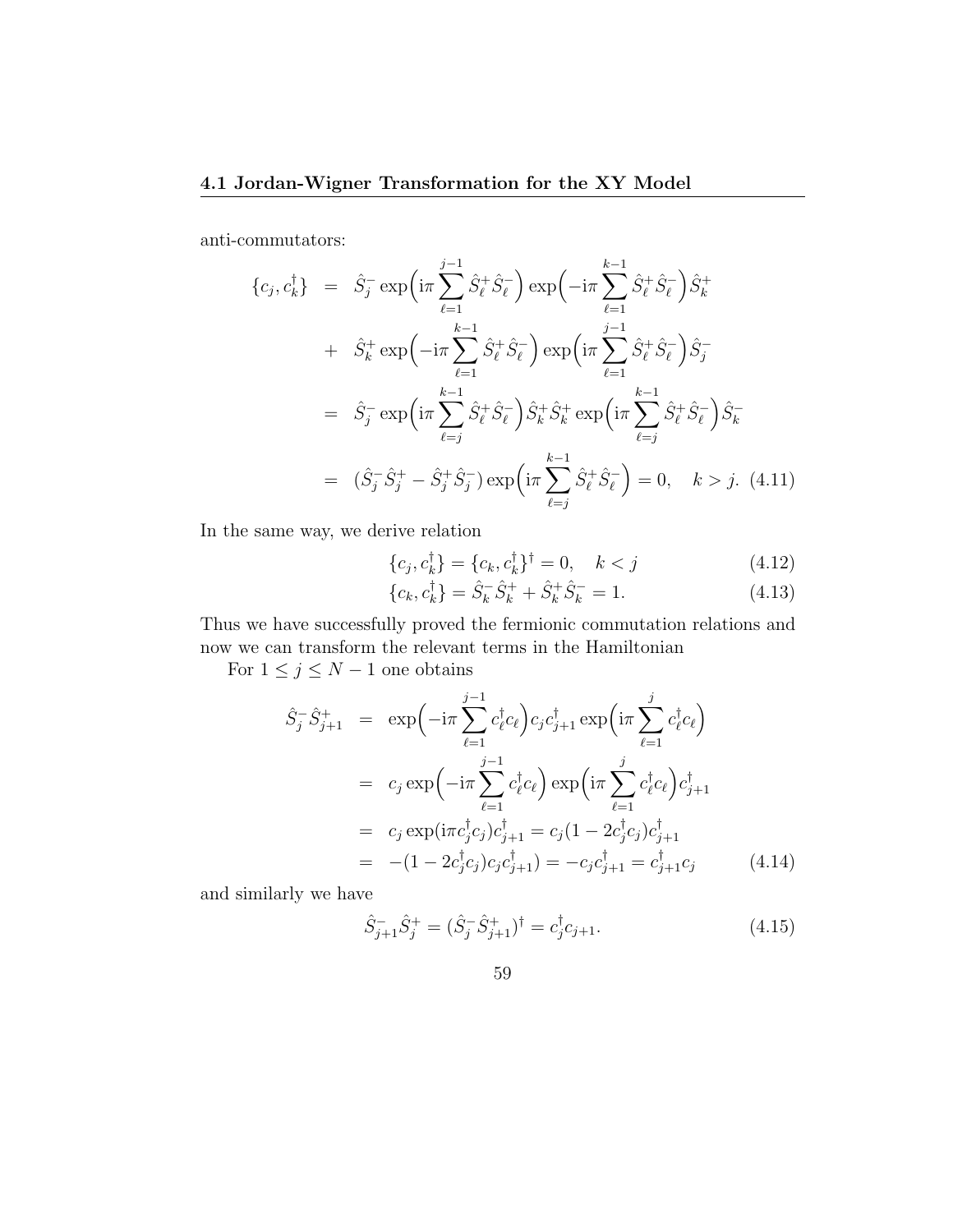anti-commutators:

$$
\begin{aligned}
\{c_j, c_k^\dagger\} &= \hat{S}_j^- \exp\Big(\mathrm{i}\pi \sum_{\ell=1}^{j-1} \hat{S}_\ell^+ \hat{S}_\ell^-\Big) \exp\Big(-\mathrm{i}\pi \sum_{\ell=1}^{k-1} \hat{S}_\ell^+ \hat{S}_\ell^-\Big) \hat{S}_k^+ \\
&+ \hat{S}_k^+ \exp\Big(-\mathrm{i}\pi \sum_{\ell=1}^{k-1} \hat{S}_\ell^+ \hat{S}_\ell^-\Big) \exp\Big(\mathrm{i}\pi \sum_{\ell=1}^{j-1} \hat{S}_\ell^+ \hat{S}_\ell^-\Big) \hat{S}_j^- \\
&= \hat{S}_j^- \exp\Big(\mathrm{i}\pi \sum_{\ell=j}^{k-1} \hat{S}_\ell^+ \hat{S}_\ell^-\Big) \hat{S}_k^+ \hat{S}_k^+ \exp\Big(\mathrm{i}\pi \sum_{\ell=j}^{k-1} \hat{S}_\ell^+ \hat{S}_\ell^-\Big) \hat{S}_k^- \\
&= (\hat{S}_j^- \hat{S}_j^+ - \hat{S}_j^+ \hat{S}_j^-) \exp\Big(\mathrm{i}\pi \sum_{\ell=j}^{k-1} \hat{S}_\ell^+ \hat{S}_\ell^-\Big) = 0, \quad k > j. \qquad (4.11)
\end{aligned}
$$

In the same way, we derive relation

$$
\{c_j, c_k^\dagger\} = \{c_k, c_k^\dagger\}^\dagger = 0, \quad k < j \qquad (4.12)
$$

$$
\{c_k, c_k^\dagger\} = \hat{S}_k^- \hat{S}_k^+ + \hat{S}_k^+ \hat{S}_k^- = 1. \qquad (4.13)
$$

Thus we have successfully proved the fermionic commutation relations and now we can transform the relevant terms in the Hamiltonian

For $1 \leq j \leq N-1$ one obtains

$$
\begin{aligned}
\hat{S}_j^- \hat{S}_{j+1}^+ &= \exp\Big(-\mathrm{i}\pi \sum_{\ell=1}^{j-1} c_\ell^\dagger c_\ell\Big) c_j c_{j+1}^\dagger \exp\Big(\mathrm{i}\pi \sum_{\ell=1}^{j} c_\ell^\dagger c_\ell\Big) \\
&= c_j \exp\Big(-\mathrm{i}\pi \sum_{\ell=1}^{j-1} c_\ell^\dagger c_\ell\Big) \exp\Big(\mathrm{i}\pi \sum_{\ell=1}^{j} c_\ell^\dagger c_\ell\Big) c_{j+1}^\dagger \\
&= c_j \exp(\mathrm{i}\pi c_j^\dagger c_j) c_{j+1}^\dagger = c_j (1 - 2c_j^\dagger c_j) c_{j+1}^\dagger \\
&= -(1 - 2c_j^\dagger c_j) c_j c_{j+1}^\dagger) = -c_j c_{j+1}^\dagger = c_{j+1}^\dagger c_j \qquad (4.14)
\end{aligned}
$$

and similarly we have

$$
\hat{S}_{j+1}^- \hat{S}_j^+ = (\hat{S}_j^- \hat{S}_{j+1}^+)^\dagger = c_j^\dagger c_{j+1}. \qquad (4.15)
$$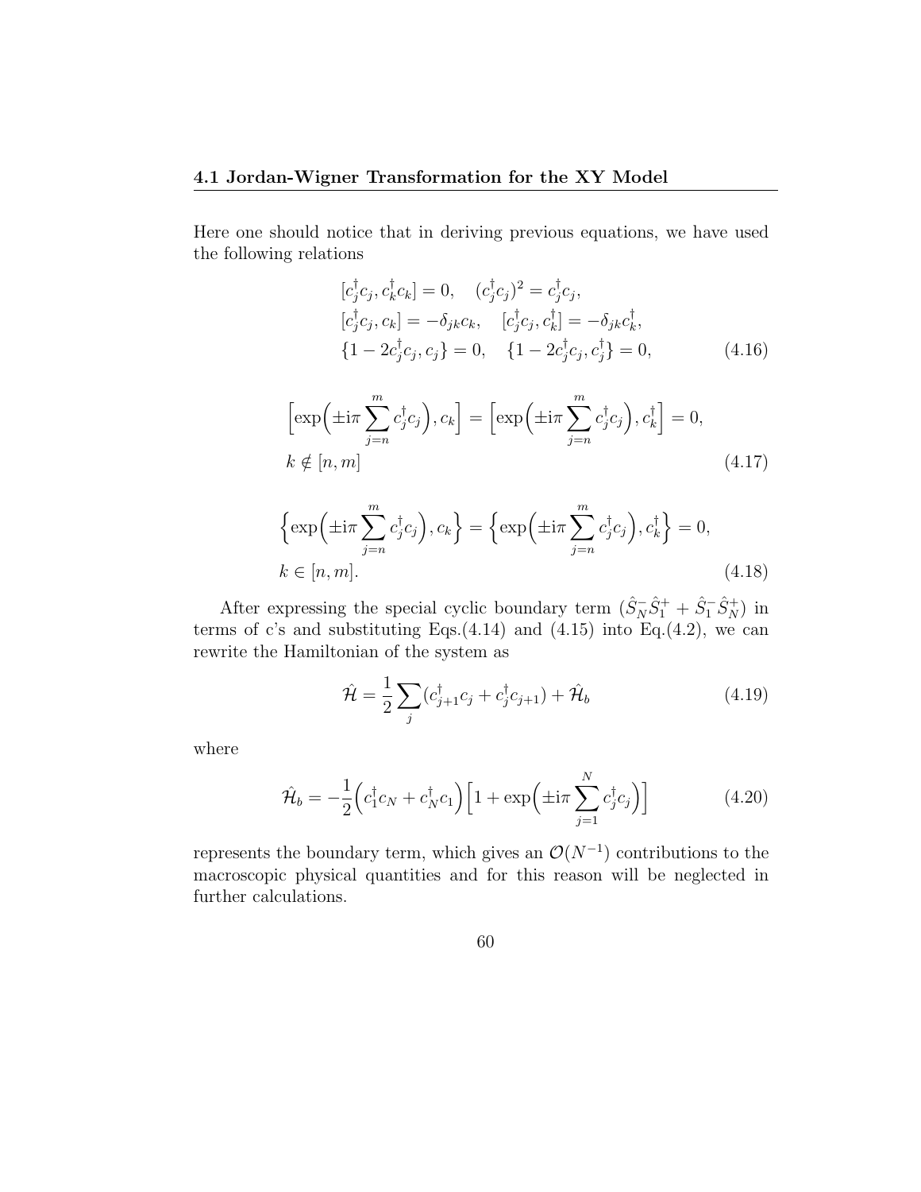Here one should notice that in deriving previous equations, we have used the following relations

$$
\begin{aligned}
&[c_j^\dagger c_j, c_k^\dagger c_k] = 0, \quad (c_j^\dagger c_j)^2 = c_j^\dagger c_j, \\
&[c_j^\dagger c_j, c_k] = -\delta_{jk} c_k, \quad [c_j^\dagger c_j, c_k^\dagger] = -\delta_{jk} c_k^\dagger, \\
&\{1 - 2c_j^\dagger c_j, c_j\} = 0, \quad \{1 - 2c_j^\dagger c_j, c_j^\dagger\} = 0,
\end{aligned}
\tag{4.16}
$$

$$
\begin{aligned}
&\Big[\exp\Big(\pm \mathrm{i}\pi \sum_{j=n}^{m} c_j^\dagger c_j\Big), c_k\Big] = \Big[\exp\Big(\pm \mathrm{i}\pi \sum_{j=n}^{m} c_j^\dagger c_j\Big), c_k^\dagger\Big] = 0, \\
&k \notin [n, m]
\end{aligned}
\tag{4.17}
$$

$$
\begin{aligned}
&\Big\{\exp\Big(\pm \mathrm{i}\pi \sum_{j=n}^{m} c_j^\dagger c_j\Big), c_k\Big\} = \Big\{\exp\Big(\pm \mathrm{i}\pi \sum_{j=n}^{m} c_j^\dagger c_j\Big), c_k^\dagger\Big\} = 0, \\
&k \in [n, m].
\end{aligned}
\tag{4.18}
$$

After expressing the special cyclic boundary term $(\hat{S}_N^- \hat{S}_1^+ + \hat{S}_1^- \hat{S}_N^+)$ in terms of c's and substituting Eqs.(4.14) and (4.15) into Eq.(4.2), we can rewrite the Hamiltonian of the system as

$$
\hat{\mathcal{H}} = \frac{1}{2} \sum_j (c_{j+1}^\dagger c_j + c_j^\dagger c_{j+1}) + \hat{\mathcal{H}}_b \tag{4.19}
$$

where

$$
\hat{\mathcal{H}}_b = -\frac{1}{2} \Big(c_1^\dagger c_N + c_N^\dagger c_1\Big) \Big[1 + \exp\Big(\pm \mathrm{i}\pi \sum_{j=1}^{N} c_j^\dagger c_j\Big)\Big] \tag{4.20}
$$

represents the boundary term, which gives an $\mathcal{O}(N^{-1})$ contributions to the macroscopic physical quantities and for this reason will be neglected in further calculations.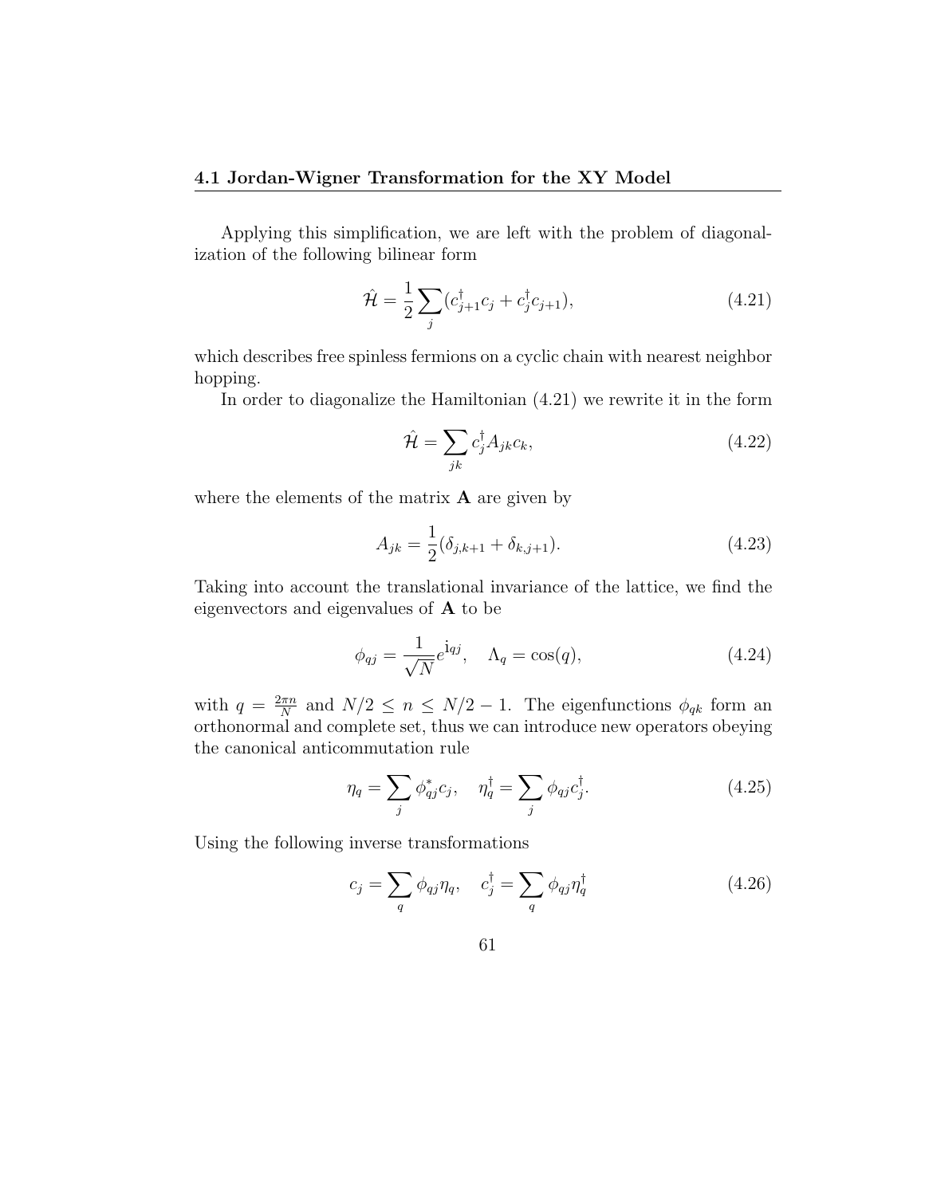Applying this simplification, we are left with the problem of diagonalization of the following bilinear form

$$\hat{\mathcal{H}} = \frac{1}{2}\sum_j (c_{j+1}^\dagger c_j + c_j^\dagger c_{j+1}), \tag{4.21}$$

which describes free spinless fermions on a cyclic chain with nearest neighbor hopping.

In order to diagonalize the Hamiltonian (4.21) we rewrite it in the form

$$\hat{\mathcal{H}} = \sum_{jk} c_j^\dagger A_{jk} c_k, \tag{4.22}$$

where the elements of the matrix $\mathbf{A}$ are given by

$$A_{jk} = \frac{1}{2}(\delta_{j,k+1} + \delta_{k,j+1}). \tag{4.23}$$

Taking into account the translational invariance of the lattice, we find the eigenvectors and eigenvalues of $\mathbf{A}$ to be

$$\phi_{qj} = \frac{1}{\sqrt{N}} e^{\mathrm{i}qj}, \quad \Lambda_q = \cos(q), \tag{4.24}$$

with $q = \frac{2\pi n}{N}$ and $N/2 \leq n \leq N/2 - 1$. The eigenfunctions $\phi_{qk}$ form an orthonormal and complete set, thus we can introduce new operators obeying the canonical anticommutation rule

$$\eta_q = \sum_j \phi_{qj}^* c_j, \quad \eta_q^\dagger = \sum_j \phi_{qj} c_j^\dagger. \tag{4.25}$$

Using the following inverse transformations

$$c_j = \sum_q \phi_{qj} \eta_q, \quad c_j^\dagger = \sum_q \phi_{qj} \eta_q^\dagger \tag{4.26}$$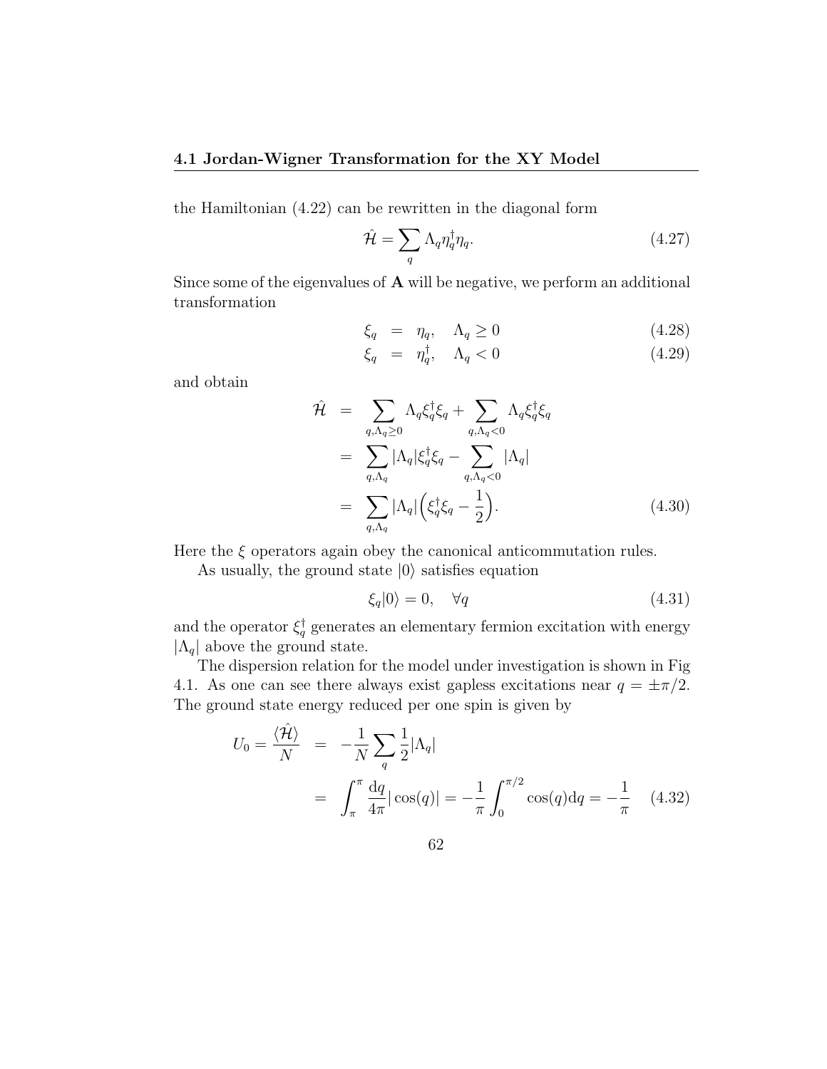the Hamiltonian (4.22) can be rewritten in the diagonal form

$$\hat{\mathcal{H}} = \sum_q \Lambda_q \eta_q^\dagger \eta_q. \tag{4.27}$$

Since some of the eigenvalues of $\mathbf{A}$ will be negative, we perform an additional transformation

$$\xi_q = \eta_q, \quad \Lambda_q \geq 0 \tag{4.28}$$

$$\xi_q = \eta_q^\dagger, \quad \Lambda_q < 0 \tag{4.29}$$

and obtain

$$\begin{aligned} \hat{\mathcal{H}} &= \sum_{q,\Lambda_q \geq 0} \Lambda_q \xi_q^\dagger \xi_q + \sum_{q,\Lambda_q < 0} \Lambda_q \xi_q^\dagger \xi_q \\ &= \sum_{q,\Lambda_q} |\Lambda_q| \xi_q^\dagger \xi_q - \sum_{q,\Lambda_q < 0} |\Lambda_q| \\ &= \sum_{q,\Lambda_q} |\Lambda_q| \Big( \xi_q^\dagger \xi_q - \frac{1}{2} \Big). \end{aligned} \tag{4.30}$$

Here the $\xi$ operators again obey the canonical anticommutation rules.

As usually, the ground state $|0\rangle$ satisfies equation

$$\xi_q |0\rangle = 0, \quad \forall q \tag{4.31}$$

and the operator $\xi_q^\dagger$ generates an elementary fermion excitation with energy $|\Lambda_q|$ above the ground state.

The dispersion relation for the model under investigation is shown in Fig 4.1. As one can see there always exist gapless excitations near $q = \pm\pi/2$. The ground state energy reduced per one spin is given by

$$\begin{aligned} U_0 = \frac{\langle \hat{\mathcal{H}} \rangle}{N} &= -\frac{1}{N} \sum_q \frac{1}{2} |\Lambda_q| \\ &= \int_\pi^\pi \frac{\mathrm{d}q}{4\pi} |\cos(q)| = -\frac{1}{\pi} \int_0^{\pi/2} \cos(q) \mathrm{d}q = -\frac{1}{\pi} \end{aligned} \tag{4.32}$$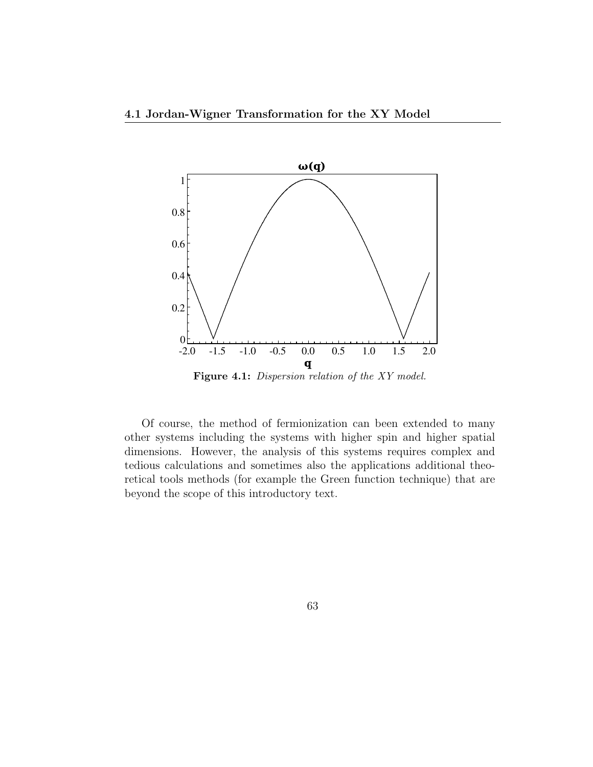**Figure 4.1:** *Dispersion relation of the XY model.*

Of course, the method of fermionization can been extended to many other systems including the systems with higher spin and higher spatial dimensions. However, the analysis of this systems requires complex and tedious calculations and sometimes also the applications additional theoretical tools methods (for example the Green function technique) that are beyond the scope of this introductory text.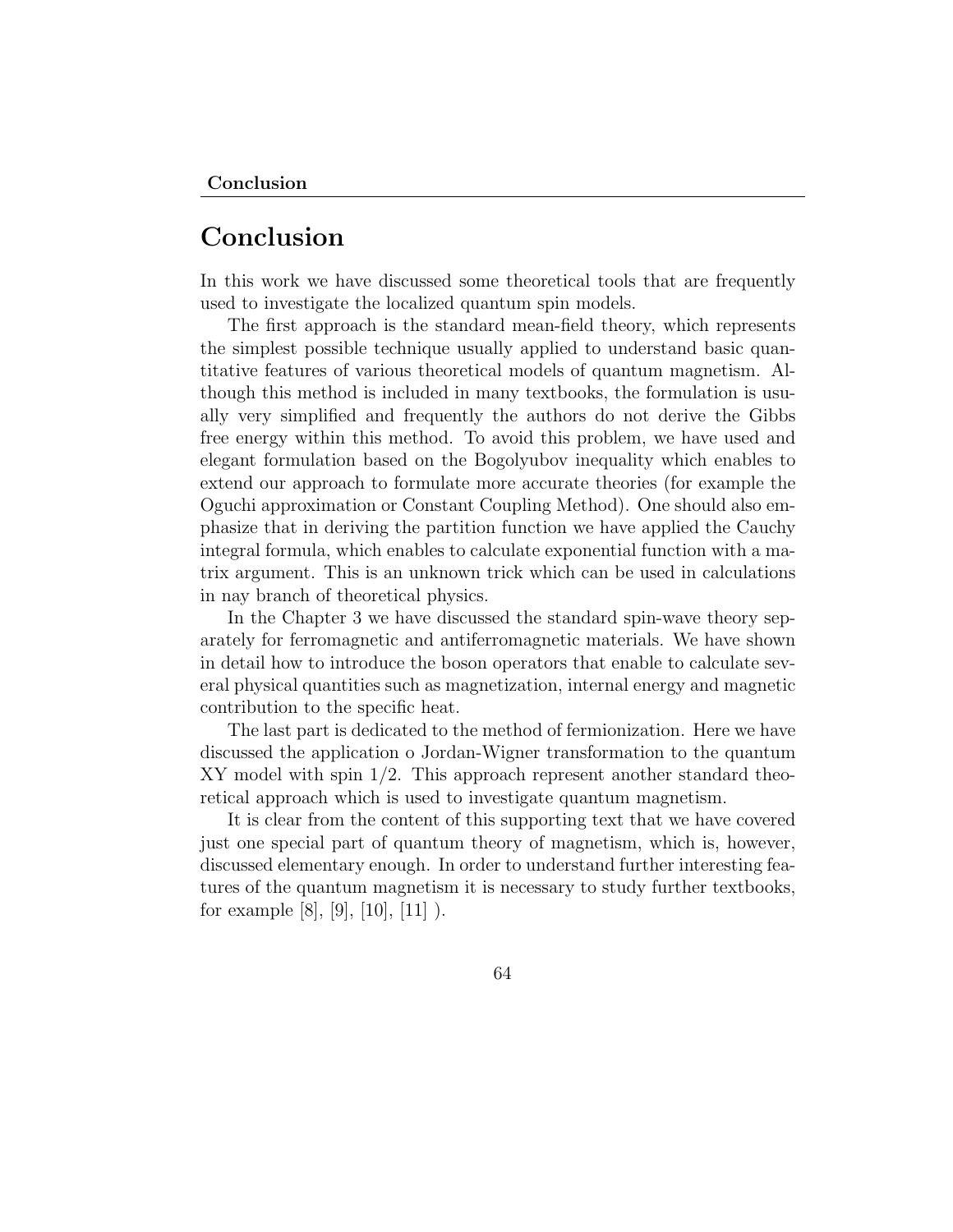# Conclusion

In this work we have discussed some theoretical tools that are frequently used to investigate the localized quantum spin models.

The first approach is the standard mean-field theory, which represents the simplest possible technique usually applied to understand basic quantitative features of various theoretical models of quantum magnetism. Although this method is included in many textbooks, the formulation is usually very simplified and frequently the authors do not derive the Gibbs free energy within this method. To avoid this problem, we have used and elegant formulation based on the Bogolyubov inequality which enables to extend our approach to formulate more accurate theories (for example the Oguchi approximation or Constant Coupling Method). One should also emphasize that in deriving the partition function we have applied the Cauchy integral formula, which enables to calculate exponential function with a matrix argument. This is an unknown trick which can be used in calculations in nay branch of theoretical physics.

In the Chapter 3 we have discussed the standard spin-wave theory separately for ferromagnetic and antiferromagnetic materials. We have shown in detail how to introduce the boson operators that enable to calculate several physical quantities such as magnetization, internal energy and magnetic contribution to the specific heat.

The last part is dedicated to the method of fermionization. Here we have discussed the application o Jordan-Wigner transformation to the quantum XY model with spin 1/2. This approach represent another standard theoretical approach which is used to investigate quantum magnetism.

It is clear from the content of this supporting text that we have covered just one special part of quantum theory of magnetism, which is, however, discussed elementary enough. In order to understand further interesting features of the quantum magnetism it is necessary to study further textbooks, for example [8], [9], [10], [11] ).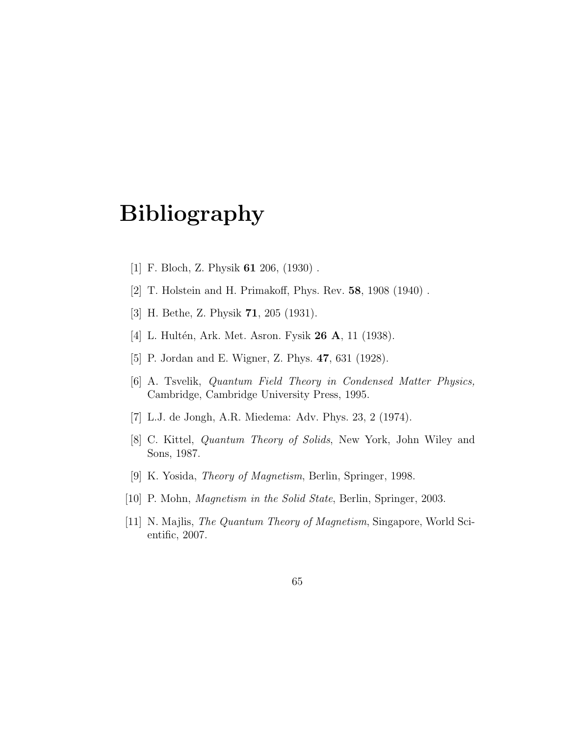# Bibliography

[1] F. Bloch, Z. Physik **61** 206, (1930) .

[2] T. Holstein and H. Primakoff, Phys. Rev. **58**, 1908 (1940) .

[3] H. Bethe, Z. Physik **71**, 205 (1931).

[4] L. Hultén, Ark. Met. Asron. Fysik **26 A**, 11 (1938).

[5] P. Jordan and E. Wigner, Z. Phys. **47**, 631 (1928).

[6] A. Tsvelik, *Quantum Field Theory in Condensed Matter Physics,* Cambridge, Cambridge University Press, 1995.

[7] L.J. de Jongh, A.R. Miedema: Adv. Phys. 23, 2 (1974).

[8] C. Kittel, *Quantum Theory of Solids*, New York, John Wiley and Sons, 1987.

[9] K. Yosida, *Theory of Magnetism*, Berlin, Springer, 1998.

[10] P. Mohn, *Magnetism in the Solid State*, Berlin, Springer, 2003.

[11] N. Majlis, *The Quantum Theory of Magnetism*, Singapore, World Scientific, 2007.